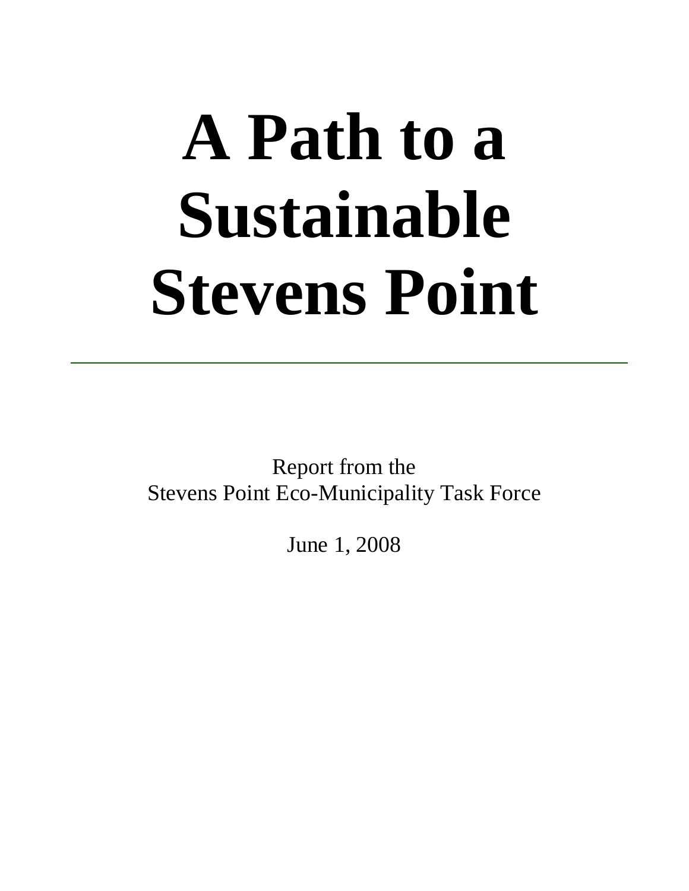# A Path to a Sustainable Stevens Point

---

Report from the
Stevens Point Eco-Municipality Task Force

June 1, 2008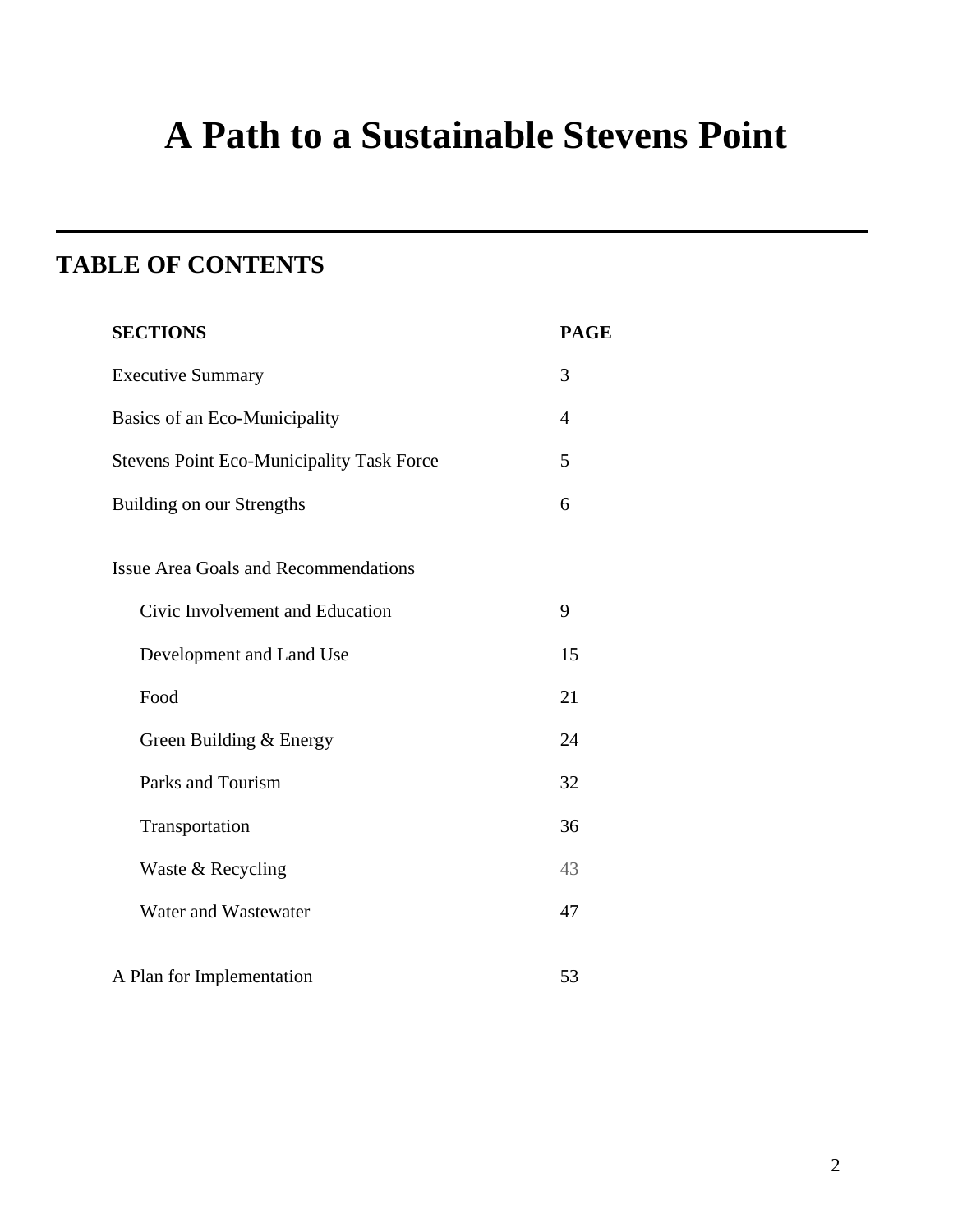# A Path to a Sustainable Stevens Point

---

## TABLE OF CONTENTS

| SECTIONS | PAGE |
|---|---|
| Executive Summary | 3 |
| Basics of an Eco-Municipality | 4 |
| Stevens Point Eco-Municipality Task Force | 5 |
| Building on our Strengths | 6 |
| Issue Area Goals and Recommendations | |
| Civic Involvement and Education | 9 |
| Development and Land Use | 15 |
| Food | 21 |
| Green Building & Energy | 24 |
| Parks and Tourism | 32 |
| Transportation | 36 |
| Waste & Recycling | 43 |
| Water and Wastewater | 47 |
| A Plan for Implementation | 53 |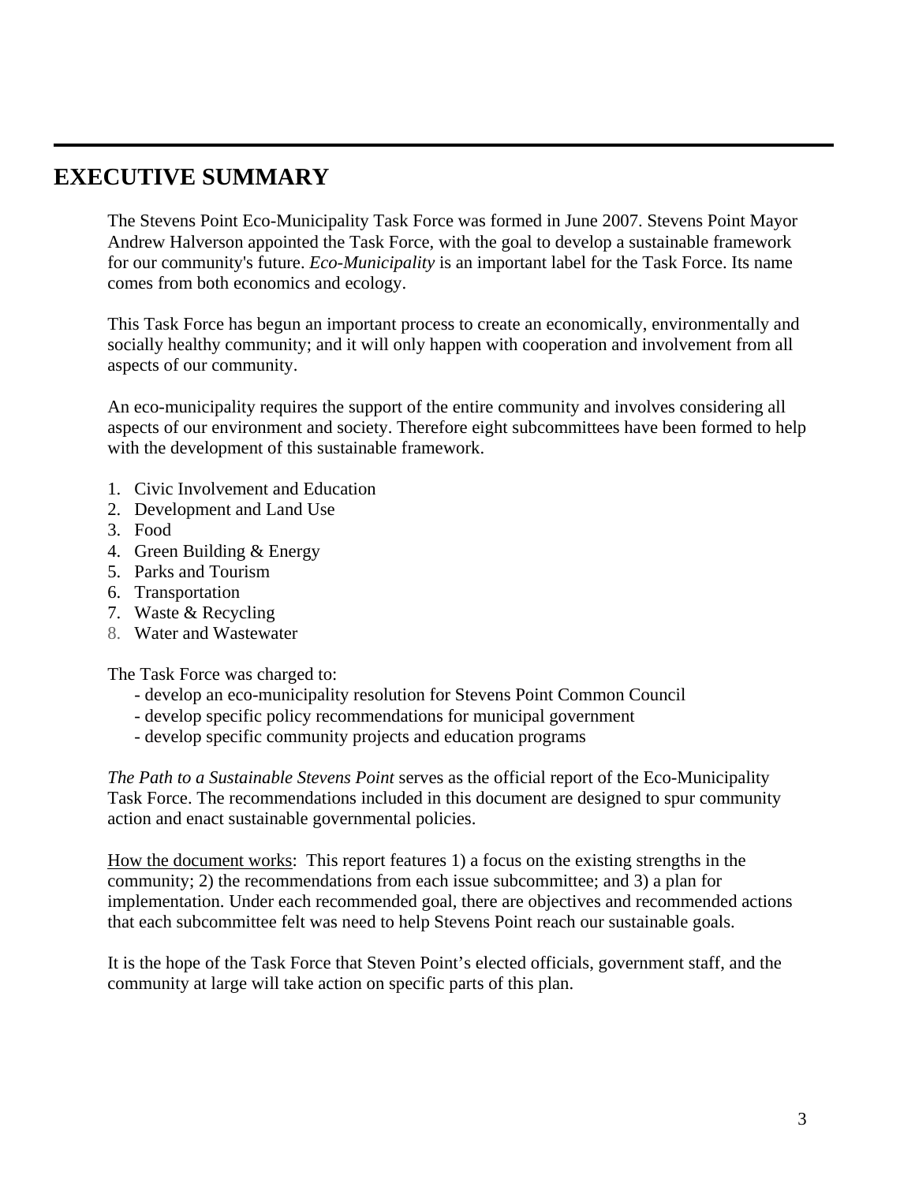# EXECUTIVE SUMMARY

The Stevens Point Eco-Municipality Task Force was formed in June 2007. Stevens Point Mayor Andrew Halverson appointed the Task Force, with the goal to develop a sustainable framework for our community's future. *Eco-Municipality* is an important label for the Task Force. Its name comes from both economics and ecology.

This Task Force has begun an important process to create an economically, environmentally and socially healthy community; and it will only happen with cooperation and involvement from all aspects of our community.

An eco-municipality requires the support of the entire community and involves considering all aspects of our environment and society. Therefore eight subcommittees have been formed to help with the development of this sustainable framework.

1. Civic Involvement and Education
2. Development and Land Use
3. Food
4. Green Building & Energy
5. Parks and Tourism
6. Transportation
7. Waste & Recycling
8. Water and Wastewater

The Task Force was charged to:

- develop an eco-municipality resolution for Stevens Point Common Council
- develop specific policy recommendations for municipal government
- develop specific community projects and education programs

*The Path to a Sustainable Stevens Point* serves as the official report of the Eco-Municipality Task Force. The recommendations included in this document are designed to spur community action and enact sustainable governmental policies.

How the document works: This report features 1) a focus on the existing strengths in the community; 2) the recommendations from each issue subcommittee; and 3) a plan for implementation. Under each recommended goal, there are objectives and recommended actions that each subcommittee felt was need to help Stevens Point reach our sustainable goals.

It is the hope of the Task Force that Steven Point's elected officials, government staff, and the community at large will take action on specific parts of this plan.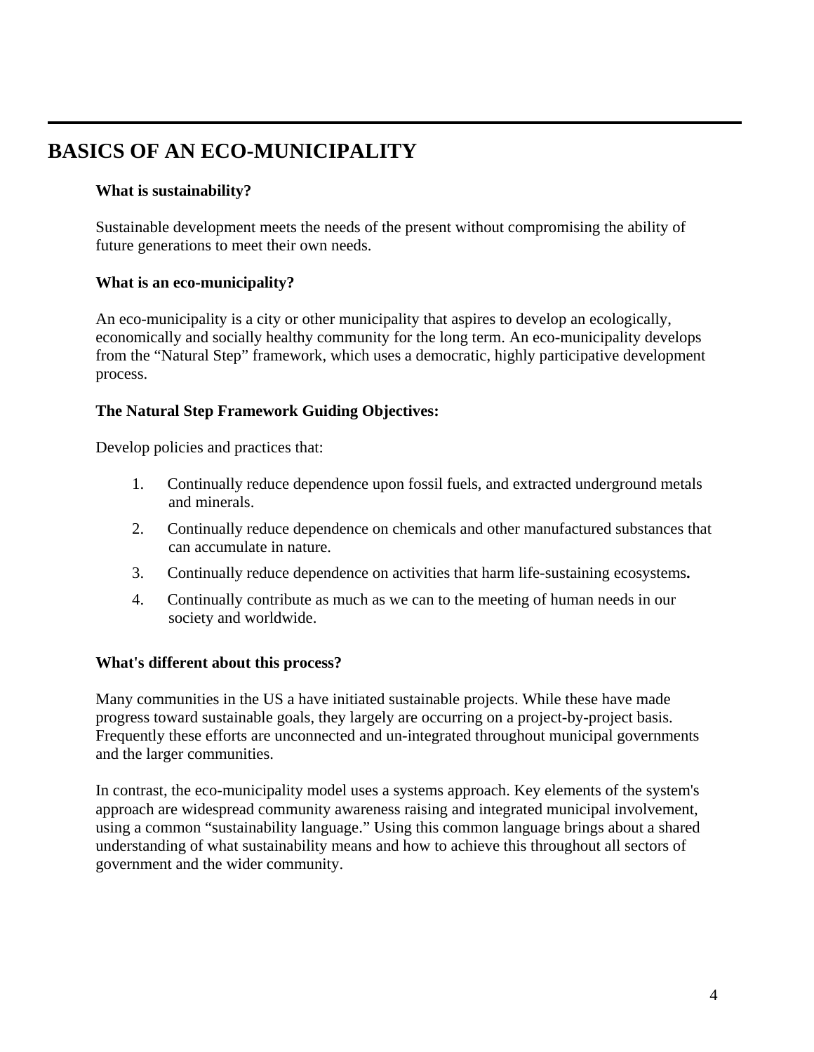# BASICS OF AN ECO-MUNICIPALITY

**What is sustainability?**

Sustainable development meets the needs of the present without compromising the ability of future generations to meet their own needs.

**What is an eco-municipality?**

An eco-municipality is a city or other municipality that aspires to develop an ecologically, economically and socially healthy community for the long term. An eco-municipality develops from the "Natural Step" framework, which uses a democratic, highly participative development process.

**The Natural Step Framework Guiding Objectives:**

Develop policies and practices that:

1. Continually reduce dependence upon fossil fuels, and extracted underground metals and minerals.
2. Continually reduce dependence on chemicals and other manufactured substances that can accumulate in nature.
3. Continually reduce dependence on activities that harm life-sustaining ecosystems**.**
4. Continually contribute as much as we can to the meeting of human needs in our society and worldwide.

**What's different about this process?**

Many communities in the US a have initiated sustainable projects. While these have made progress toward sustainable goals, they largely are occurring on a project-by-project basis. Frequently these efforts are unconnected and un-integrated throughout municipal governments and the larger communities.

In contrast, the eco-municipality model uses a systems approach. Key elements of the system's approach are widespread community awareness raising and integrated municipal involvement, using a common "sustainability language." Using this common language brings about a shared understanding of what sustainability means and how to achieve this throughout all sectors of government and the wider community.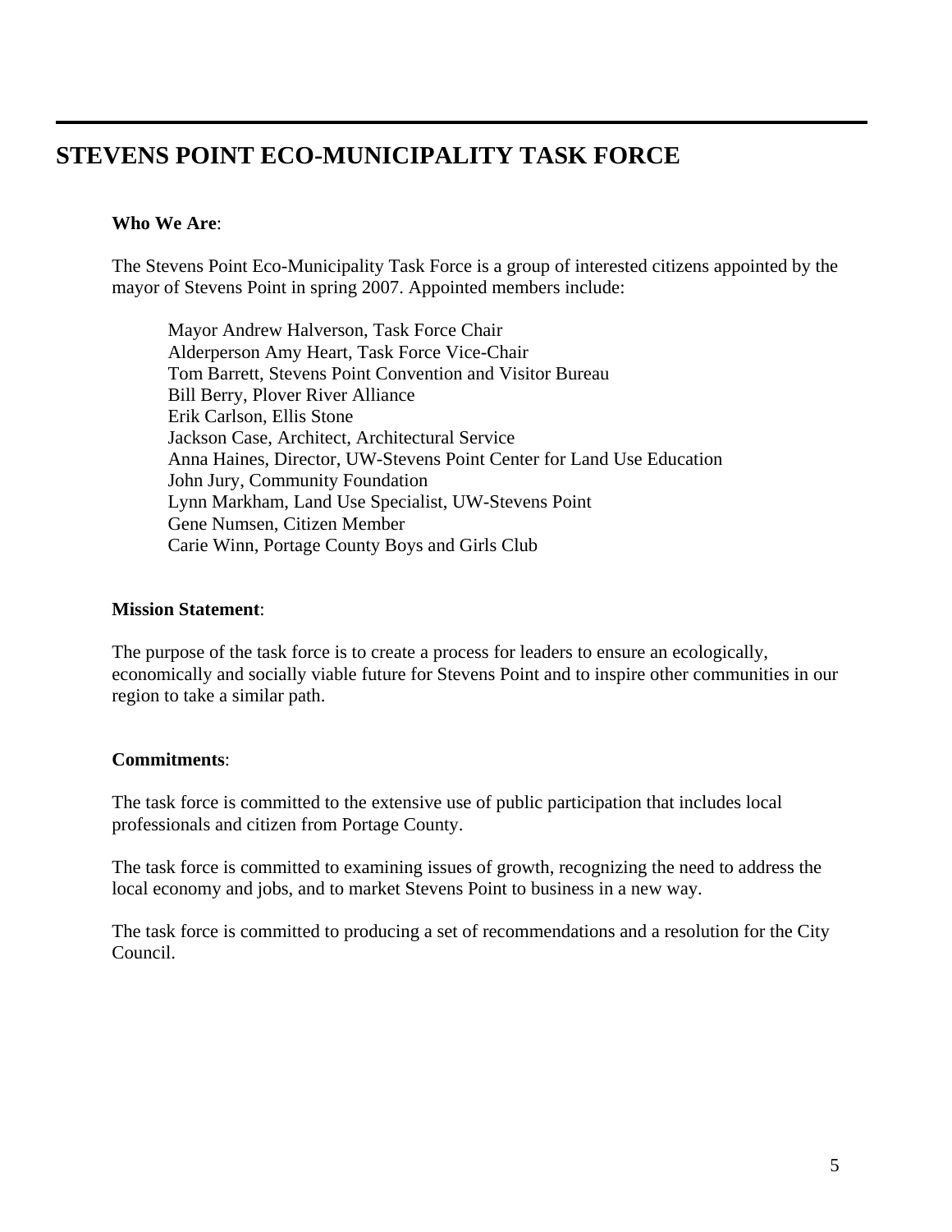# STEVENS POINT ECO-MUNICIPALITY TASK FORCE

**Who We Are**:

The Stevens Point Eco-Municipality Task Force is a group of interested citizens appointed by the mayor of Stevens Point in spring 2007. Appointed members include:

Mayor Andrew Halverson, Task Force Chair
Alderperson Amy Heart, Task Force Vice-Chair
Tom Barrett, Stevens Point Convention and Visitor Bureau
Bill Berry, Plover River Alliance
Erik Carlson, Ellis Stone
Jackson Case, Architect, Architectural Service
Anna Haines, Director, UW-Stevens Point Center for Land Use Education
John Jury, Community Foundation
Lynn Markham, Land Use Specialist, UW-Stevens Point
Gene Numsen, Citizen Member
Carie Winn, Portage County Boys and Girls Club

**Mission Statement**:

The purpose of the task force is to create a process for leaders to ensure an ecologically, economically and socially viable future for Stevens Point and to inspire other communities in our region to take a similar path.

**Commitments**:

The task force is committed to the extensive use of public participation that includes local professionals and citizen from Portage County.

The task force is committed to examining issues of growth, recognizing the need to address the local economy and jobs, and to market Stevens Point to business in a new way.

The task force is committed to producing a set of recommendations and a resolution for the City Council.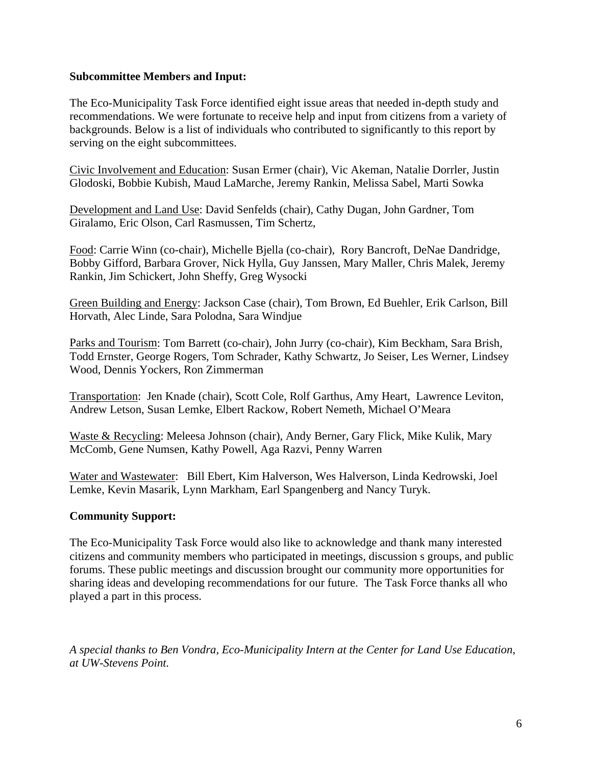**Subcommittee Members and Input:**

The Eco-Municipality Task Force identified eight issue areas that needed in-depth study and recommendations. We were fortunate to receive help and input from citizens from a variety of backgrounds. Below is a list of individuals who contributed to significantly to this report by serving on the eight subcommittees.

<u>Civic Involvement and Education</u>: Susan Ermer (chair), Vic Akeman, Natalie Dorrler, Justin Glodoski, Bobbie Kubish, Maud LaMarche, Jeremy Rankin, Melissa Sabel, Marti Sowka

<u>Development and Land Use</u>: David Senfelds (chair), Cathy Dugan, John Gardner, Tom Giralamo, Eric Olson, Carl Rasmussen, Tim Schertz,

<u>Food</u>: Carrie Winn (co-chair), Michelle Bjella (co-chair), Rory Bancroft, DeNae Dandridge, Bobby Gifford, Barbara Grover, Nick Hylla, Guy Janssen, Mary Maller, Chris Malek, Jeremy Rankin, Jim Schickert, John Sheffy, Greg Wysocki

<u>Green Building and Energy</u>: Jackson Case (chair), Tom Brown, Ed Buehler, Erik Carlson, Bill Horvath, Alec Linde, Sara Polodna, Sara Windjue

<u>Parks and Tourism</u>: Tom Barrett (co-chair), John Jurry (co-chair), Kim Beckham, Sara Brish, Todd Ernster, George Rogers, Tom Schrader, Kathy Schwartz, Jo Seiser, Les Werner, Lindsey Wood, Dennis Yockers, Ron Zimmerman

<u>Transportation</u>: Jen Knade (chair), Scott Cole, Rolf Garthus, Amy Heart, Lawrence Leviton, Andrew Letson, Susan Lemke, Elbert Rackow, Robert Nemeth, Michael O'Meara

<u>Waste & Recycling</u>: Meleesa Johnson (chair), Andy Berner, Gary Flick, Mike Kulik, Mary McComb, Gene Numsen, Kathy Powell, Aga Razvi, Penny Warren

<u>Water and Wastewater</u>: Bill Ebert, Kim Halverson, Wes Halverson, Linda Kedrowski, Joel Lemke, Kevin Masarik, Lynn Markham, Earl Spangenberg and Nancy Turyk.

**Community Support:**

The Eco-Municipality Task Force would also like to acknowledge and thank many interested citizens and community members who participated in meetings, discussion s groups, and public forums. These public meetings and discussion brought our community more opportunities for sharing ideas and developing recommendations for our future. The Task Force thanks all who played a part in this process.

*A special thanks to Ben Vondra, Eco-Municipality Intern at the Center for Land Use Education, at UW-Stevens Point.*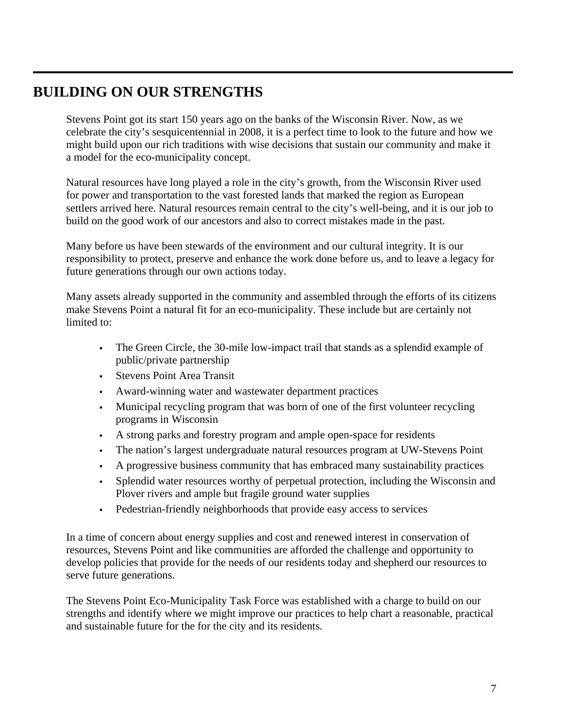## BUILDING ON OUR STRENGTHS

Stevens Point got its start 150 years ago on the banks of the Wisconsin River. Now, as we celebrate the city's sesquicentennial in 2008, it is a perfect time to look to the future and how we might build upon our rich traditions with wise decisions that sustain our community and make it a model for the eco-municipality concept.

Natural resources have long played a role in the city's growth, from the Wisconsin River used for power and transportation to the vast forested lands that marked the region as European settlers arrived here. Natural resources remain central to the city's well-being, and it is our job to build on the good work of our ancestors and also to correct mistakes made in the past.

Many before us have been stewards of the environment and our cultural integrity. It is our responsibility to protect, preserve and enhance the work done before us, and to leave a legacy for future generations through our own actions today.

Many assets already supported in the community and assembled through the efforts of its citizens make Stevens Point a natural fit for an eco-municipality. These include but are certainly not limited to:

- The Green Circle, the 30-mile low-impact trail that stands as a splendid example of public/private partnership
- Stevens Point Area Transit
- Award-winning water and wastewater department practices
- Municipal recycling program that was born of one of the first volunteer recycling programs in Wisconsin
- A strong parks and forestry program and ample open-space for residents
- The nation's largest undergraduate natural resources program at UW-Stevens Point
- A progressive business community that has embraced many sustainability practices
- Splendid water resources worthy of perpetual protection, including the Wisconsin and Plover rivers and ample but fragile ground water supplies
- Pedestrian-friendly neighborhoods that provide easy access to services

In a time of concern about energy supplies and cost and renewed interest in conservation of resources, Stevens Point and like communities are afforded the challenge and opportunity to develop policies that provide for the needs of our residents today and shepherd our resources to serve future generations.

The Stevens Point Eco-Municipality Task Force was established with a charge to build on our strengths and identify where we might improve our practices to help chart a reasonable, practical and sustainable future for the for the city and its residents.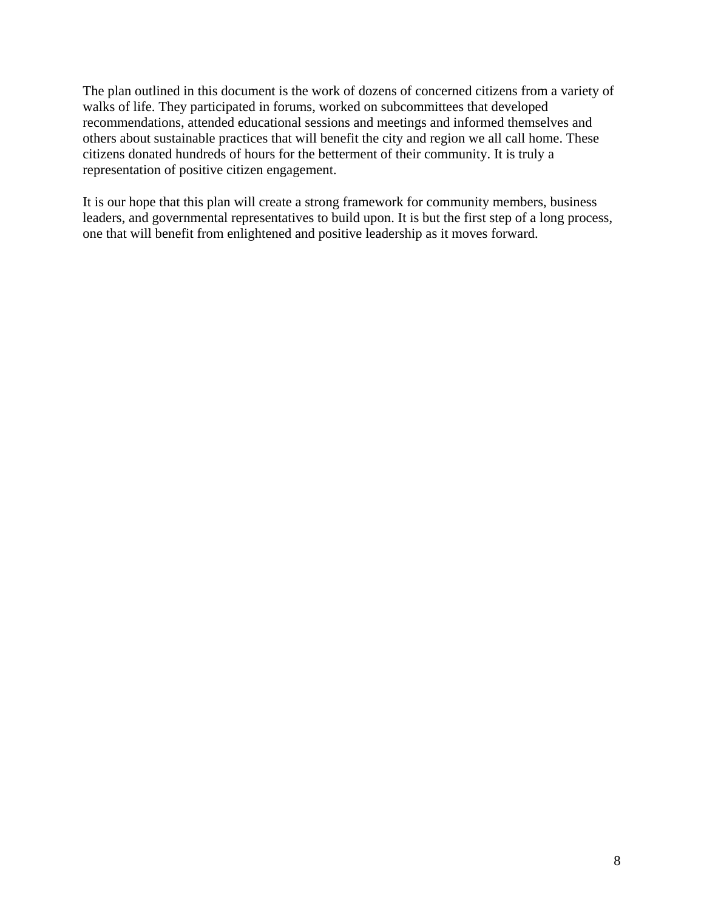The plan outlined in this document is the work of dozens of concerned citizens from a variety of walks of life. They participated in forums, worked on subcommittees that developed recommendations, attended educational sessions and meetings and informed themselves and others about sustainable practices that will benefit the city and region we all call home. These citizens donated hundreds of hours for the betterment of their community. It is truly a representation of positive citizen engagement.

It is our hope that this plan will create a strong framework for community members, business leaders, and governmental representatives to build upon. It is but the first step of a long process, one that will benefit from enlightened and positive leadership as it moves forward.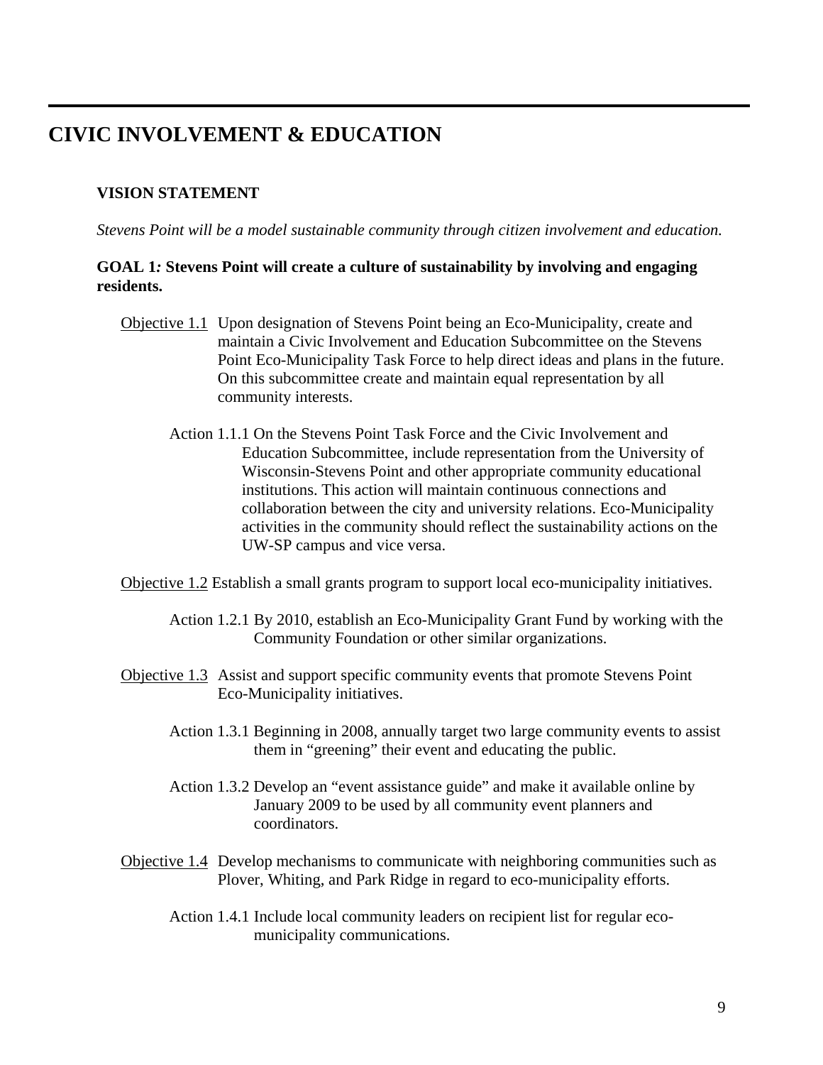# CIVIC INVOLVEMENT & EDUCATION

**VISION STATEMENT**

*Stevens Point will be a model sustainable community through citizen involvement and education.*

**GOAL 1: Stevens Point will create a culture of sustainability by involving and engaging residents.**

Objective 1.1 Upon designation of Stevens Point being an Eco-Municipality, create and maintain a Civic Involvement and Education Subcommittee on the Stevens Point Eco-Municipality Task Force to help direct ideas and plans in the future. On this subcommittee create and maintain equal representation by all community interests.

Action 1.1.1 On the Stevens Point Task Force and the Civic Involvement and Education Subcommittee, include representation from the University of Wisconsin-Stevens Point and other appropriate community educational institutions. This action will maintain continuous connections and collaboration between the city and university relations. Eco-Municipality activities in the community should reflect the sustainability actions on the UW-SP campus and vice versa.

Objective 1.2 Establish a small grants program to support local eco-municipality initiatives.

Action 1.2.1 By 2010, establish an Eco-Municipality Grant Fund by working with the Community Foundation or other similar organizations.

Objective 1.3 Assist and support specific community events that promote Stevens Point Eco-Municipality initiatives.

Action 1.3.1 Beginning in 2008, annually target two large community events to assist them in "greening" their event and educating the public.

Action 1.3.2 Develop an "event assistance guide" and make it available online by January 2009 to be used by all community event planners and coordinators.

Objective 1.4 Develop mechanisms to communicate with neighboring communities such as Plover, Whiting, and Park Ridge in regard to eco-municipality efforts.

Action 1.4.1 Include local community leaders on recipient list for regular eco-municipality communications.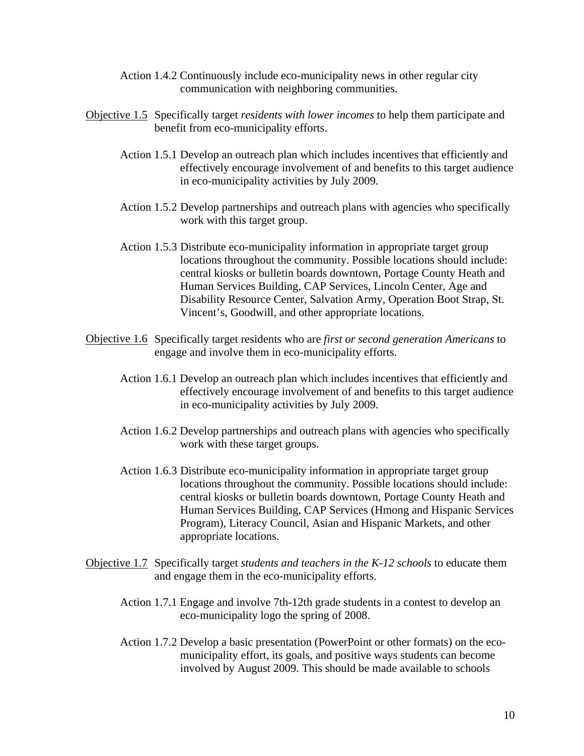Action 1.4.2 Continuously include eco-municipality news in other regular city communication with neighboring communities.

<u>Objective 1.5</u> Specifically target *residents with lower incomes* to help them participate and benefit from eco-municipality efforts.

Action 1.5.1 Develop an outreach plan which includes incentives that efficiently and effectively encourage involvement of and benefits to this target audience in eco-municipality activities by July 2009.

Action 1.5.2 Develop partnerships and outreach plans with agencies who specifically work with this target group.

Action 1.5.3 Distribute eco-municipality information in appropriate target group locations throughout the community. Possible locations should include: central kiosks or bulletin boards downtown, Portage County Heath and Human Services Building, CAP Services, Lincoln Center, Age and Disability Resource Center, Salvation Army, Operation Boot Strap, St. Vincent's, Goodwill, and other appropriate locations.

<u>Objective 1.6</u> Specifically target residents who are *first or second generation Americans* to engage and involve them in eco-municipality efforts.

Action 1.6.1 Develop an outreach plan which includes incentives that efficiently and effectively encourage involvement of and benefits to this target audience in eco-municipality activities by July 2009.

Action 1.6.2 Develop partnerships and outreach plans with agencies who specifically work with these target groups.

Action 1.6.3 Distribute eco-municipality information in appropriate target group locations throughout the community. Possible locations should include: central kiosks or bulletin boards downtown, Portage County Heath and Human Services Building, CAP Services (Hmong and Hispanic Services Program), Literacy Council, Asian and Hispanic Markets, and other appropriate locations.

<u>Objective 1.7</u> Specifically target *students and teachers in the K-12 schools* to educate them and engage them in the eco-municipality efforts.

Action 1.7.1 Engage and involve 7th-12th grade students in a contest to develop an eco-municipality logo the spring of 2008.

Action 1.7.2 Develop a basic presentation (PowerPoint or other formats) on the eco-municipality effort, its goals, and positive ways students can become involved by August 2009. This should be made available to schools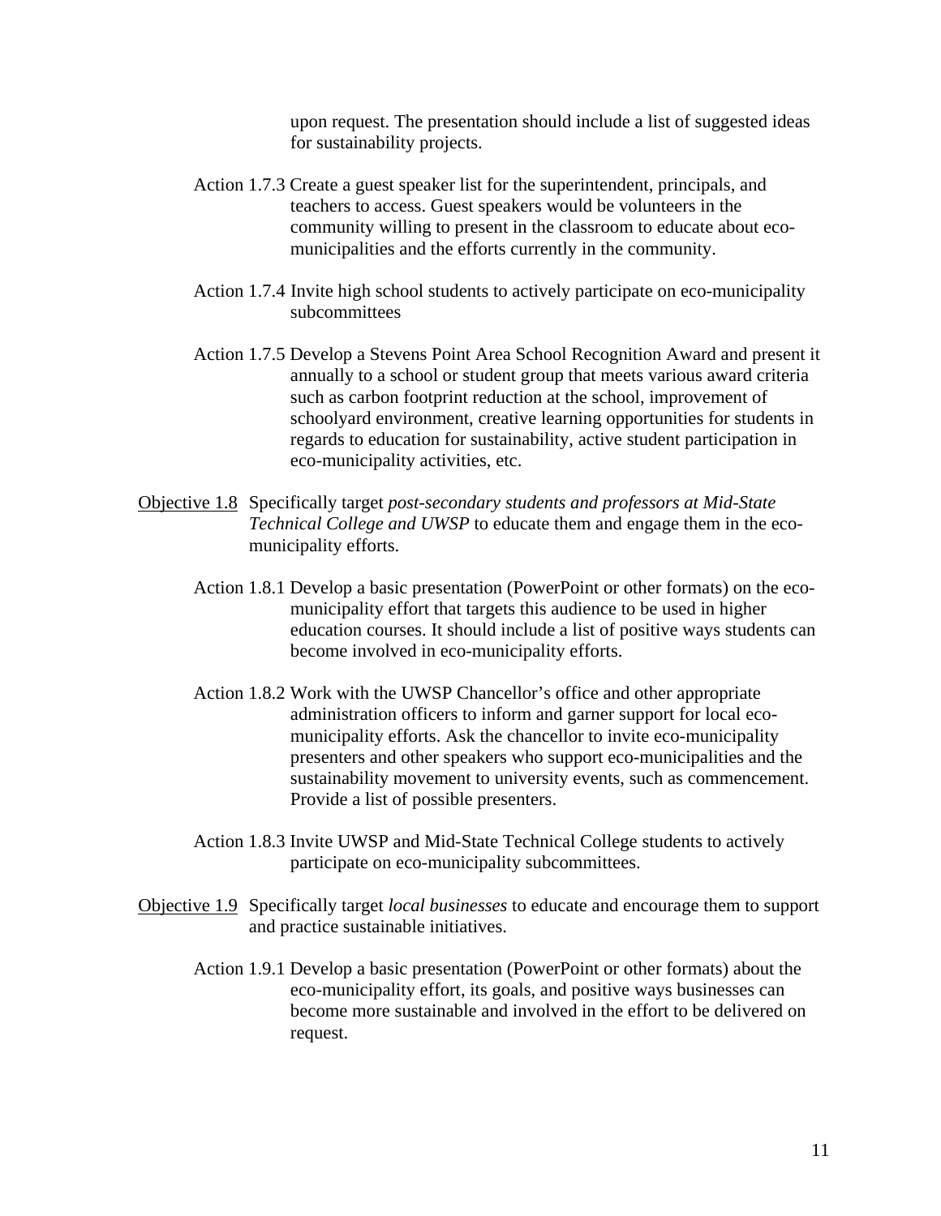upon request. The presentation should include a list of suggested ideas for sustainability projects.

Action 1.7.3 Create a guest speaker list for the superintendent, principals, and teachers to access. Guest speakers would be volunteers in the community willing to present in the classroom to educate about eco-municipalities and the efforts currently in the community.

Action 1.7.4 Invite high school students to actively participate on eco-municipality subcommittees

Action 1.7.5 Develop a Stevens Point Area School Recognition Award and present it annually to a school or student group that meets various award criteria such as carbon footprint reduction at the school, improvement of schoolyard environment, creative learning opportunities for students in regards to education for sustainability, active student participation in eco-municipality activities, etc.

<u>Objective 1.8</u> Specifically target *post-secondary students and professors at Mid-State Technical College and UWSP* to educate them and engage them in the eco-municipality efforts.

Action 1.8.1 Develop a basic presentation (PowerPoint or other formats) on the eco-municipality effort that targets this audience to be used in higher education courses. It should include a list of positive ways students can become involved in eco-municipality efforts.

Action 1.8.2 Work with the UWSP Chancellor's office and other appropriate administration officers to inform and garner support for local eco-municipality efforts. Ask the chancellor to invite eco-municipality presenters and other speakers who support eco-municipalities and the sustainability movement to university events, such as commencement. Provide a list of possible presenters.

Action 1.8.3 Invite UWSP and Mid-State Technical College students to actively participate on eco-municipality subcommittees.

<u>Objective 1.9</u> Specifically target *local businesses* to educate and encourage them to support and practice sustainable initiatives.

Action 1.9.1 Develop a basic presentation (PowerPoint or other formats) about the eco-municipality effort, its goals, and positive ways businesses can become more sustainable and involved in the effort to be delivered on request.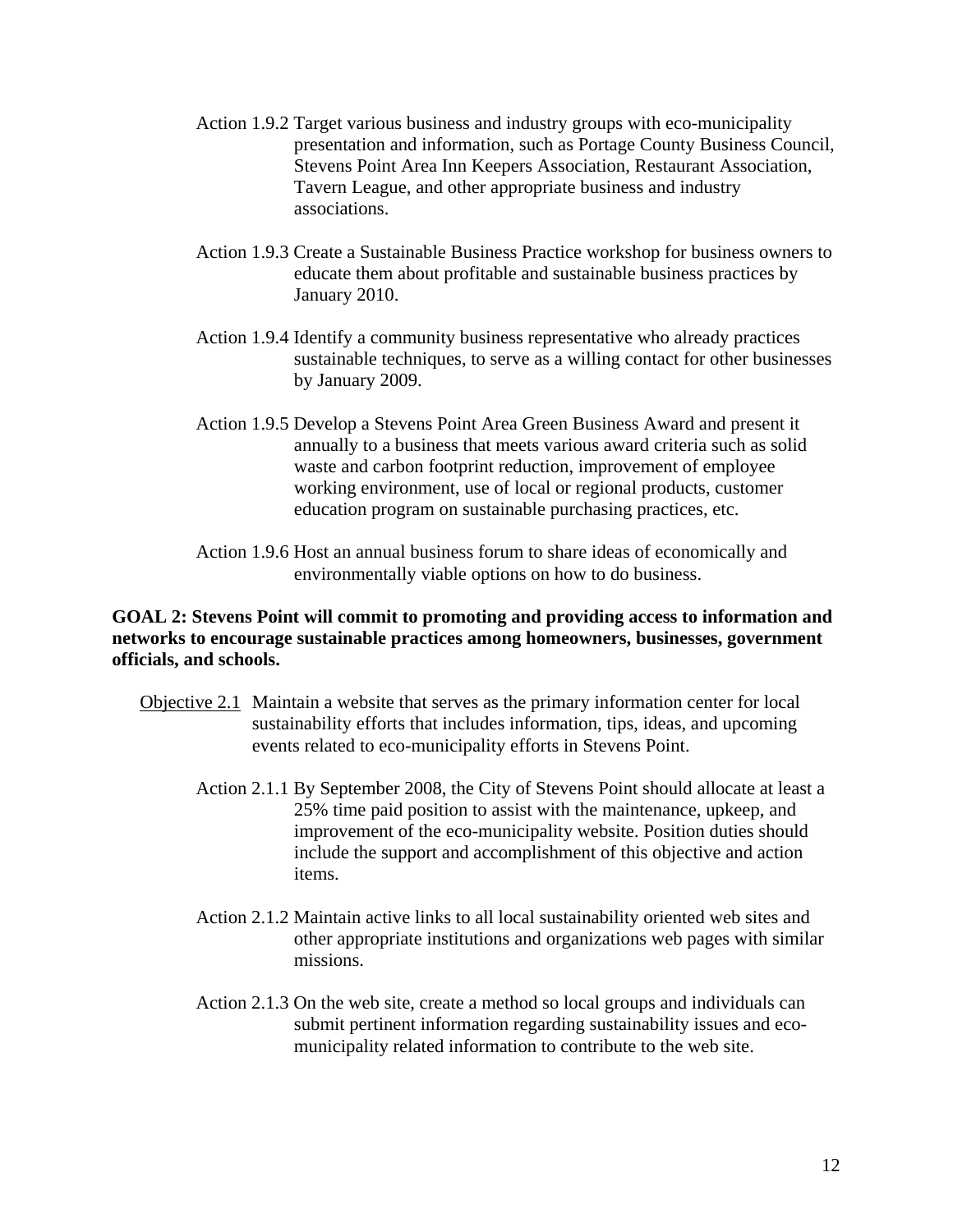Action 1.9.2 Target various business and industry groups with eco-municipality presentation and information, such as Portage County Business Council, Stevens Point Area Inn Keepers Association, Restaurant Association, Tavern League, and other appropriate business and industry associations.

Action 1.9.3 Create a Sustainable Business Practice workshop for business owners to educate them about profitable and sustainable business practices by January 2010.

Action 1.9.4 Identify a community business representative who already practices sustainable techniques, to serve as a willing contact for other businesses by January 2009.

Action 1.9.5 Develop a Stevens Point Area Green Business Award and present it annually to a business that meets various award criteria such as solid waste and carbon footprint reduction, improvement of employee working environment, use of local or regional products, customer education program on sustainable purchasing practices, etc.

Action 1.9.6 Host an annual business forum to share ideas of economically and environmentally viable options on how to do business.

**GOAL 2: Stevens Point will commit to promoting and providing access to information and networks to encourage sustainable practices among homeowners, businesses, government officials, and schools.**

Objective 2.1 Maintain a website that serves as the primary information center for local sustainability efforts that includes information, tips, ideas, and upcoming events related to eco-municipality efforts in Stevens Point.

Action 2.1.1 By September 2008, the City of Stevens Point should allocate at least a 25% time paid position to assist with the maintenance, upkeep, and improvement of the eco-municipality website. Position duties should include the support and accomplishment of this objective and action items.

Action 2.1.2 Maintain active links to all local sustainability oriented web sites and other appropriate institutions and organizations web pages with similar missions.

Action 2.1.3 On the web site, create a method so local groups and individuals can submit pertinent information regarding sustainability issues and eco-municipality related information to contribute to the web site.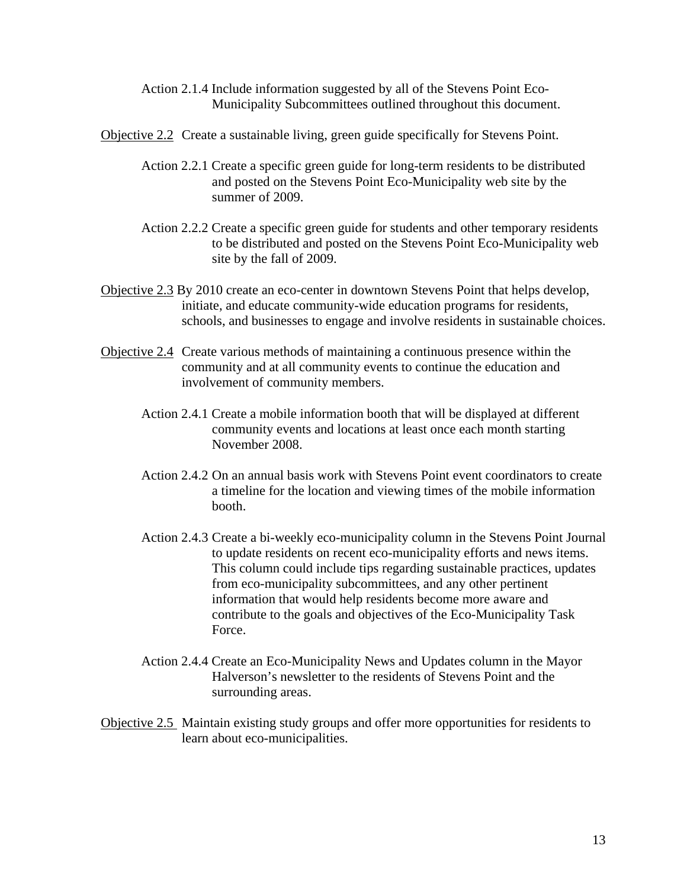Action 2.1.4 Include information suggested by all of the Stevens Point Eco-Municipality Subcommittees outlined throughout this document.

<u>Objective 2.2</u> Create a sustainable living, green guide specifically for Stevens Point.

Action 2.2.1 Create a specific green guide for long-term residents to be distributed and posted on the Stevens Point Eco-Municipality web site by the summer of 2009.

Action 2.2.2 Create a specific green guide for students and other temporary residents to be distributed and posted on the Stevens Point Eco-Municipality web site by the fall of 2009.

<u>Objective 2.3</u> By 2010 create an eco-center in downtown Stevens Point that helps develop, initiate, and educate community-wide education programs for residents, schools, and businesses to engage and involve residents in sustainable choices.

<u>Objective 2.4</u> Create various methods of maintaining a continuous presence within the community and at all community events to continue the education and involvement of community members.

Action 2.4.1 Create a mobile information booth that will be displayed at different community events and locations at least once each month starting November 2008.

Action 2.4.2 On an annual basis work with Stevens Point event coordinators to create a timeline for the location and viewing times of the mobile information booth.

Action 2.4.3 Create a bi-weekly eco-municipality column in the Stevens Point Journal to update residents on recent eco-municipality efforts and news items. This column could include tips regarding sustainable practices, updates from eco-municipality subcommittees, and any other pertinent information that would help residents become more aware and contribute to the goals and objectives of the Eco-Municipality Task Force.

Action 2.4.4 Create an Eco-Municipality News and Updates column in the Mayor Halverson's newsletter to the residents of Stevens Point and the surrounding areas.

<u>Objective 2.5</u> Maintain existing study groups and offer more opportunities for residents to learn about eco-municipalities.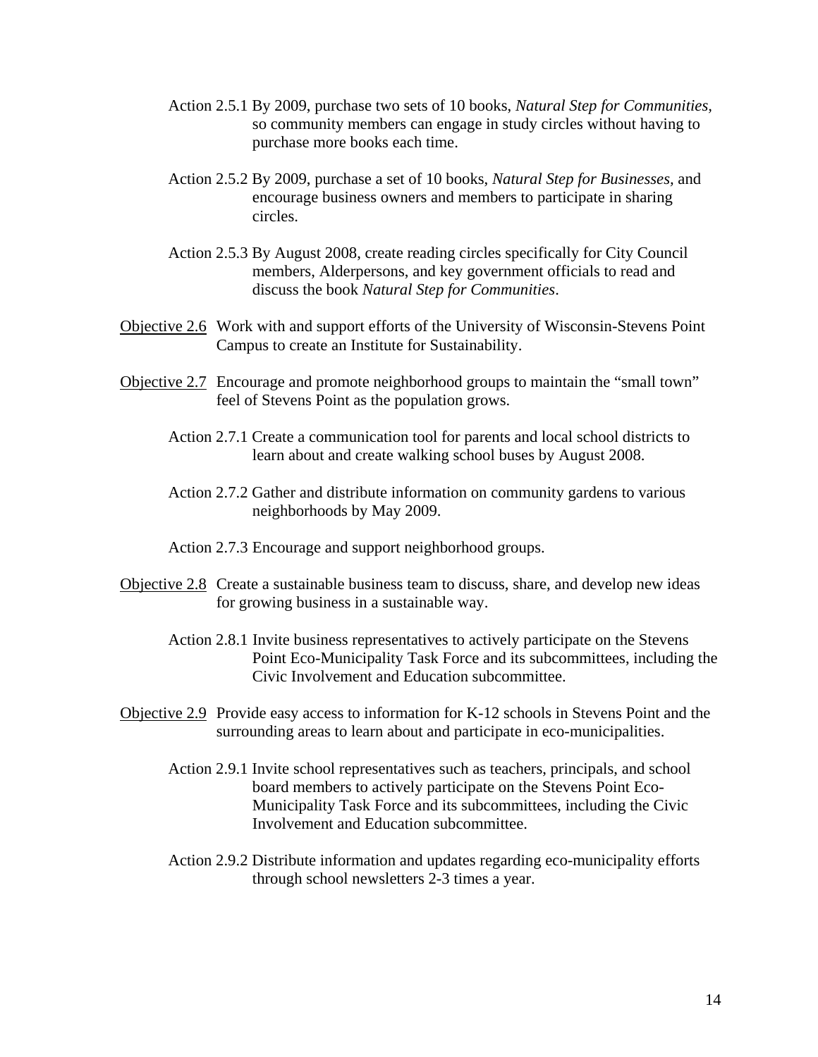Action 2.5.1 By 2009, purchase two sets of 10 books, *Natural Step for Communities*, so community members can engage in study circles without having to purchase more books each time.

Action 2.5.2 By 2009, purchase a set of 10 books, *Natural Step for Businesses*, and encourage business owners and members to participate in sharing circles.

Action 2.5.3 By August 2008, create reading circles specifically for City Council members, Alderpersons, and key government officials to read and discuss the book *Natural Step for Communities*.

<u>Objective 2.6</u> Work with and support efforts of the University of Wisconsin-Stevens Point Campus to create an Institute for Sustainability.

<u>Objective 2.7</u> Encourage and promote neighborhood groups to maintain the "small town" feel of Stevens Point as the population grows.

Action 2.7.1 Create a communication tool for parents and local school districts to learn about and create walking school buses by August 2008.

Action 2.7.2 Gather and distribute information on community gardens to various neighborhoods by May 2009.

Action 2.7.3 Encourage and support neighborhood groups.

<u>Objective 2.8</u> Create a sustainable business team to discuss, share, and develop new ideas for growing business in a sustainable way.

Action 2.8.1 Invite business representatives to actively participate on the Stevens Point Eco-Municipality Task Force and its subcommittees, including the Civic Involvement and Education subcommittee.

<u>Objective 2.9</u> Provide easy access to information for K-12 schools in Stevens Point and the surrounding areas to learn about and participate in eco-municipalities.

Action 2.9.1 Invite school representatives such as teachers, principals, and school board members to actively participate on the Stevens Point Eco-Municipality Task Force and its subcommittees, including the Civic Involvement and Education subcommittee.

Action 2.9.2 Distribute information and updates regarding eco-municipality efforts through school newsletters 2-3 times a year.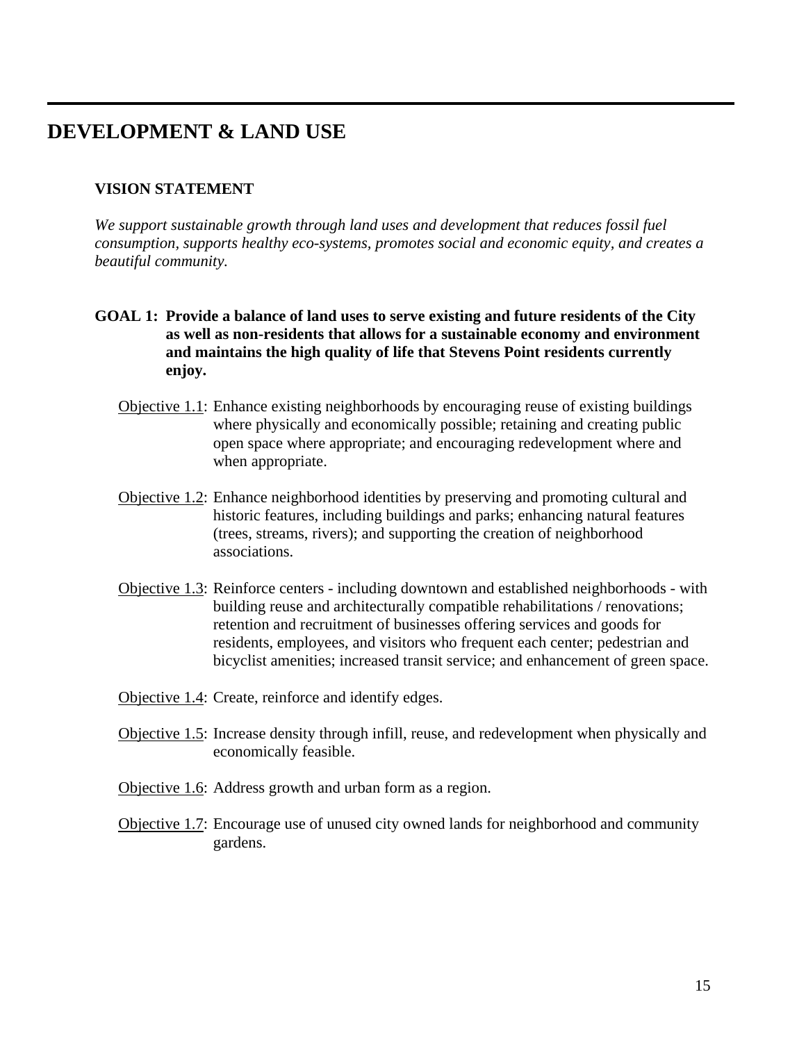# DEVELOPMENT & LAND USE

### VISION STATEMENT

*We support sustainable growth through land uses and development that reduces fossil fuel consumption, supports healthy eco-systems, promotes social and economic equity, and creates a beautiful community.*

**GOAL 1: Provide a balance of land uses to serve existing and future residents of the City as well as non-residents that allows for a sustainable economy and environment and maintains the high quality of life that Stevens Point residents currently enjoy.**

<u>Objective 1.1</u>: Enhance existing neighborhoods by encouraging reuse of existing buildings where physically and economically possible; retaining and creating public open space where appropriate; and encouraging redevelopment where and when appropriate.

<u>Objective 1.2</u>: Enhance neighborhood identities by preserving and promoting cultural and historic features, including buildings and parks; enhancing natural features (trees, streams, rivers); and supporting the creation of neighborhood associations.

<u>Objective 1.3</u>: Reinforce centers - including downtown and established neighborhoods - with building reuse and architecturally compatible rehabilitations / renovations; retention and recruitment of businesses offering services and goods for residents, employees, and visitors who frequent each center; pedestrian and bicyclist amenities; increased transit service; and enhancement of green space.

<u>Objective 1.4</u>: Create, reinforce and identify edges.

<u>Objective 1.5</u>: Increase density through infill, reuse, and redevelopment when physically and economically feasible.

<u>Objective 1.6</u>: Address growth and urban form as a region.

<u>Objective 1.7</u>: Encourage use of unused city owned lands for neighborhood and community gardens.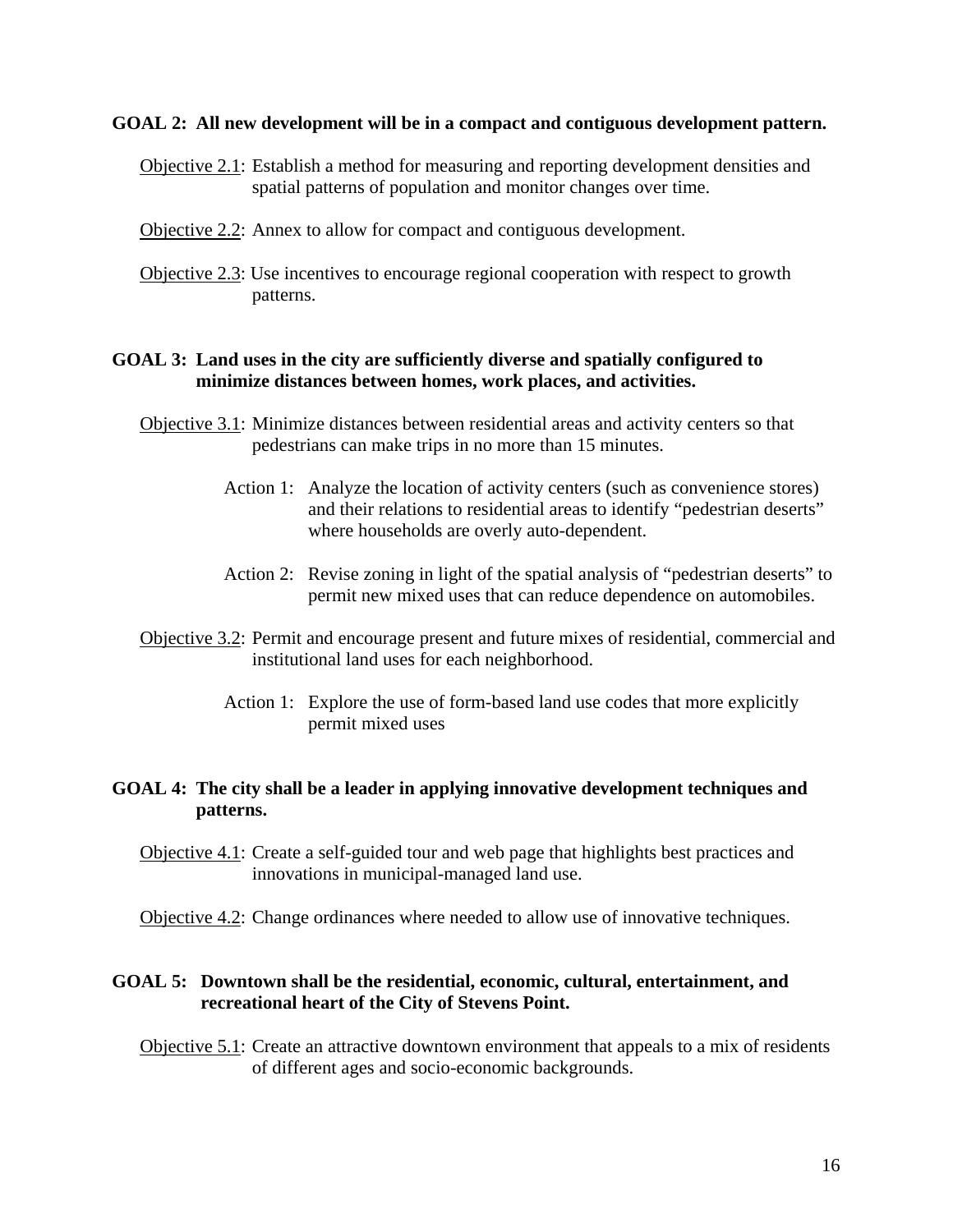**GOAL 2: All new development will be in a compact and contiguous development pattern.**

Objective 2.1: Establish a method for measuring and reporting development densities and spatial patterns of population and monitor changes over time.

Objective 2.2: Annex to allow for compact and contiguous development.

Objective 2.3: Use incentives to encourage regional cooperation with respect to growth patterns.

**GOAL 3: Land uses in the city are sufficiently diverse and spatially configured to minimize distances between homes, work places, and activities.**

Objective 3.1: Minimize distances between residential areas and activity centers so that pedestrians can make trips in no more than 15 minutes.

- Action 1: Analyze the location of activity centers (such as convenience stores) and their relations to residential areas to identify "pedestrian deserts" where households are overly auto-dependent.
- Action 2: Revise zoning in light of the spatial analysis of "pedestrian deserts" to permit new mixed uses that can reduce dependence on automobiles.

Objective 3.2: Permit and encourage present and future mixes of residential, commercial and institutional land uses for each neighborhood.

- Action 1: Explore the use of form-based land use codes that more explicitly permit mixed uses

**GOAL 4: The city shall be a leader in applying innovative development techniques and patterns.**

Objective 4.1: Create a self-guided tour and web page that highlights best practices and innovations in municipal-managed land use.

Objective 4.2: Change ordinances where needed to allow use of innovative techniques.

**GOAL 5: Downtown shall be the residential, economic, cultural, entertainment, and recreational heart of the City of Stevens Point.**

Objective 5.1: Create an attractive downtown environment that appeals to a mix of residents of different ages and socio-economic backgrounds.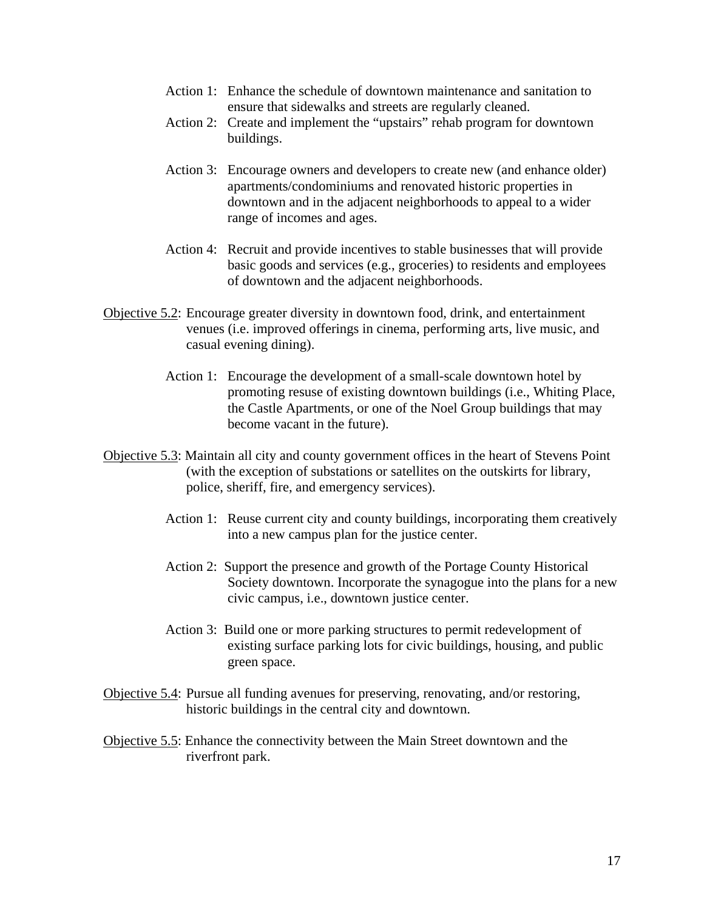Action 1: Enhance the schedule of downtown maintenance and sanitation to ensure that sidewalks and streets are regularly cleaned.

Action 2: Create and implement the "upstairs" rehab program for downtown buildings.

Action 3: Encourage owners and developers to create new (and enhance older) apartments/condominiums and renovated historic properties in downtown and in the adjacent neighborhoods to appeal to a wider range of incomes and ages.

Action 4: Recruit and provide incentives to stable businesses that will provide basic goods and services (e.g., groceries) to residents and employees of downtown and the adjacent neighborhoods.

<u>Objective 5.2</u>: Encourage greater diversity in downtown food, drink, and entertainment venues (i.e. improved offerings in cinema, performing arts, live music, and casual evening dining).

Action 1: Encourage the development of a small-scale downtown hotel by promoting resuse of existing downtown buildings (i.e., Whiting Place, the Castle Apartments, or one of the Noel Group buildings that may become vacant in the future).

<u>Objective 5.3</u>: Maintain all city and county government offices in the heart of Stevens Point (with the exception of substations or satellites on the outskirts for library, police, sheriff, fire, and emergency services).

Action 1: Reuse current city and county buildings, incorporating them creatively into a new campus plan for the justice center.

Action 2: Support the presence and growth of the Portage County Historical Society downtown. Incorporate the synagogue into the plans for a new civic campus, i.e., downtown justice center.

Action 3: Build one or more parking structures to permit redevelopment of existing surface parking lots for civic buildings, housing, and public green space.

<u>Objective 5.4</u>: Pursue all funding avenues for preserving, renovating, and/or restoring, historic buildings in the central city and downtown.

<u>Objective 5.5</u>: Enhance the connectivity between the Main Street downtown and the riverfront park.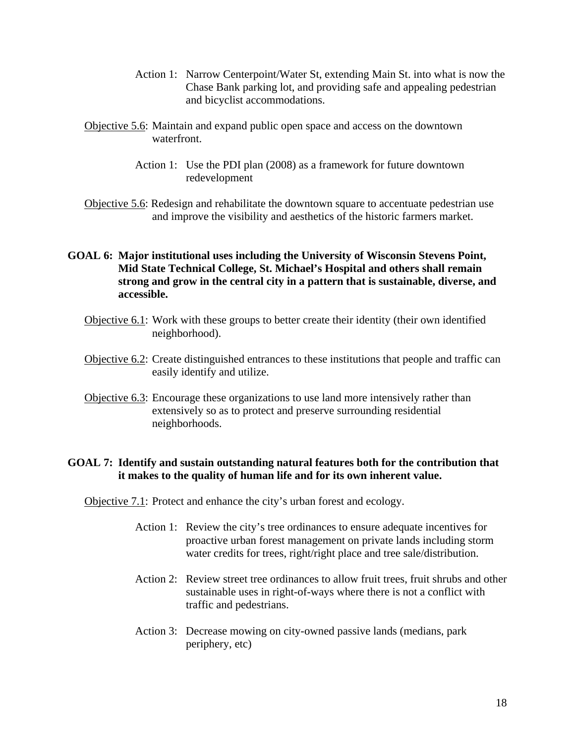Action 1: Narrow Centerpoint/Water St, extending Main St. into what is now the Chase Bank parking lot, and providing safe and appealing pedestrian and bicyclist accommodations.

Objective 5.6: Maintain and expand public open space and access on the downtown waterfront.

Action 1: Use the PDI plan (2008) as a framework for future downtown redevelopment

Objective 5.6: Redesign and rehabilitate the downtown square to accentuate pedestrian use and improve the visibility and aesthetics of the historic farmers market.

**GOAL 6: Major institutional uses including the University of Wisconsin Stevens Point, Mid State Technical College, St. Michael's Hospital and others shall remain strong and grow in the central city in a pattern that is sustainable, diverse, and accessible.**

Objective 6.1: Work with these groups to better create their identity (their own identified neighborhood).

Objective 6.2: Create distinguished entrances to these institutions that people and traffic can easily identify and utilize.

Objective 6.3: Encourage these organizations to use land more intensively rather than extensively so as to protect and preserve surrounding residential neighborhoods.

**GOAL 7: Identify and sustain outstanding natural features both for the contribution that it makes to the quality of human life and for its own inherent value.**

Objective 7.1: Protect and enhance the city's urban forest and ecology.

Action 1: Review the city's tree ordinances to ensure adequate incentives for proactive urban forest management on private lands including storm water credits for trees, right/right place and tree sale/distribution.

Action 2: Review street tree ordinances to allow fruit trees, fruit shrubs and other sustainable uses in right-of-ways where there is not a conflict with traffic and pedestrians.

Action 3: Decrease mowing on city-owned passive lands (medians, park periphery, etc)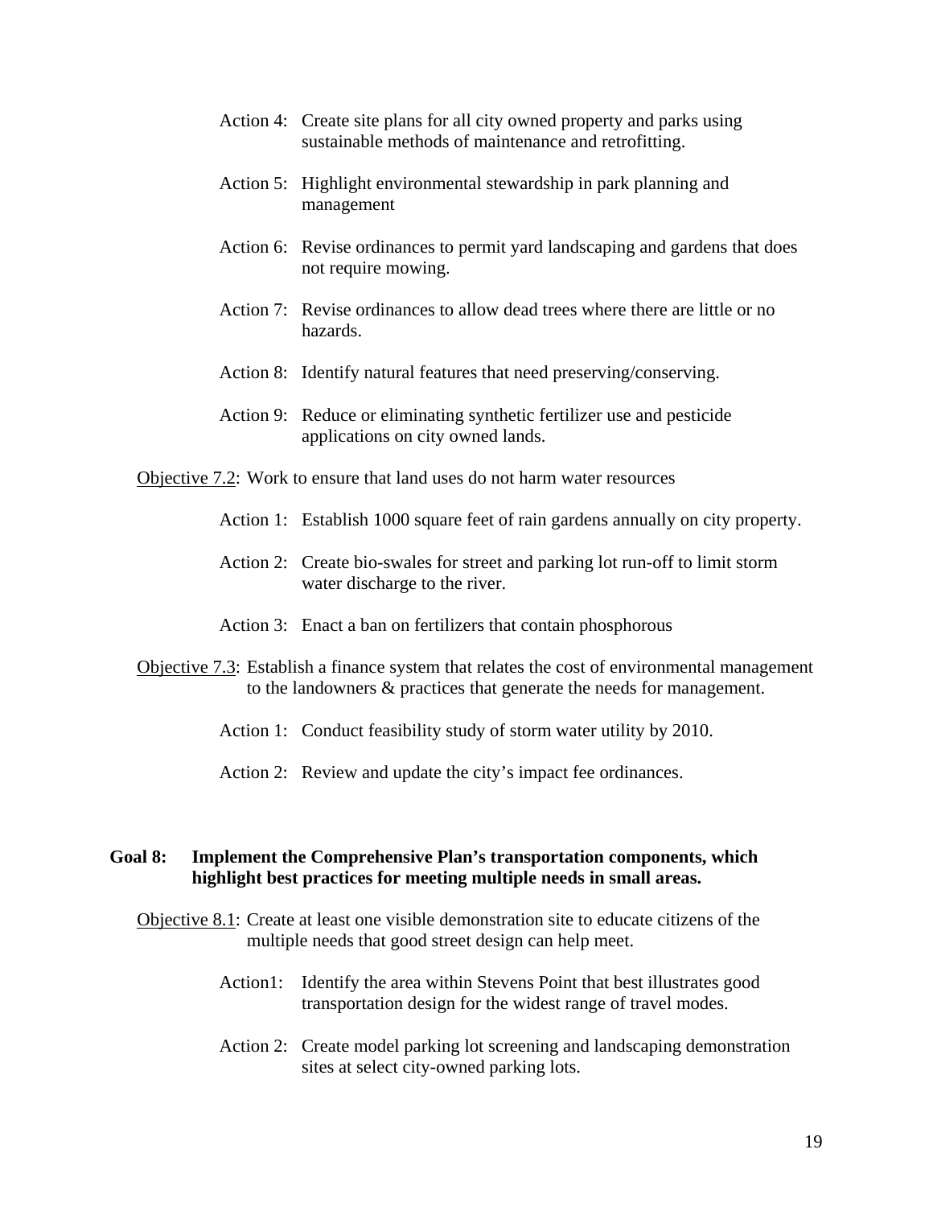Action 4: Create site plans for all city owned property and parks using sustainable methods of maintenance and retrofitting.

Action 5: Highlight environmental stewardship in park planning and management

Action 6: Revise ordinances to permit yard landscaping and gardens that does not require mowing.

Action 7: Revise ordinances to allow dead trees where there are little or no hazards.

Action 8: Identify natural features that need preserving/conserving.

Action 9: Reduce or eliminating synthetic fertilizer use and pesticide applications on city owned lands.

<u>Objective 7.2</u>: Work to ensure that land uses do not harm water resources

Action 1: Establish 1000 square feet of rain gardens annually on city property.

Action 2: Create bio-swales for street and parking lot run-off to limit storm water discharge to the river.

Action 3: Enact a ban on fertilizers that contain phosphorous

<u>Objective 7.3</u>: Establish a finance system that relates the cost of environmental management to the landowners & practices that generate the needs for management.

Action 1: Conduct feasibility study of storm water utility by 2010.

Action 2: Review and update the city's impact fee ordinances.

**Goal 8: Implement the Comprehensive Plan's transportation components, which highlight best practices for meeting multiple needs in small areas.**

<u>Objective 8.1</u>: Create at least one visible demonstration site to educate citizens of the multiple needs that good street design can help meet.

Action1: Identify the area within Stevens Point that best illustrates good transportation design for the widest range of travel modes.

Action 2: Create model parking lot screening and landscaping demonstration sites at select city-owned parking lots.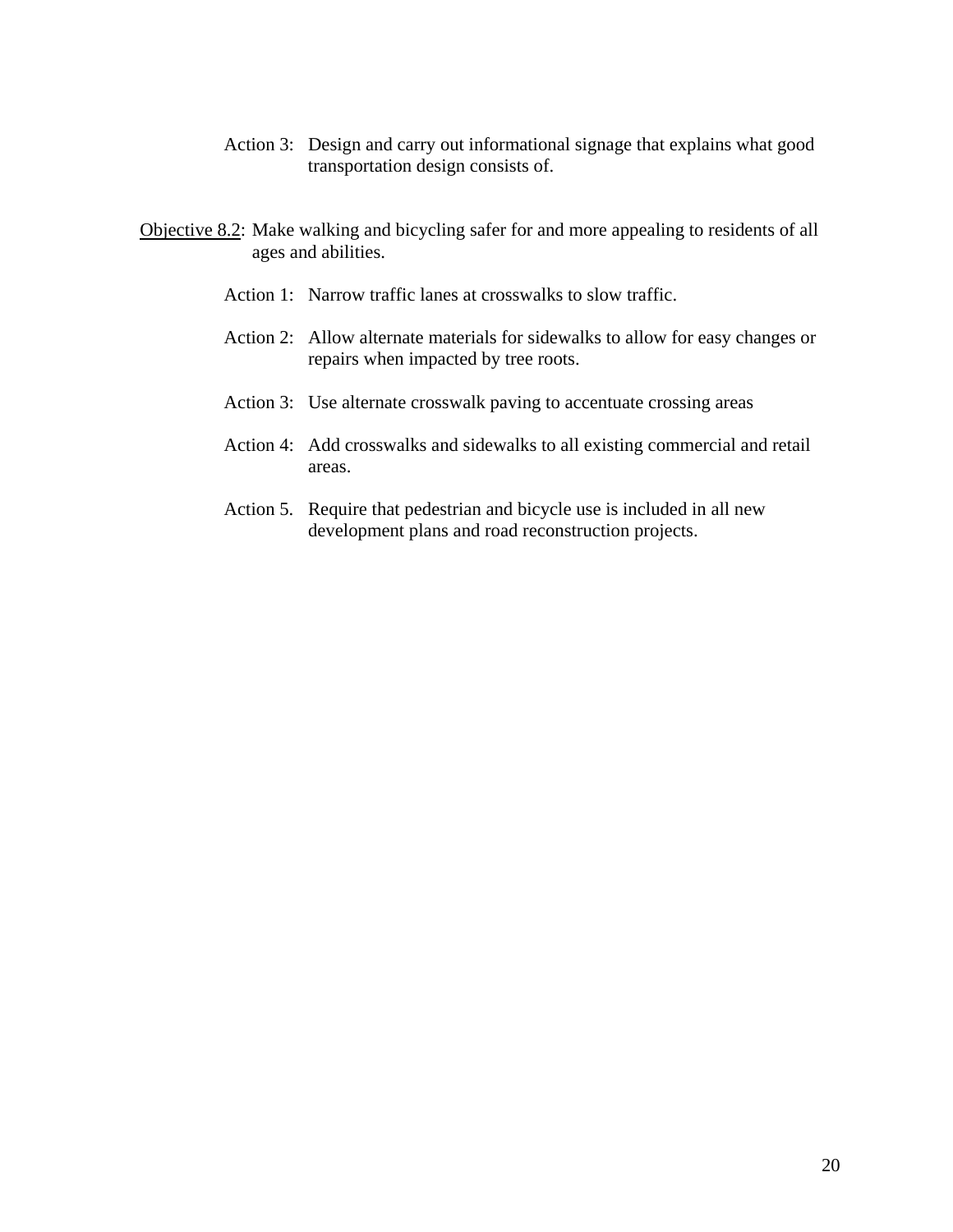Action 3: Design and carry out informational signage that explains what good transportation design consists of.

Objective 8.2: Make walking and bicycling safer for and more appealing to residents of all ages and abilities.

Action 1: Narrow traffic lanes at crosswalks to slow traffic.

Action 2: Allow alternate materials for sidewalks to allow for easy changes or repairs when impacted by tree roots.

Action 3: Use alternate crosswalk paving to accentuate crossing areas

Action 4: Add crosswalks and sidewalks to all existing commercial and retail areas.

Action 5. Require that pedestrian and bicycle use is included in all new development plans and road reconstruction projects.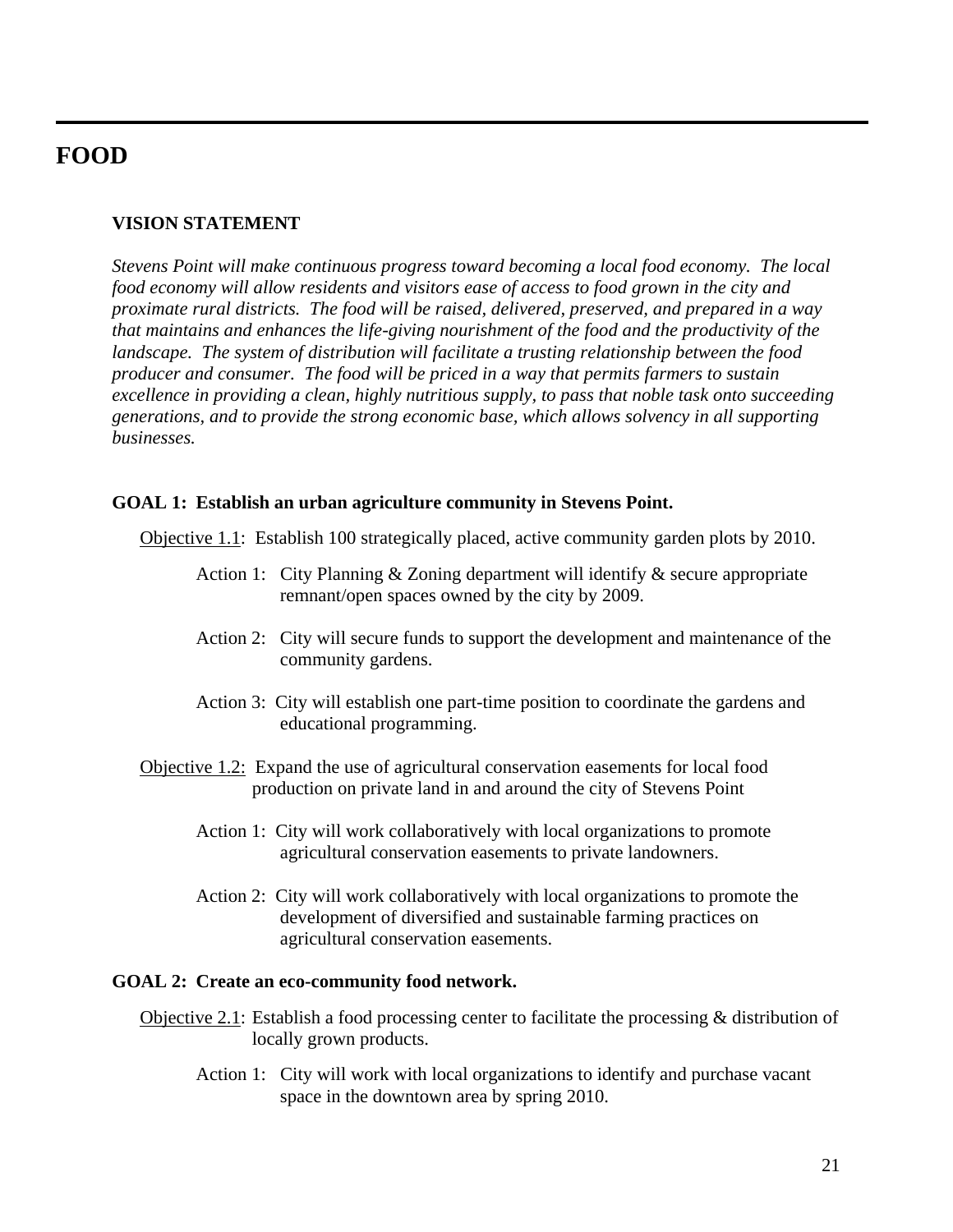# FOOD

### VISION STATEMENT

*Stevens Point will make continuous progress toward becoming a local food economy. The local food economy will allow residents and visitors ease of access to food grown in the city and proximate rural districts. The food will be raised, delivered, preserved, and prepared in a way that maintains and enhances the life-giving nourishment of the food and the productivity of the landscape. The system of distribution will facilitate a trusting relationship between the food producer and consumer. The food will be priced in a way that permits farmers to sustain excellence in providing a clean, highly nutritious supply, to pass that noble task onto succeeding generations, and to provide the strong economic base, which allows solvency in all supporting businesses.*

### GOAL 1: Establish an urban agriculture community in Stevens Point.

Objective 1.1: Establish 100 strategically placed, active community garden plots by 2010.

- Action 1: City Planning & Zoning department will identify & secure appropriate remnant/open spaces owned by the city by 2009.
- Action 2: City will secure funds to support the development and maintenance of the community gardens.
- Action 3: City will establish one part-time position to coordinate the gardens and educational programming.

Objective 1.2: Expand the use of agricultural conservation easements for local food production on private land in and around the city of Stevens Point

- Action 1: City will work collaboratively with local organizations to promote agricultural conservation easements to private landowners.
- Action 2: City will work collaboratively with local organizations to promote the development of diversified and sustainable farming practices on agricultural conservation easements.

### GOAL 2: Create an eco-community food network.

Objective 2.1: Establish a food processing center to facilitate the processing & distribution of locally grown products.

- Action 1: City will work with local organizations to identify and purchase vacant space in the downtown area by spring 2010.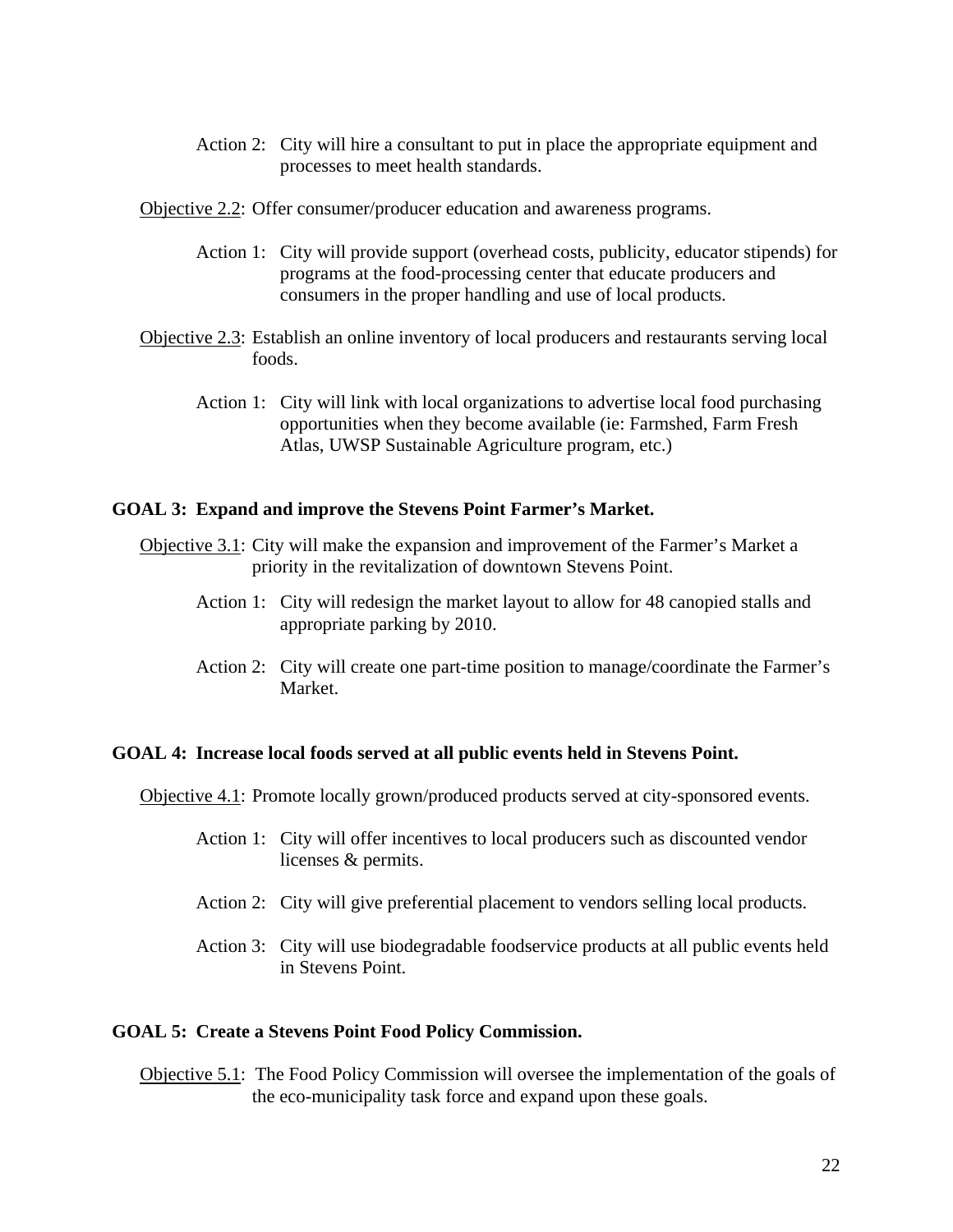Action 2: City will hire a consultant to put in place the appropriate equipment and processes to meet health standards.

Objective 2.2: Offer consumer/producer education and awareness programs.

Action 1: City will provide support (overhead costs, publicity, educator stipends) for programs at the food-processing center that educate producers and consumers in the proper handling and use of local products.

Objective 2.3: Establish an online inventory of local producers and restaurants serving local foods.

Action 1: City will link with local organizations to advertise local food purchasing opportunities when they become available (ie: Farmshed, Farm Fresh Atlas, UWSP Sustainable Agriculture program, etc.)

**GOAL 3: Expand and improve the Stevens Point Farmer's Market.**

Objective 3.1: City will make the expansion and improvement of the Farmer's Market a priority in the revitalization of downtown Stevens Point.

Action 1: City will redesign the market layout to allow for 48 canopied stalls and appropriate parking by 2010.

Action 2: City will create one part-time position to manage/coordinate the Farmer's Market.

**GOAL 4: Increase local foods served at all public events held in Stevens Point.**

Objective 4.1: Promote locally grown/produced products served at city-sponsored events.

Action 1: City will offer incentives to local producers such as discounted vendor licenses & permits.

Action 2: City will give preferential placement to vendors selling local products.

Action 3: City will use biodegradable foodservice products at all public events held in Stevens Point.

**GOAL 5: Create a Stevens Point Food Policy Commission.**

Objective 5.1: The Food Policy Commission will oversee the implementation of the goals of the eco-municipality task force and expand upon these goals.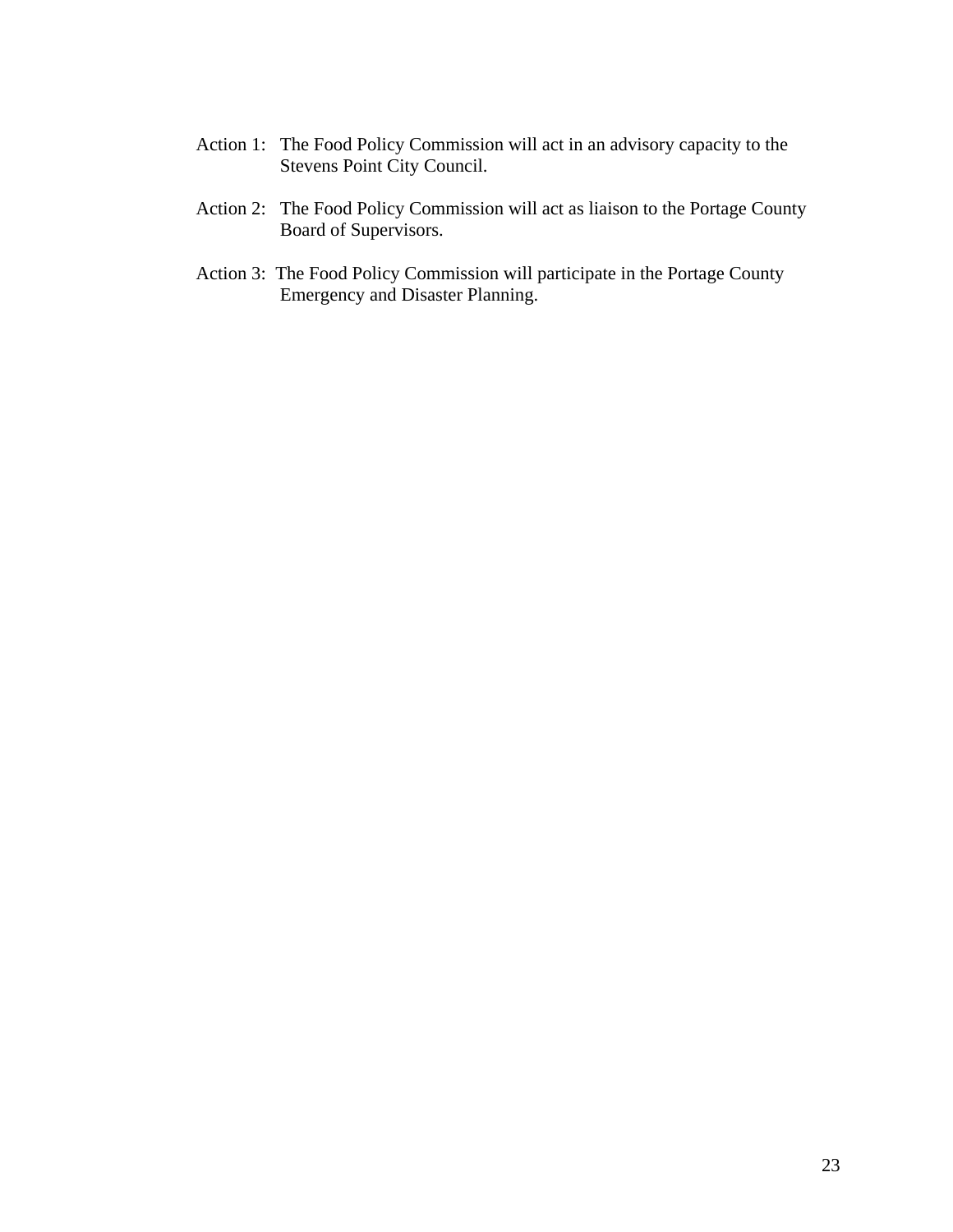Action 1: The Food Policy Commission will act in an advisory capacity to the Stevens Point City Council.

Action 2: The Food Policy Commission will act as liaison to the Portage County Board of Supervisors.

Action 3: The Food Policy Commission will participate in the Portage County Emergency and Disaster Planning.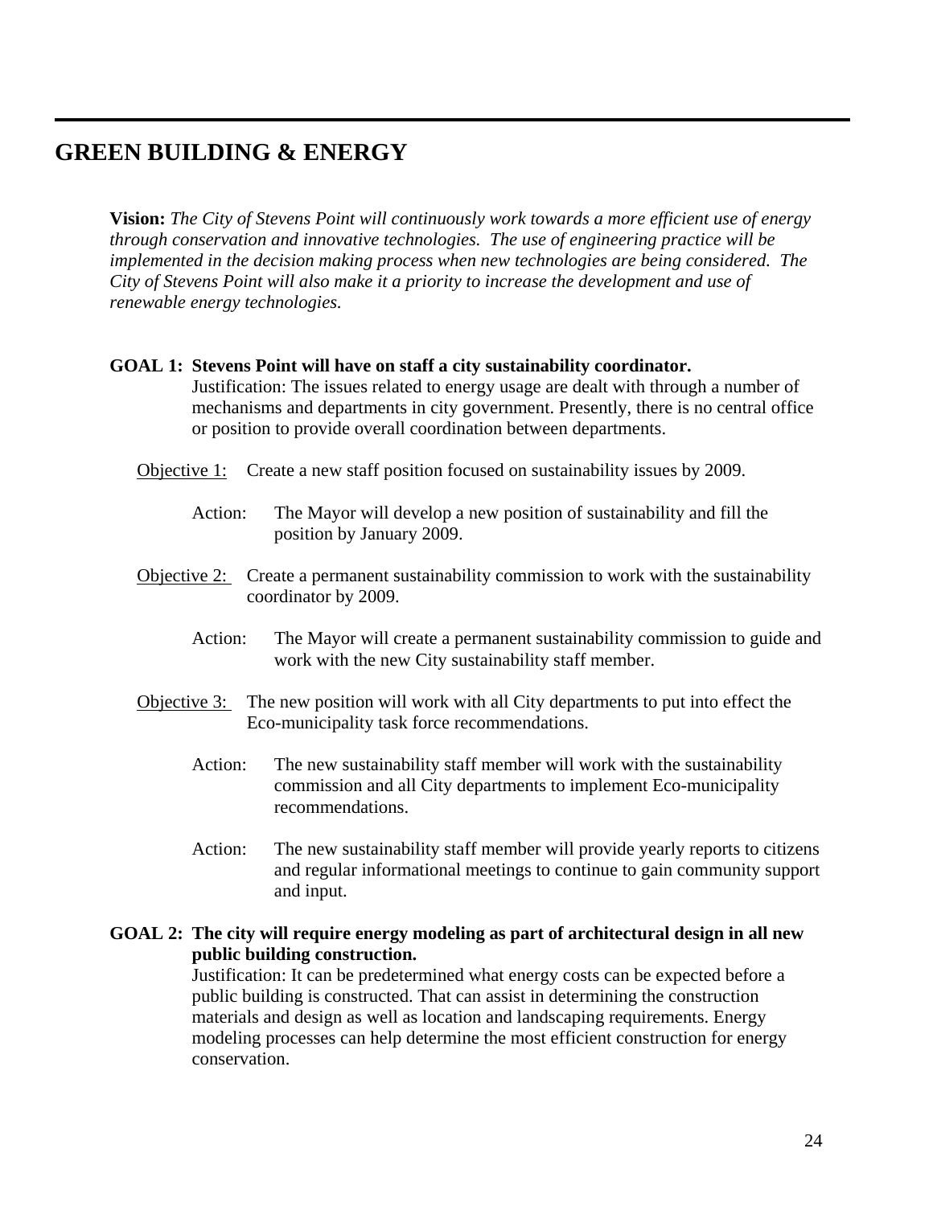## GREEN BUILDING & ENERGY

**Vision:** *The City of Stevens Point will continuously work towards a more efficient use of energy through conservation and innovative technologies. The use of engineering practice will be implemented in the decision making process when new technologies are being considered. The City of Stevens Point will also make it a priority to increase the development and use of renewable energy technologies.*

**GOAL 1: Stevens Point will have on staff a city sustainability coordinator.**

Justification: The issues related to energy usage are dealt with through a number of mechanisms and departments in city government. Presently, there is no central office or position to provide overall coordination between departments.

Objective 1: Create a new staff position focused on sustainability issues by 2009.

- Action: The Mayor will develop a new position of sustainability and fill the position by January 2009.

Objective 2: Create a permanent sustainability commission to work with the sustainability coordinator by 2009.

- Action: The Mayor will create a permanent sustainability commission to guide and work with the new City sustainability staff member.

Objective 3: The new position will work with all City departments to put into effect the Eco-municipality task force recommendations.

- Action: The new sustainability staff member will work with the sustainability commission and all City departments to implement Eco-municipality recommendations.
- Action: The new sustainability staff member will provide yearly reports to citizens and regular informational meetings to continue to gain community support and input.

**GOAL 2: The city will require energy modeling as part of architectural design in all new public building construction.**

Justification: It can be predetermined what energy costs can be expected before a public building is constructed. That can assist in determining the construction materials and design as well as location and landscaping requirements. Energy modeling processes can help determine the most efficient construction for energy conservation.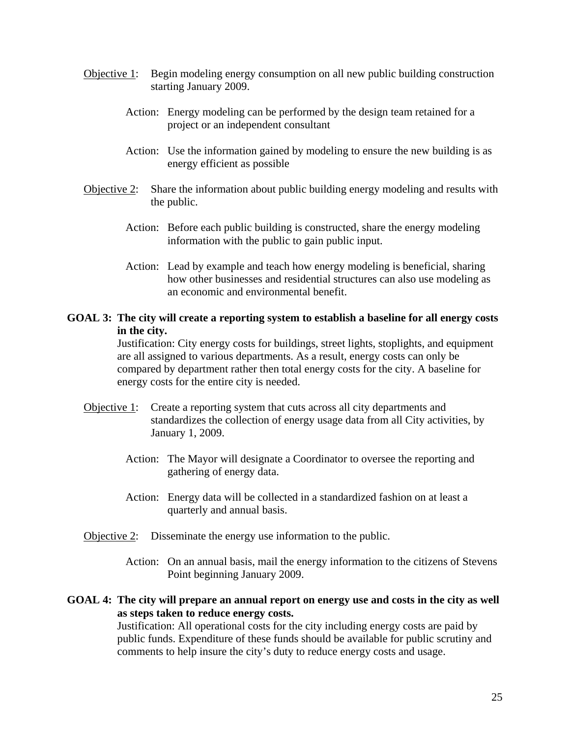<u>Objective 1</u>: Begin modeling energy consumption on all new public building construction starting January 2009.

- Action: Energy modeling can be performed by the design team retained for a project or an independent consultant
- Action: Use the information gained by modeling to ensure the new building is as energy efficient as possible

<u>Objective 2</u>: Share the information about public building energy modeling and results with the public.

- Action: Before each public building is constructed, share the energy modeling information with the public to gain public input.
- Action: Lead by example and teach how energy modeling is beneficial, sharing how other businesses and residential structures can also use modeling as an economic and environmental benefit.

**GOAL 3: The city will create a reporting system to establish a baseline for all energy costs in the city.**

Justification: City energy costs for buildings, street lights, stoplights, and equipment are all assigned to various departments. As a result, energy costs can only be compared by department rather then total energy costs for the city. A baseline for energy costs for the entire city is needed.

<u>Objective 1</u>: Create a reporting system that cuts across all city departments and standardizes the collection of energy usage data from all City activities, by January 1, 2009.

- Action: The Mayor will designate a Coordinator to oversee the reporting and gathering of energy data.
- Action: Energy data will be collected in a standardized fashion on at least a quarterly and annual basis.

<u>Objective 2</u>: Disseminate the energy use information to the public.

- Action: On an annual basis, mail the energy information to the citizens of Stevens Point beginning January 2009.

**GOAL 4: The city will prepare an annual report on energy use and costs in the city as well as steps taken to reduce energy costs.**

Justification: All operational costs for the city including energy costs are paid by public funds. Expenditure of these funds should be available for public scrutiny and comments to help insure the city's duty to reduce energy costs and usage.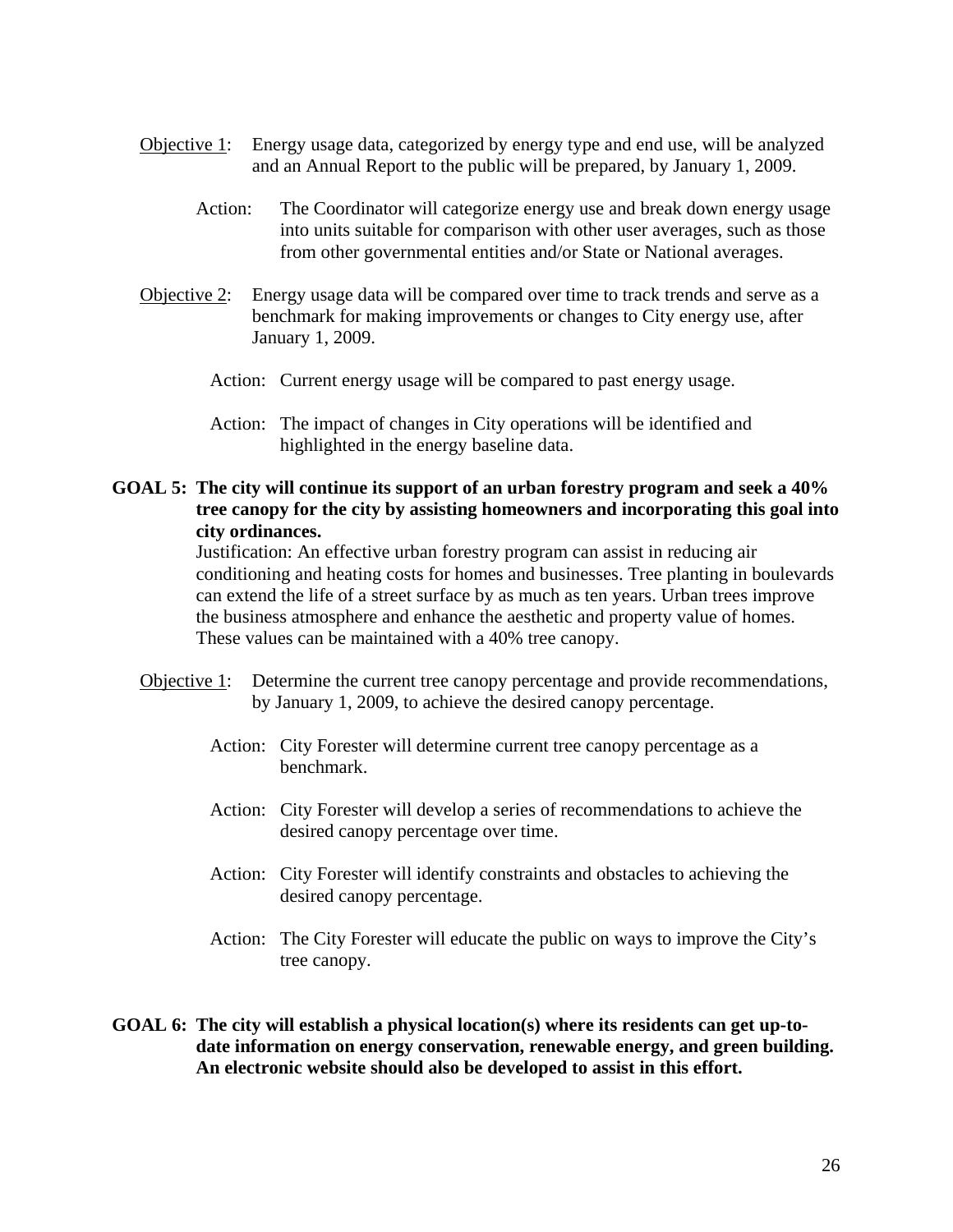Objective 1: Energy usage data, categorized by energy type and end use, will be analyzed and an Annual Report to the public will be prepared, by January 1, 2009.

Action: The Coordinator will categorize energy use and break down energy usage into units suitable for comparison with other user averages, such as those from other governmental entities and/or State or National averages.

Objective 2: Energy usage data will be compared over time to track trends and serve as a benchmark for making improvements or changes to City energy use, after January 1, 2009.

Action: Current energy usage will be compared to past energy usage.

Action: The impact of changes in City operations will be identified and highlighted in the energy baseline data.

**GOAL 5: The city will continue its support of an urban forestry program and seek a 40% tree canopy for the city by assisting homeowners and incorporating this goal into city ordinances.**

Justification: An effective urban forestry program can assist in reducing air conditioning and heating costs for homes and businesses. Tree planting in boulevards can extend the life of a street surface by as much as ten years. Urban trees improve the business atmosphere and enhance the aesthetic and property value of homes. These values can be maintained with a 40% tree canopy.

Objective 1: Determine the current tree canopy percentage and provide recommendations, by January 1, 2009, to achieve the desired canopy percentage.

Action: City Forester will determine current tree canopy percentage as a benchmark.

Action: City Forester will develop a series of recommendations to achieve the desired canopy percentage over time.

Action: City Forester will identify constraints and obstacles to achieving the desired canopy percentage.

Action: The City Forester will educate the public on ways to improve the City's tree canopy.

**GOAL 6: The city will establish a physical location(s) where its residents can get up-to-date information on energy conservation, renewable energy, and green building. An electronic website should also be developed to assist in this effort.**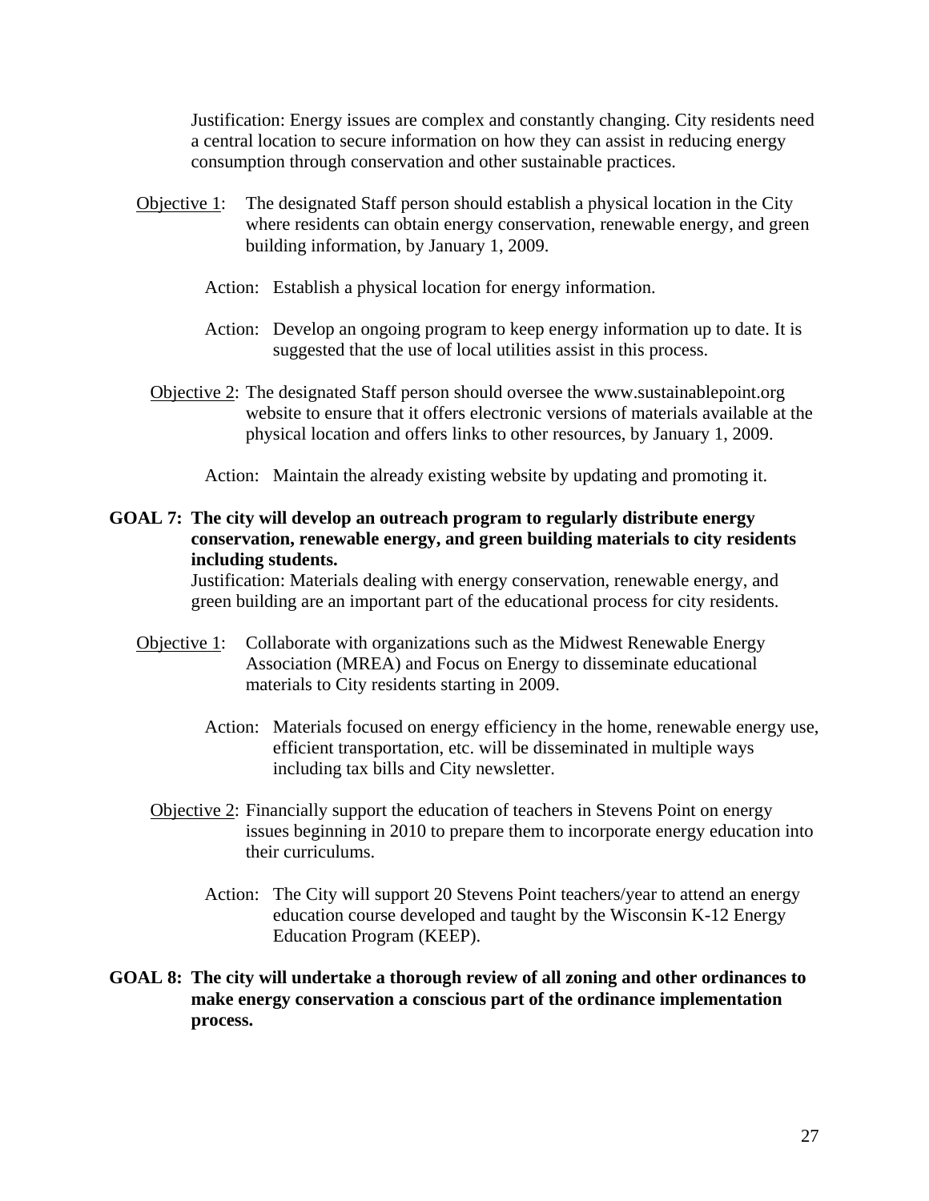Justification: Energy issues are complex and constantly changing. City residents need a central location to secure information on how they can assist in reducing energy consumption through conservation and other sustainable practices.

<u>Objective 1</u>: The designated Staff person should establish a physical location in the City where residents can obtain energy conservation, renewable energy, and green building information, by January 1, 2009.

Action: Establish a physical location for energy information.

Action: Develop an ongoing program to keep energy information up to date. It is suggested that the use of local utilities assist in this process.

<u>Objective 2</u>: The designated Staff person should oversee the www.sustainablepoint.org website to ensure that it offers electronic versions of materials available at the physical location and offers links to other resources, by January 1, 2009.

Action: Maintain the already existing website by updating and promoting it.

**GOAL 7: The city will develop an outreach program to regularly distribute energy conservation, renewable energy, and green building materials to city residents including students.**

Justification: Materials dealing with energy conservation, renewable energy, and green building are an important part of the educational process for city residents.

<u>Objective 1</u>: Collaborate with organizations such as the Midwest Renewable Energy Association (MREA) and Focus on Energy to disseminate educational materials to City residents starting in 2009.

Action: Materials focused on energy efficiency in the home, renewable energy use, efficient transportation, etc. will be disseminated in multiple ways including tax bills and City newsletter.

<u>Objective 2</u>: Financially support the education of teachers in Stevens Point on energy issues beginning in 2010 to prepare them to incorporate energy education into their curriculums.

Action: The City will support 20 Stevens Point teachers/year to attend an energy education course developed and taught by the Wisconsin K-12 Energy Education Program (KEEP).

**GOAL 8: The city will undertake a thorough review of all zoning and other ordinances to make energy conservation a conscious part of the ordinance implementation process.**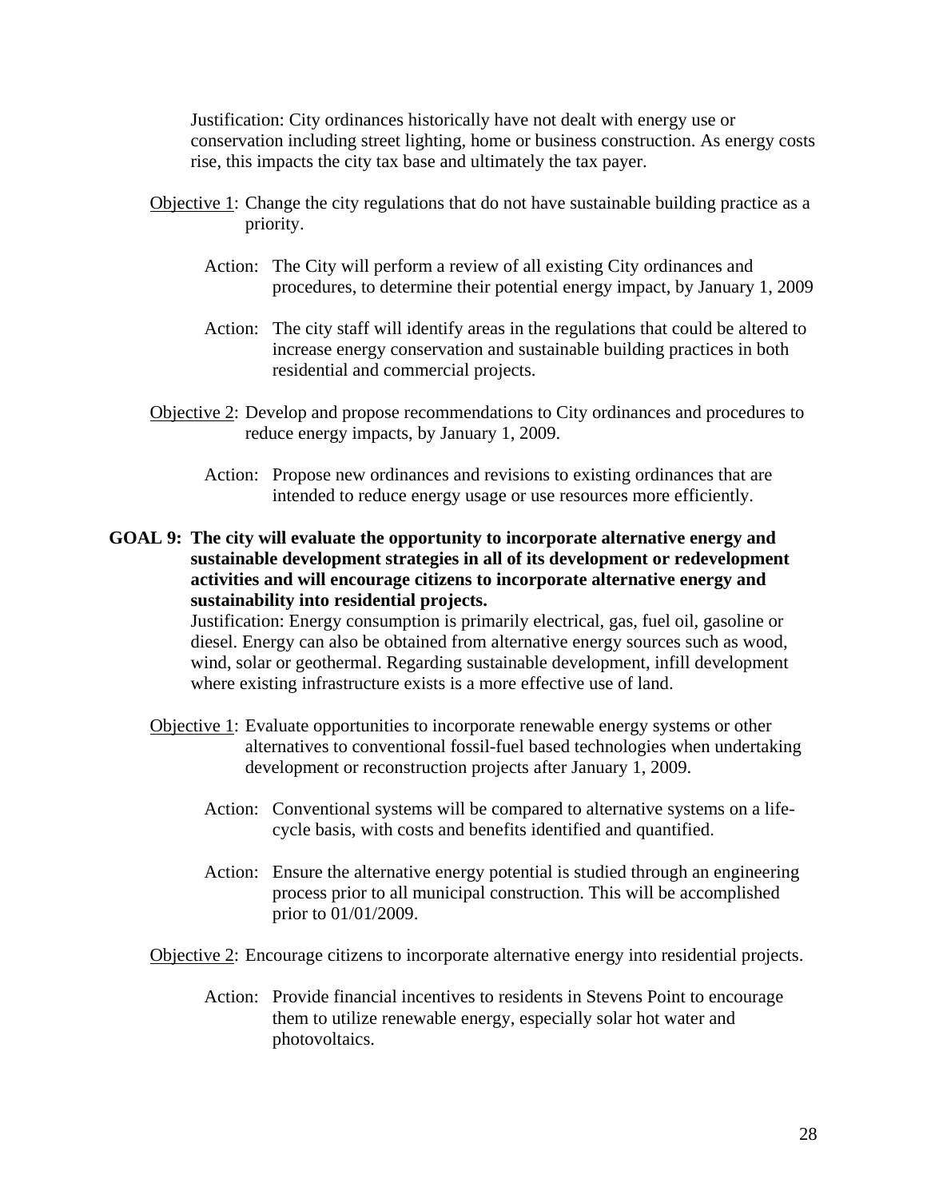Justification: City ordinances historically have not dealt with energy use or conservation including street lighting, home or business construction. As energy costs rise, this impacts the city tax base and ultimately the tax payer.

Objective 1: Change the city regulations that do not have sustainable building practice as a priority.

- Action: The City will perform a review of all existing City ordinances and procedures, to determine their potential energy impact, by January 1, 2009

- Action: The city staff will identify areas in the regulations that could be altered to increase energy conservation and sustainable building practices in both residential and commercial projects.

Objective 2: Develop and propose recommendations to City ordinances and procedures to reduce energy impacts, by January 1, 2009.

- Action: Propose new ordinances and revisions to existing ordinances that are intended to reduce energy usage or use resources more efficiently.

**GOAL 9: The city will evaluate the opportunity to incorporate alternative energy and sustainable development strategies in all of its development or redevelopment activities and will encourage citizens to incorporate alternative energy and sustainability into residential projects.**

Justification: Energy consumption is primarily electrical, gas, fuel oil, gasoline or diesel. Energy can also be obtained from alternative energy sources such as wood, wind, solar or geothermal. Regarding sustainable development, infill development where existing infrastructure exists is a more effective use of land.

Objective 1: Evaluate opportunities to incorporate renewable energy systems or other alternatives to conventional fossil-fuel based technologies when undertaking development or reconstruction projects after January 1, 2009.

- Action: Conventional systems will be compared to alternative systems on a life-cycle basis, with costs and benefits identified and quantified.

- Action: Ensure the alternative energy potential is studied through an engineering process prior to all municipal construction. This will be accomplished prior to 01/01/2009.

Objective 2: Encourage citizens to incorporate alternative energy into residential projects.

- Action: Provide financial incentives to residents in Stevens Point to encourage them to utilize renewable energy, especially solar hot water and photovoltaics.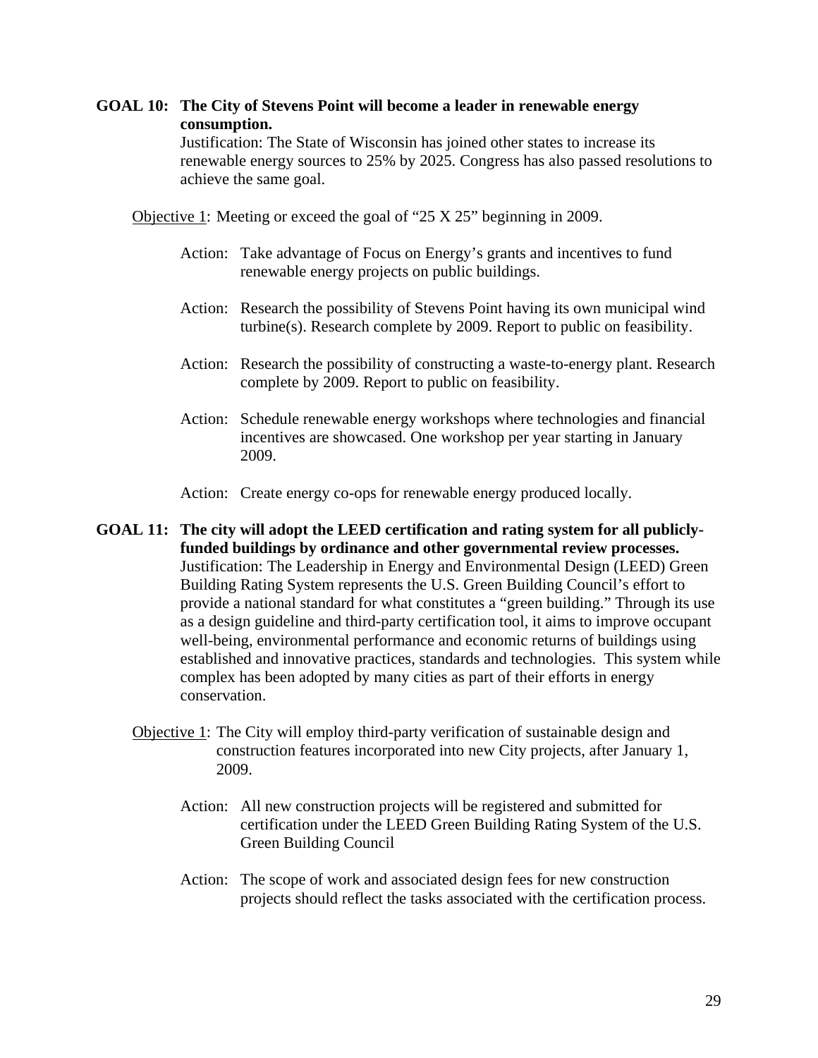**GOAL 10: The City of Stevens Point will become a leader in renewable energy consumption.**

Justification: The State of Wisconsin has joined other states to increase its renewable energy sources to 25% by 2025. Congress has also passed resolutions to achieve the same goal.

<u>Objective 1</u>: Meeting or exceed the goal of "25 X 25" beginning in 2009.

Action: Take advantage of Focus on Energy's grants and incentives to fund renewable energy projects on public buildings.

Action: Research the possibility of Stevens Point having its own municipal wind turbine(s). Research complete by 2009. Report to public on feasibility.

Action: Research the possibility of constructing a waste-to-energy plant. Research complete by 2009. Report to public on feasibility.

Action: Schedule renewable energy workshops where technologies and financial incentives are showcased. One workshop per year starting in January 2009.

Action: Create energy co-ops for renewable energy produced locally.

**GOAL 11: The city will adopt the LEED certification and rating system for all publicly-funded buildings by ordinance and other governmental review processes.**

Justification: The Leadership in Energy and Environmental Design (LEED) Green Building Rating System represents the U.S. Green Building Council's effort to provide a national standard for what constitutes a "green building." Through its use as a design guideline and third-party certification tool, it aims to improve occupant well-being, environmental performance and economic returns of buildings using established and innovative practices, standards and technologies. This system while complex has been adopted by many cities as part of their efforts in energy conservation.

<u>Objective 1</u>: The City will employ third-party verification of sustainable design and construction features incorporated into new City projects, after January 1, 2009.

Action: All new construction projects will be registered and submitted for certification under the LEED Green Building Rating System of the U.S. Green Building Council

Action: The scope of work and associated design fees for new construction projects should reflect the tasks associated with the certification process.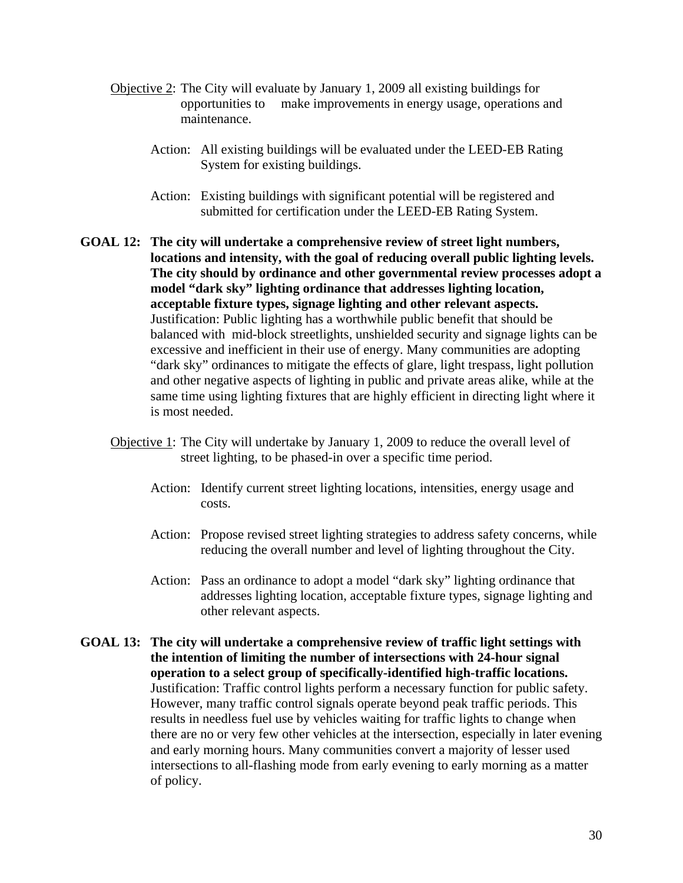<u>Objective 2</u>: The City will evaluate by January 1, 2009 all existing buildings for opportunities to make improvements in energy usage, operations and maintenance.

Action: All existing buildings will be evaluated under the LEED-EB Rating System for existing buildings.

Action: Existing buildings with significant potential will be registered and submitted for certification under the LEED-EB Rating System.

**GOAL 12: The city will undertake a comprehensive review of street light numbers, locations and intensity, with the goal of reducing overall public lighting levels. The city should by ordinance and other governmental review processes adopt a model "dark sky" lighting ordinance that addresses lighting location, acceptable fixture types, signage lighting and other relevant aspects.**

Justification: Public lighting has a worthwhile public benefit that should be balanced with mid-block streetlights, unshielded security and signage lights can be excessive and inefficient in their use of energy. Many communities are adopting "dark sky" ordinances to mitigate the effects of glare, light trespass, light pollution and other negative aspects of lighting in public and private areas alike, while at the same time using lighting fixtures that are highly efficient in directing light where it is most needed.

<u>Objective 1</u>: The City will undertake by January 1, 2009 to reduce the overall level of street lighting, to be phased-in over a specific time period.

Action: Identify current street lighting locations, intensities, energy usage and costs.

Action: Propose revised street lighting strategies to address safety concerns, while reducing the overall number and level of lighting throughout the City.

Action: Pass an ordinance to adopt a model "dark sky" lighting ordinance that addresses lighting location, acceptable fixture types, signage lighting and other relevant aspects.

**GOAL 13: The city will undertake a comprehensive review of traffic light settings with the intention of limiting the number of intersections with 24-hour signal operation to a select group of specifically-identified high-traffic locations.**

Justification: Traffic control lights perform a necessary function for public safety. However, many traffic control signals operate beyond peak traffic periods. This results in needless fuel use by vehicles waiting for traffic lights to change when there are no or very few other vehicles at the intersection, especially in later evening and early morning hours. Many communities convert a majority of lesser used intersections to all-flashing mode from early evening to early morning as a matter of policy.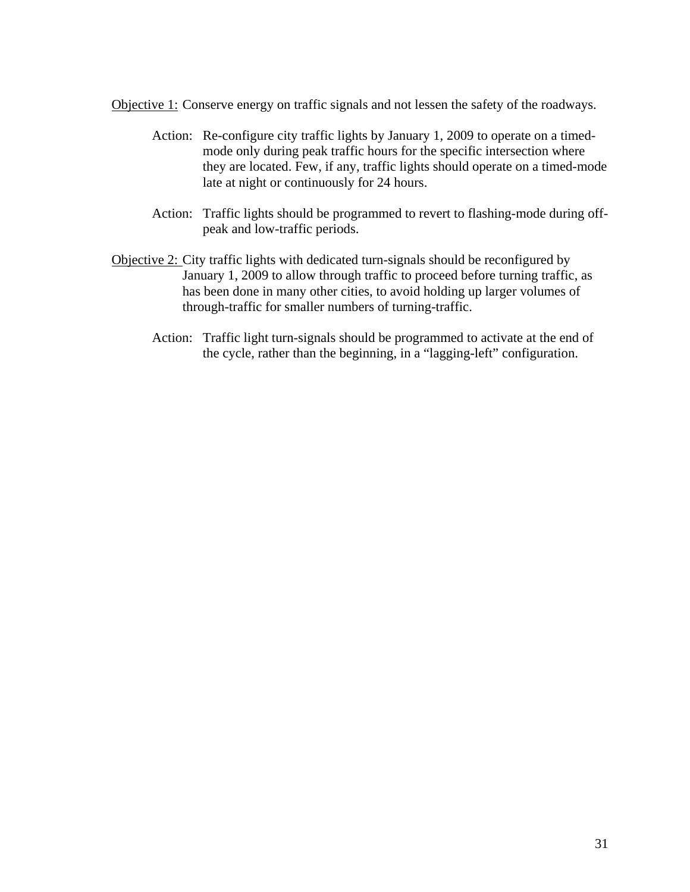<u>Objective 1:</u> Conserve energy on traffic signals and not lessen the safety of the roadways.

Action: Re-configure city traffic lights by January 1, 2009 to operate on a timed-mode only during peak traffic hours for the specific intersection where they are located. Few, if any, traffic lights should operate on a timed-mode late at night or continuously for 24 hours.

Action: Traffic lights should be programmed to revert to flashing-mode during off-peak and low-traffic periods.

<u>Objective 2:</u> City traffic lights with dedicated turn-signals should be reconfigured by January 1, 2009 to allow through traffic to proceed before turning traffic, as has been done in many other cities, to avoid holding up larger volumes of through-traffic for smaller numbers of turning-traffic.

Action: Traffic light turn-signals should be programmed to activate at the end of the cycle, rather than the beginning, in a "lagging-left" configuration.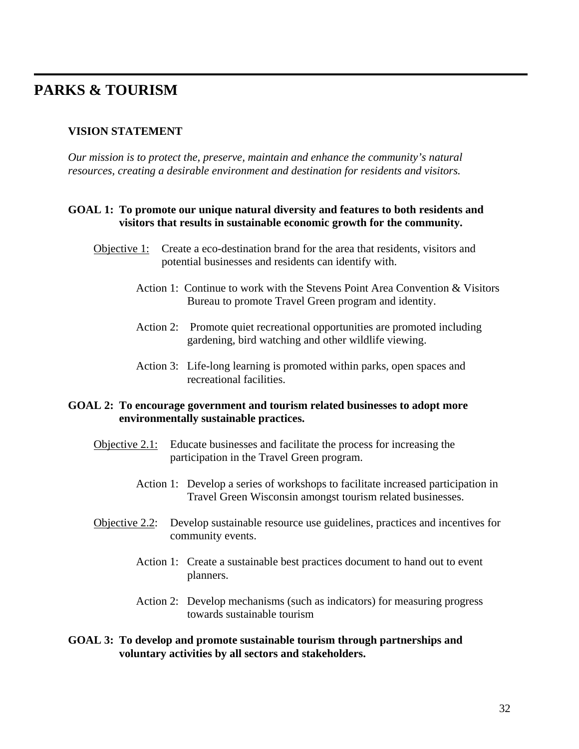# PARKS & TOURISM

**VISION STATEMENT**

*Our mission is to protect the, preserve, maintain and enhance the community's natural resources, creating a desirable environment and destination for residents and visitors.*

**GOAL 1: To promote our unique natural diversity and features to both residents and visitors that results in sustainable economic growth for the community.**

Objective 1: Create a eco-destination brand for the area that residents, visitors and potential businesses and residents can identify with.

- Action 1: Continue to work with the Stevens Point Area Convention & Visitors Bureau to promote Travel Green program and identity.
- Action 2: Promote quiet recreational opportunities are promoted including gardening, bird watching and other wildlife viewing.
- Action 3: Life-long learning is promoted within parks, open spaces and recreational facilities.

**GOAL 2: To encourage government and tourism related businesses to adopt more environmentally sustainable practices.**

Objective 2.1: Educate businesses and facilitate the process for increasing the participation in the Travel Green program.

- Action 1: Develop a series of workshops to facilitate increased participation in Travel Green Wisconsin amongst tourism related businesses.

Objective 2.2: Develop sustainable resource use guidelines, practices and incentives for community events.

- Action 1: Create a sustainable best practices document to hand out to event planners.
- Action 2: Develop mechanisms (such as indicators) for measuring progress towards sustainable tourism

**GOAL 3: To develop and promote sustainable tourism through partnerships and voluntary activities by all sectors and stakeholders.**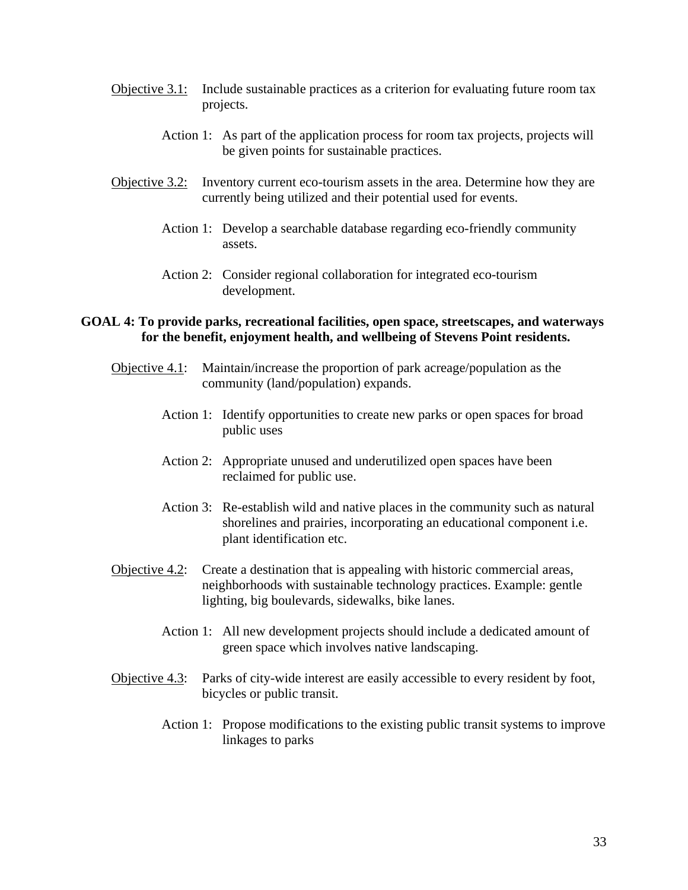Objective 3.1: Include sustainable practices as a criterion for evaluating future room tax projects.

Action 1: As part of the application process for room tax projects, projects will be given points for sustainable practices.

Objective 3.2: Inventory current eco-tourism assets in the area. Determine how they are currently being utilized and their potential used for events.

Action 1: Develop a searchable database regarding eco-friendly community assets.

Action 2: Consider regional collaboration for integrated eco-tourism development.

**GOAL 4: To provide parks, recreational facilities, open space, streetscapes, and waterways for the benefit, enjoyment health, and wellbeing of Stevens Point residents.**

Objective 4.1: Maintain/increase the proportion of park acreage/population as the community (land/population) expands.

Action 1: Identify opportunities to create new parks or open spaces for broad public uses

Action 2: Appropriate unused and underutilized open spaces have been reclaimed for public use.

Action 3: Re-establish wild and native places in the community such as natural shorelines and prairies, incorporating an educational component i.e. plant identification etc.

Objective 4.2: Create a destination that is appealing with historic commercial areas, neighborhoods with sustainable technology practices. Example: gentle lighting, big boulevards, sidewalks, bike lanes.

Action 1: All new development projects should include a dedicated amount of green space which involves native landscaping.

Objective 4.3: Parks of city-wide interest are easily accessible to every resident by foot, bicycles or public transit.

Action 1: Propose modifications to the existing public transit systems to improve linkages to parks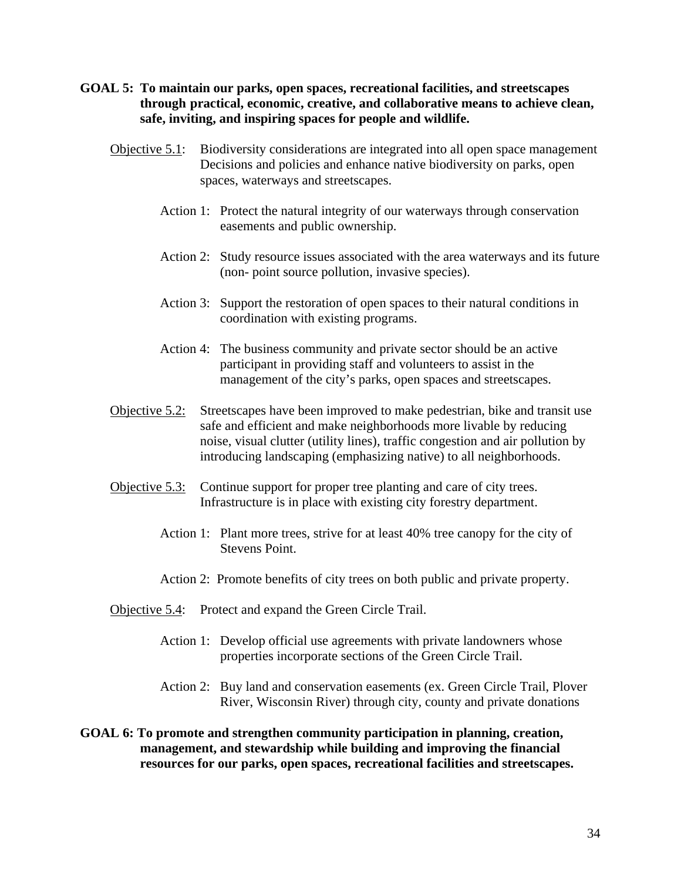**GOAL 5: To maintain our parks, open spaces, recreational facilities, and streetscapes through practical, economic, creative, and collaborative means to achieve clean, safe, inviting, and inspiring spaces for people and wildlife.**

<u>Objective 5.1</u>: Biodiversity considerations are integrated into all open space management Decisions and policies and enhance native biodiversity on parks, open spaces, waterways and streetscapes.

- Action 1: Protect the natural integrity of our waterways through conservation easements and public ownership.
- Action 2: Study resource issues associated with the area waterways and its future (non- point source pollution, invasive species).
- Action 3: Support the restoration of open spaces to their natural conditions in coordination with existing programs.
- Action 4: The business community and private sector should be an active participant in providing staff and volunteers to assist in the management of the city's parks, open spaces and streetscapes.

<u>Objective 5.2:</u> Streetscapes have been improved to make pedestrian, bike and transit use safe and efficient and make neighborhoods more livable by reducing noise, visual clutter (utility lines), traffic congestion and air pollution by introducing landscaping (emphasizing native) to all neighborhoods.

<u>Objective 5.3:</u> Continue support for proper tree planting and care of city trees. Infrastructure is in place with existing city forestry department.

- Action 1: Plant more trees, strive for at least 40% tree canopy for the city of Stevens Point.
- Action 2: Promote benefits of city trees on both public and private property.

<u>Objective 5.4</u>: Protect and expand the Green Circle Trail.

- Action 1: Develop official use agreements with private landowners whose properties incorporate sections of the Green Circle Trail.
- Action 2: Buy land and conservation easements (ex. Green Circle Trail, Plover River, Wisconsin River) through city, county and private donations

**GOAL 6: To promote and strengthen community participation in planning, creation, management, and stewardship while building and improving the financial resources for our parks, open spaces, recreational facilities and streetscapes.**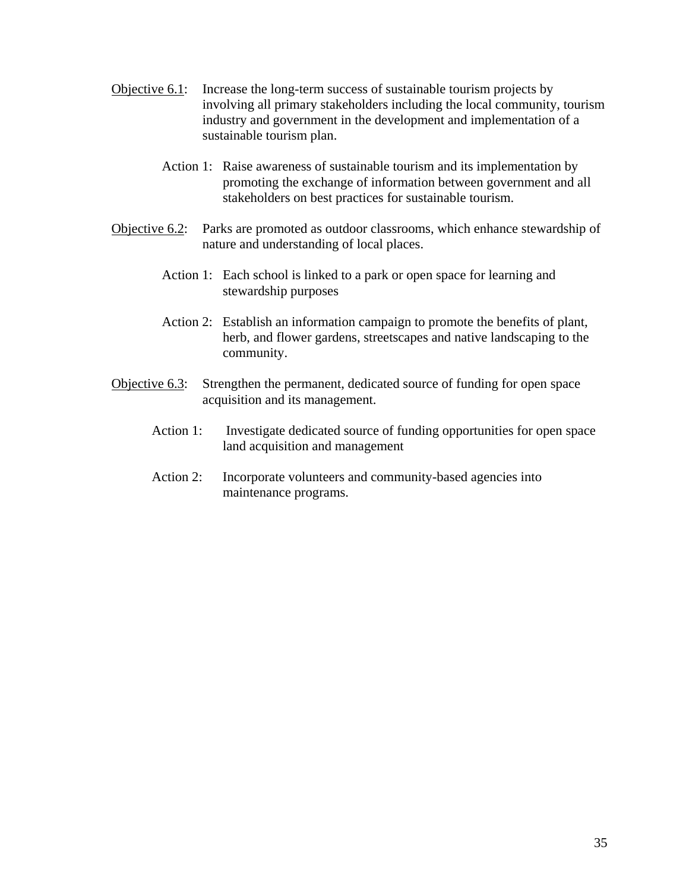<u>Objective 6.1</u>: Increase the long-term success of sustainable tourism projects by involving all primary stakeholders including the local community, tourism industry and government in the development and implementation of a sustainable tourism plan.

Action 1: Raise awareness of sustainable tourism and its implementation by promoting the exchange of information between government and all stakeholders on best practices for sustainable tourism.

<u>Objective 6.2</u>: Parks are promoted as outdoor classrooms, which enhance stewardship of nature and understanding of local places.

Action 1: Each school is linked to a park or open space for learning and stewardship purposes

Action 2: Establish an information campaign to promote the benefits of plant, herb, and flower gardens, streetscapes and native landscaping to the community.

<u>Objective 6.3</u>: Strengthen the permanent, dedicated source of funding for open space acquisition and its management.

Action 1: Investigate dedicated source of funding opportunities for open space land acquisition and management

Action 2: Incorporate volunteers and community-based agencies into maintenance programs.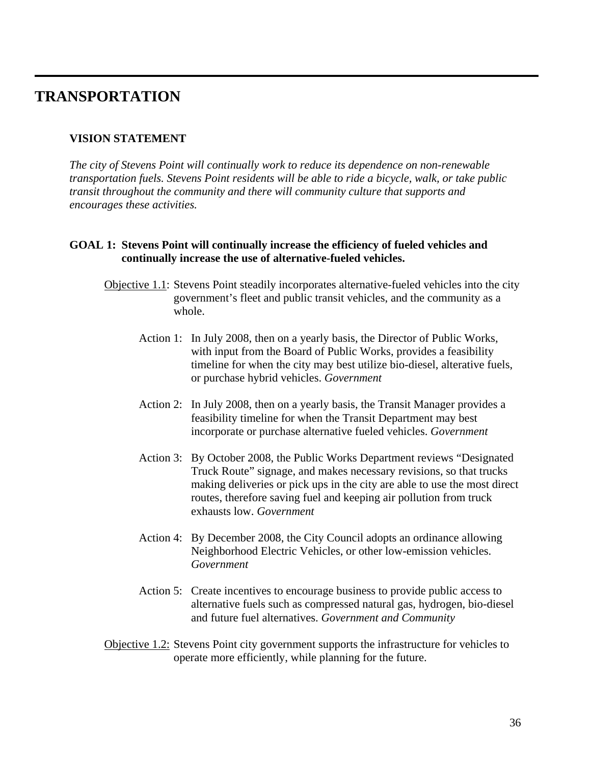# TRANSPORTATION

### VISION STATEMENT

*The city of Stevens Point will continually work to reduce its dependence on non-renewable transportation fuels. Stevens Point residents will be able to ride a bicycle, walk, or take public transit throughout the community and there will community culture that supports and encourages these activities.*

**GOAL 1: Stevens Point will continually increase the efficiency of fueled vehicles and continually increase the use of alternative-fueled vehicles.**

<u>Objective 1.1</u>: Stevens Point steadily incorporates alternative-fueled vehicles into the city government's fleet and public transit vehicles, and the community as a whole.

Action 1: In July 2008, then on a yearly basis, the Director of Public Works, with input from the Board of Public Works, provides a feasibility timeline for when the city may best utilize bio-diesel, alterative fuels, or purchase hybrid vehicles. *Government*

Action 2: In July 2008, then on a yearly basis, the Transit Manager provides a feasibility timeline for when the Transit Department may best incorporate or purchase alternative fueled vehicles. *Government*

Action 3: By October 2008, the Public Works Department reviews "Designated Truck Route" signage, and makes necessary revisions, so that trucks making deliveries or pick ups in the city are able to use the most direct routes, therefore saving fuel and keeping air pollution from truck exhausts low. *Government*

Action 4: By December 2008, the City Council adopts an ordinance allowing Neighborhood Electric Vehicles, or other low-emission vehicles. *Government*

Action 5: Create incentives to encourage business to provide public access to alternative fuels such as compressed natural gas, hydrogen, bio-diesel and future fuel alternatives. *Government and Community*

<u>Objective 1.2</u>: Stevens Point city government supports the infrastructure for vehicles to operate more efficiently, while planning for the future.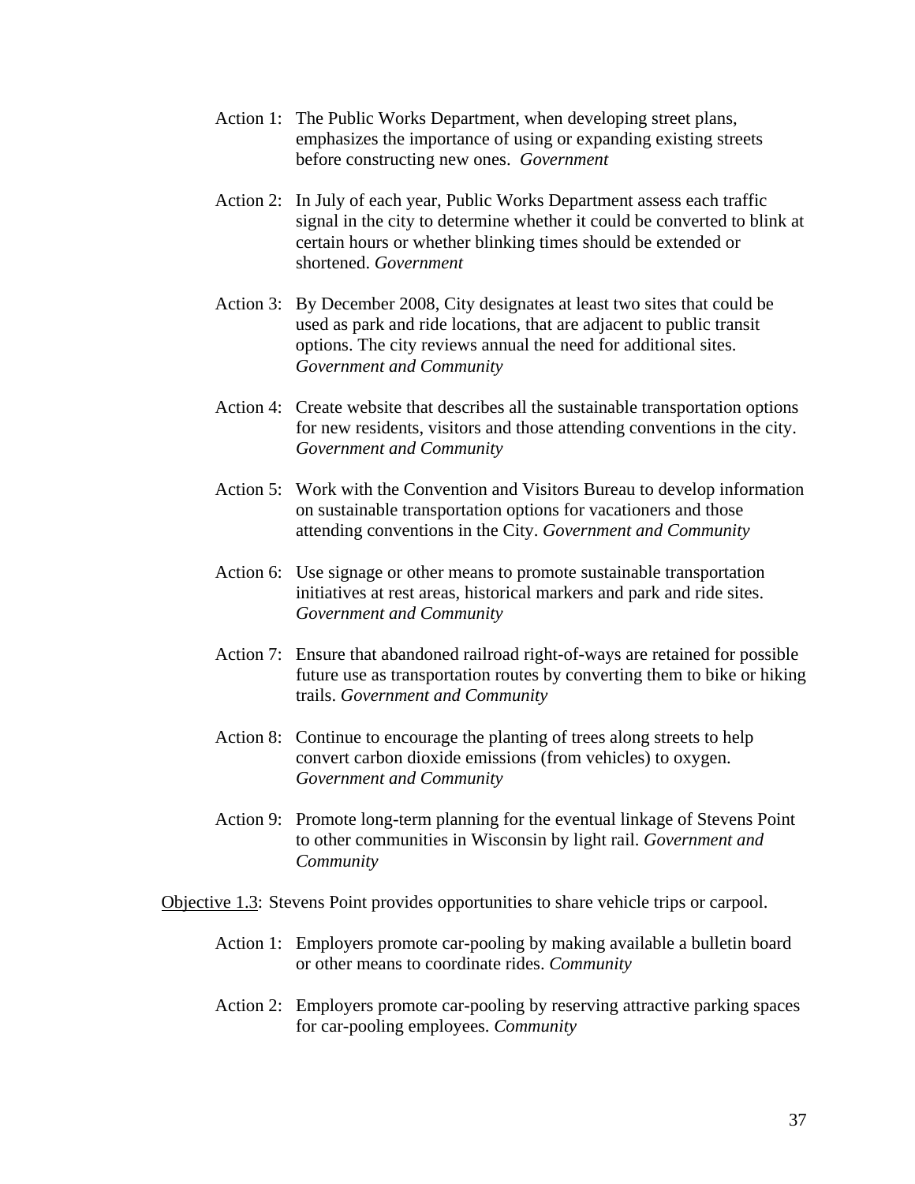Action 1: The Public Works Department, when developing street plans, emphasizes the importance of using or expanding existing streets before constructing new ones. *Government*

Action 2: In July of each year, Public Works Department assess each traffic signal in the city to determine whether it could be converted to blink at certain hours or whether blinking times should be extended or shortened. *Government*

Action 3: By December 2008, City designates at least two sites that could be used as park and ride locations, that are adjacent to public transit options. The city reviews annual the need for additional sites. *Government and Community*

Action 4: Create website that describes all the sustainable transportation options for new residents, visitors and those attending conventions in the city. *Government and Community*

Action 5: Work with the Convention and Visitors Bureau to develop information on sustainable transportation options for vacationers and those attending conventions in the City. *Government and Community*

Action 6: Use signage or other means to promote sustainable transportation initiatives at rest areas, historical markers and park and ride sites. *Government and Community*

Action 7: Ensure that abandoned railroad right-of-ways are retained for possible future use as transportation routes by converting them to bike or hiking trails. *Government and Community*

Action 8: Continue to encourage the planting of trees along streets to help convert carbon dioxide emissions (from vehicles) to oxygen. *Government and Community*

Action 9: Promote long-term planning for the eventual linkage of Stevens Point to other communities in Wisconsin by light rail. *Government and Community*

<u>Objective 1.3</u>: Stevens Point provides opportunities to share vehicle trips or carpool.

Action 1: Employers promote car-pooling by making available a bulletin board or other means to coordinate rides. *Community*

Action 2: Employers promote car-pooling by reserving attractive parking spaces for car-pooling employees. *Community*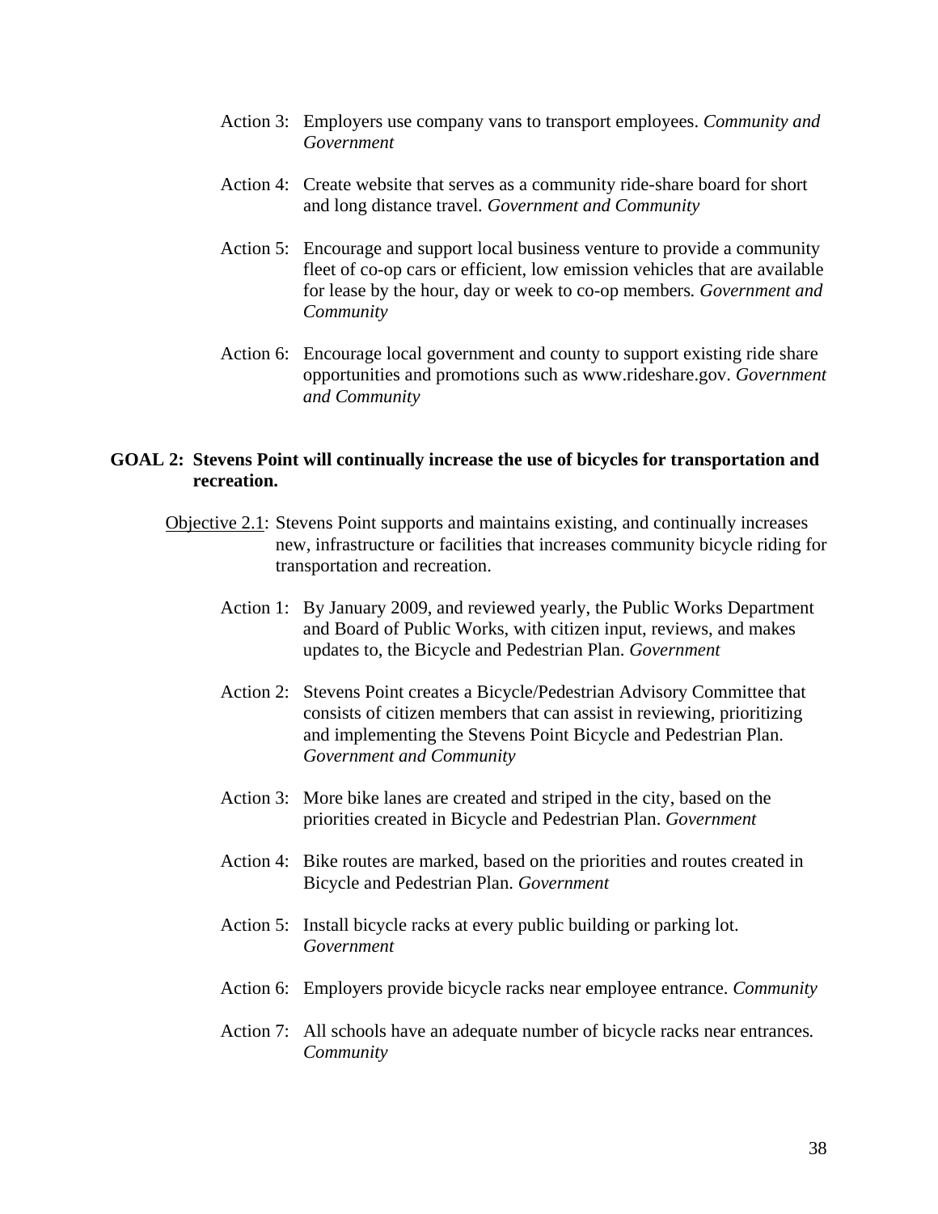Action 3: Employers use company vans to transport employees. *Community and Government*

Action 4: Create website that serves as a community ride-share board for short and long distance travel. *Government and Community*

Action 5: Encourage and support local business venture to provide a community fleet of co-op cars or efficient, low emission vehicles that are available for lease by the hour, day or week to co-op members. *Government and Community*

Action 6: Encourage local government and county to support existing ride share opportunities and promotions such as www.rideshare.gov. *Government and Community*

**GOAL 2: Stevens Point will continually increase the use of bicycles for transportation and recreation.**

Objective 2.1: Stevens Point supports and maintains existing, and continually increases new, infrastructure or facilities that increases community bicycle riding for transportation and recreation.

Action 1: By January 2009, and reviewed yearly, the Public Works Department and Board of Public Works, with citizen input, reviews, and makes updates to, the Bicycle and Pedestrian Plan. *Government*

Action 2: Stevens Point creates a Bicycle/Pedestrian Advisory Committee that consists of citizen members that can assist in reviewing, prioritizing and implementing the Stevens Point Bicycle and Pedestrian Plan. *Government and Community*

Action 3: More bike lanes are created and striped in the city, based on the priorities created in Bicycle and Pedestrian Plan. *Government*

Action 4: Bike routes are marked, based on the priorities and routes created in Bicycle and Pedestrian Plan. *Government*

Action 5: Install bicycle racks at every public building or parking lot. *Government*

Action 6: Employers provide bicycle racks near employee entrance. *Community*

Action 7: All schools have an adequate number of bicycle racks near entrances. *Community*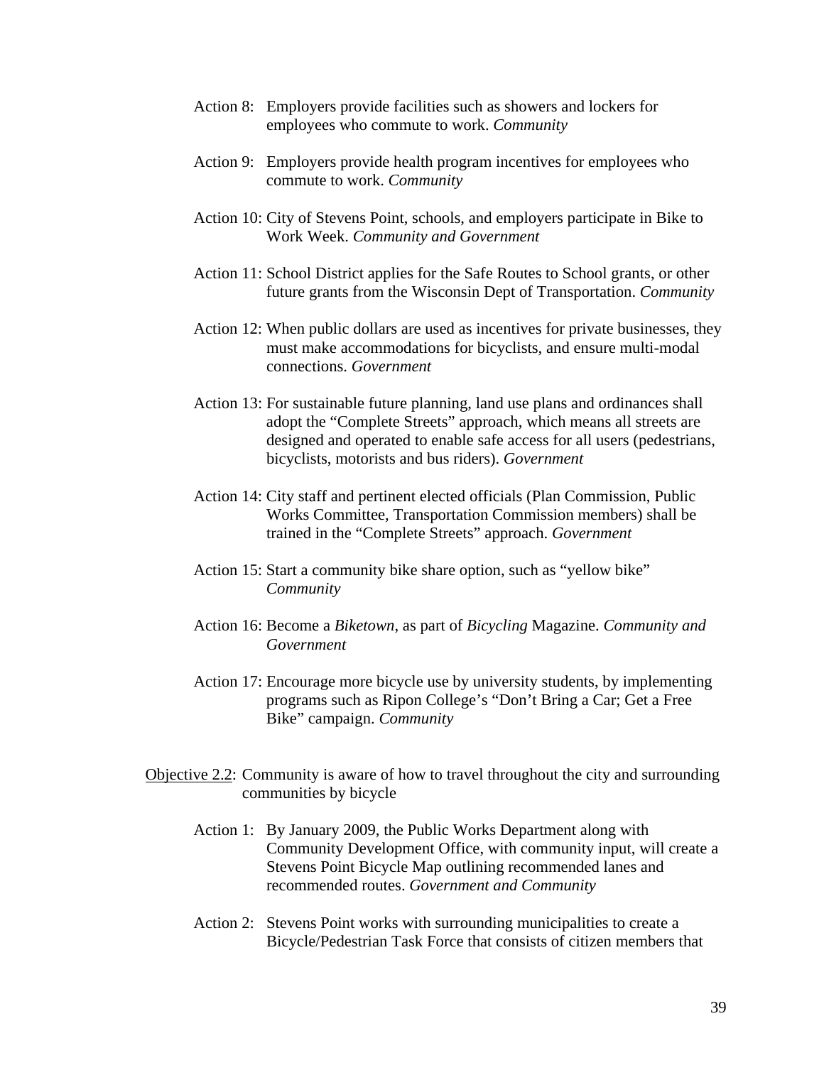Action 8: Employers provide facilities such as showers and lockers for employees who commute to work. *Community*

Action 9: Employers provide health program incentives for employees who commute to work. *Community*

Action 10: City of Stevens Point, schools, and employers participate in Bike to Work Week. *Community and Government*

Action 11: School District applies for the Safe Routes to School grants, or other future grants from the Wisconsin Dept of Transportation. *Community*

Action 12: When public dollars are used as incentives for private businesses, they must make accommodations for bicyclists, and ensure multi-modal connections. *Government*

Action 13: For sustainable future planning, land use plans and ordinances shall adopt the "Complete Streets" approach, which means all streets are designed and operated to enable safe access for all users (pedestrians, bicyclists, motorists and bus riders). *Government*

Action 14: City staff and pertinent elected officials (Plan Commission, Public Works Committee, Transportation Commission members) shall be trained in the "Complete Streets" approach. *Government*

Action 15: Start a community bike share option, such as "yellow bike" *Community*

Action 16: Become a *Biketown*, as part of *Bicycling* Magazine. *Community and Government*

Action 17: Encourage more bicycle use by university students, by implementing programs such as Ripon College's "Don't Bring a Car; Get a Free Bike" campaign. *Community*

<u>Objective 2.2</u>: Community is aware of how to travel throughout the city and surrounding communities by bicycle

Action 1: By January 2009, the Public Works Department along with Community Development Office, with community input, will create a Stevens Point Bicycle Map outlining recommended lanes and recommended routes. *Government and Community*

Action 2: Stevens Point works with surrounding municipalities to create a Bicycle/Pedestrian Task Force that consists of citizen members that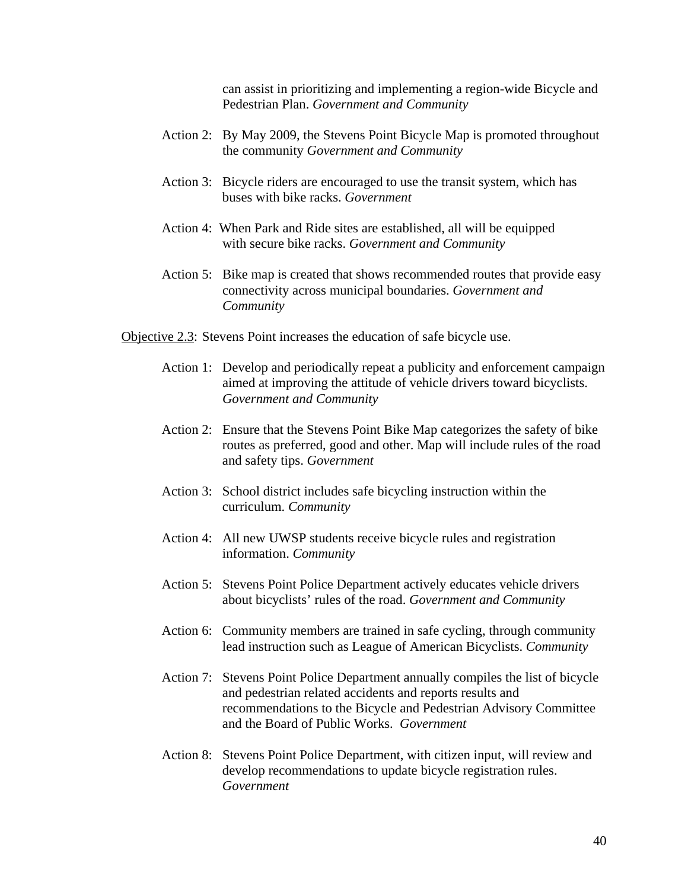can assist in prioritizing and implementing a region-wide Bicycle and Pedestrian Plan. *Government and Community*

Action 2: By May 2009, the Stevens Point Bicycle Map is promoted throughout the community *Government and Community*

Action 3: Bicycle riders are encouraged to use the transit system, which has buses with bike racks. *Government*

Action 4: When Park and Ride sites are established, all will be equipped with secure bike racks. *Government and Community*

Action 5: Bike map is created that shows recommended routes that provide easy connectivity across municipal boundaries. *Government and Community*

<u>Objective 2.3</u>: Stevens Point increases the education of safe bicycle use.

Action 1: Develop and periodically repeat a publicity and enforcement campaign aimed at improving the attitude of vehicle drivers toward bicyclists. *Government and Community*

Action 2: Ensure that the Stevens Point Bike Map categorizes the safety of bike routes as preferred, good and other. Map will include rules of the road and safety tips. *Government*

Action 3: School district includes safe bicycling instruction within the curriculum. *Community*

Action 4: All new UWSP students receive bicycle rules and registration information. *Community*

Action 5: Stevens Point Police Department actively educates vehicle drivers about bicyclists' rules of the road. *Government and Community*

Action 6: Community members are trained in safe cycling, through community lead instruction such as League of American Bicyclists. *Community*

Action 7: Stevens Point Police Department annually compiles the list of bicycle and pedestrian related accidents and reports results and recommendations to the Bicycle and Pedestrian Advisory Committee and the Board of Public Works. *Government*

Action 8: Stevens Point Police Department, with citizen input, will review and develop recommendations to update bicycle registration rules. *Government*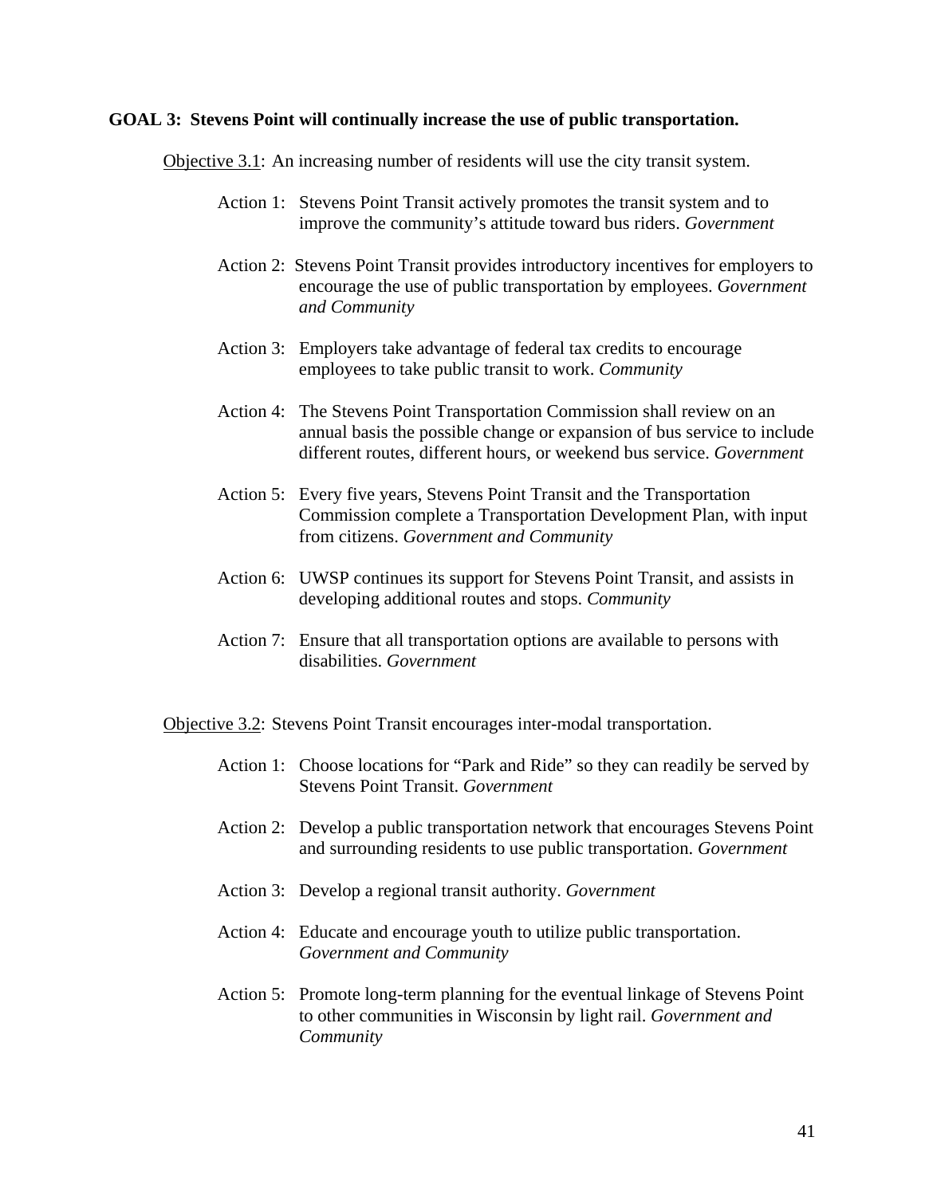**GOAL 3: Stevens Point will continually increase the use of public transportation.**

Objective 3.1: An increasing number of residents will use the city transit system.

Action 1: Stevens Point Transit actively promotes the transit system and to improve the community's attitude toward bus riders. *Government*

Action 2: Stevens Point Transit provides introductory incentives for employers to encourage the use of public transportation by employees. *Government and Community*

Action 3: Employers take advantage of federal tax credits to encourage employees to take public transit to work. *Community*

Action 4: The Stevens Point Transportation Commission shall review on an annual basis the possible change or expansion of bus service to include different routes, different hours, or weekend bus service. *Government*

Action 5: Every five years, Stevens Point Transit and the Transportation Commission complete a Transportation Development Plan, with input from citizens. *Government and Community*

Action 6: UWSP continues its support for Stevens Point Transit, and assists in developing additional routes and stops. *Community*

Action 7: Ensure that all transportation options are available to persons with disabilities. *Government*

Objective 3.2: Stevens Point Transit encourages inter-modal transportation.

Action 1: Choose locations for "Park and Ride" so they can readily be served by Stevens Point Transit. *Government*

Action 2: Develop a public transportation network that encourages Stevens Point and surrounding residents to use public transportation. *Government*

Action 3: Develop a regional transit authority. *Government*

Action 4: Educate and encourage youth to utilize public transportation. *Government and Community*

Action 5: Promote long-term planning for the eventual linkage of Stevens Point to other communities in Wisconsin by light rail. *Government and Community*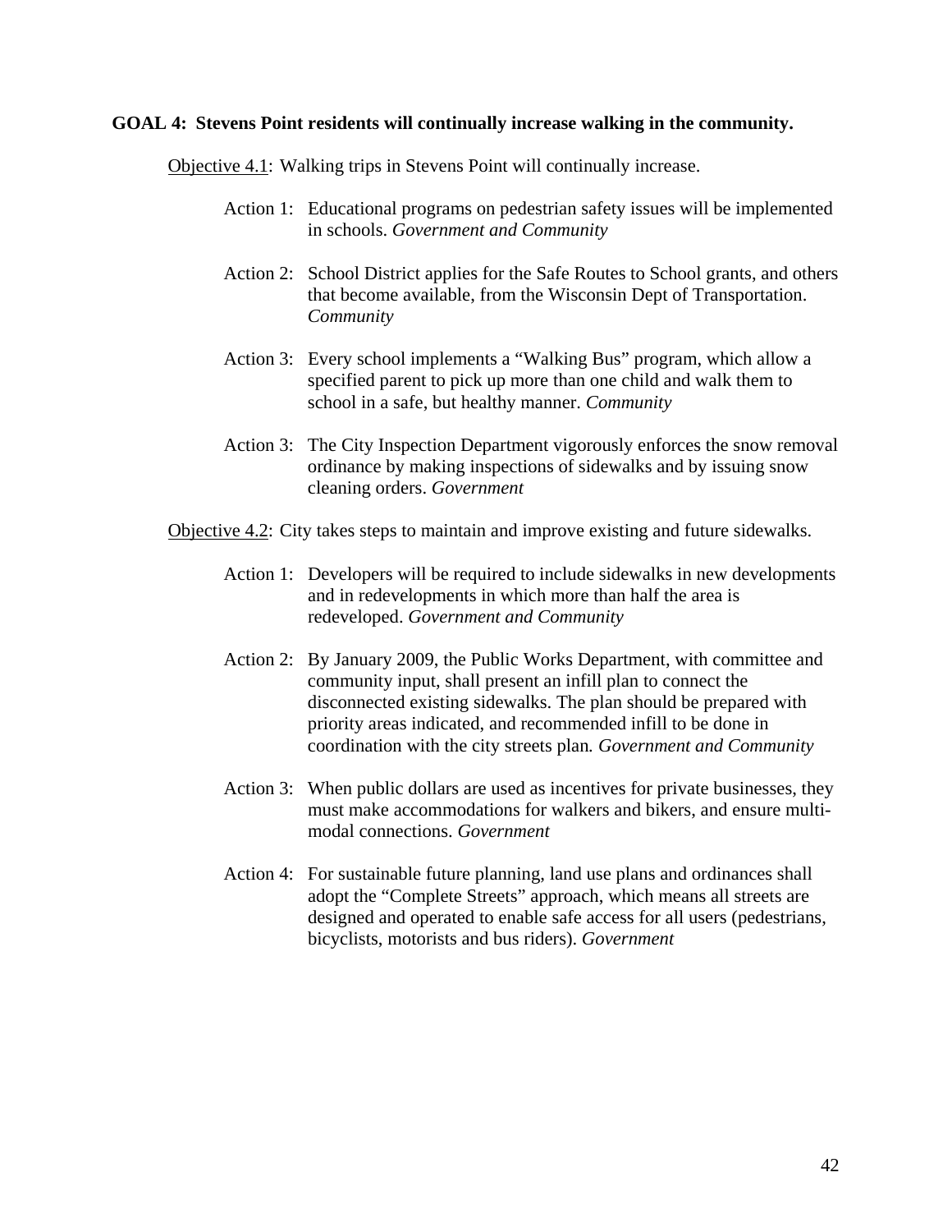**GOAL 4: Stevens Point residents will continually increase walking in the community.**

Objective 4.1: Walking trips in Stevens Point will continually increase.

Action 1: Educational programs on pedestrian safety issues will be implemented in schools. *Government and Community*

Action 2: School District applies for the Safe Routes to School grants, and others that become available, from the Wisconsin Dept of Transportation. *Community*

Action 3: Every school implements a "Walking Bus" program, which allow a specified parent to pick up more than one child and walk them to school in a safe, but healthy manner. *Community*

Action 3: The City Inspection Department vigorously enforces the snow removal ordinance by making inspections of sidewalks and by issuing snow cleaning orders. *Government*

Objective 4.2: City takes steps to maintain and improve existing and future sidewalks.

Action 1: Developers will be required to include sidewalks in new developments and in redevelopments in which more than half the area is redeveloped. *Government and Community*

Action 2: By January 2009, the Public Works Department, with committee and community input, shall present an infill plan to connect the disconnected existing sidewalks. The plan should be prepared with priority areas indicated, and recommended infill to be done in coordination with the city streets plan. *Government and Community*

Action 3: When public dollars are used as incentives for private businesses, they must make accommodations for walkers and bikers, and ensure multi-modal connections. *Government*

Action 4: For sustainable future planning, land use plans and ordinances shall adopt the "Complete Streets" approach, which means all streets are designed and operated to enable safe access for all users (pedestrians, bicyclists, motorists and bus riders). *Government*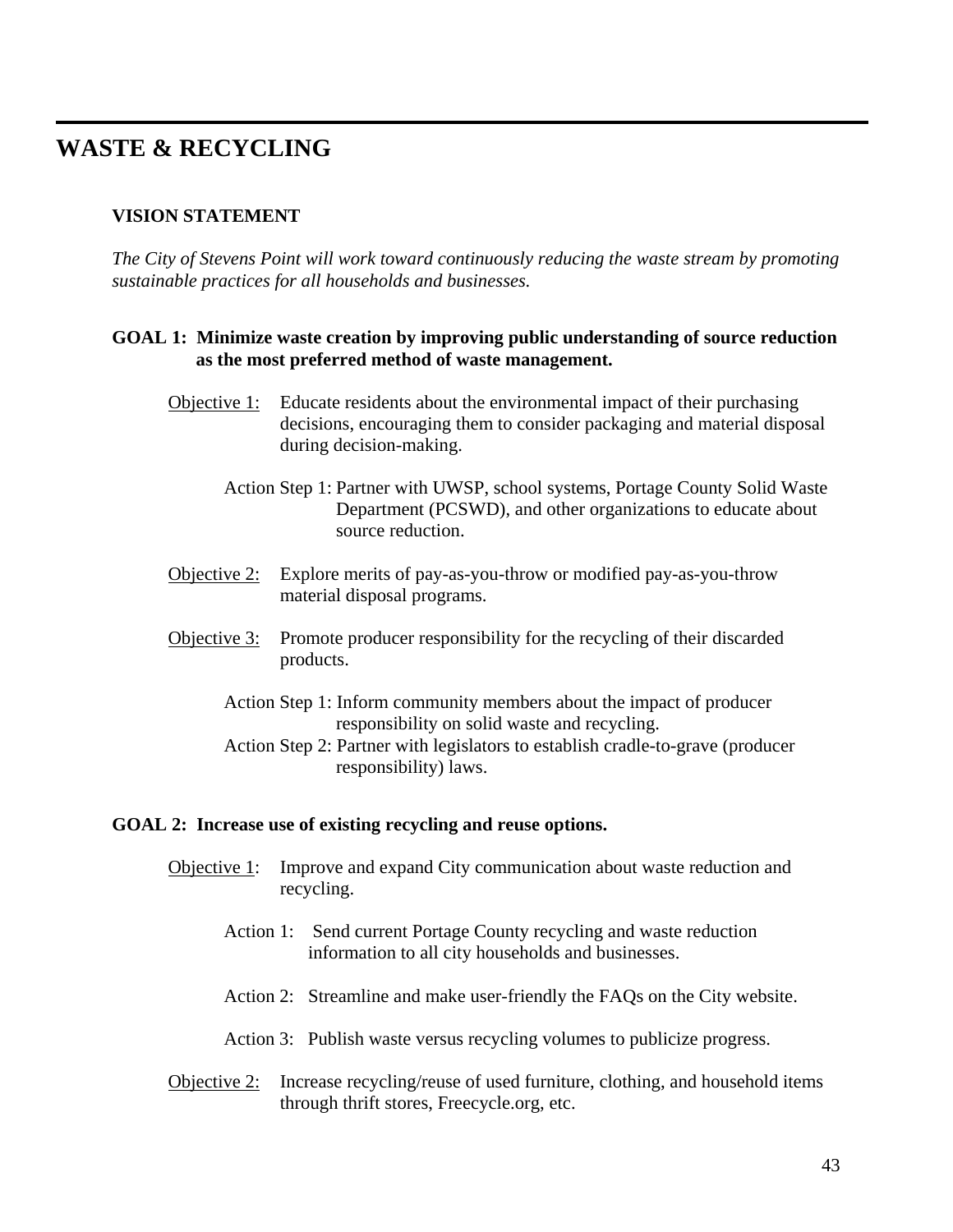# WASTE & RECYCLING

## VISION STATEMENT

*The City of Stevens Point will work toward continuously reducing the waste stream by promoting sustainable practices for all households and businesses.*

### GOAL 1: Minimize waste creation by improving public understanding of source reduction as the most preferred method of waste management.

<u>Objective 1:</u> Educate residents about the environmental impact of their purchasing decisions, encouraging them to consider packaging and material disposal during decision-making.

- Action Step 1: Partner with UWSP, school systems, Portage County Solid Waste Department (PCSWD), and other organizations to educate about source reduction.

<u>Objective 2:</u> Explore merits of pay-as-you-throw or modified pay-as-you-throw material disposal programs.

<u>Objective 3:</u> Promote producer responsibility for the recycling of their discarded products.

- Action Step 1: Inform community members about the impact of producer responsibility on solid waste and recycling.
- Action Step 2: Partner with legislators to establish cradle-to-grave (producer responsibility) laws.

### GOAL 2: Increase use of existing recycling and reuse options.

<u>Objective 1</u>: Improve and expand City communication about waste reduction and recycling.

- Action 1: Send current Portage County recycling and waste reduction information to all city households and businesses.
- Action 2: Streamline and make user-friendly the FAQs on the City website.
- Action 3: Publish waste versus recycling volumes to publicize progress.

<u>Objective 2:</u> Increase recycling/reuse of used furniture, clothing, and household items through thrift stores, Freecycle.org, etc.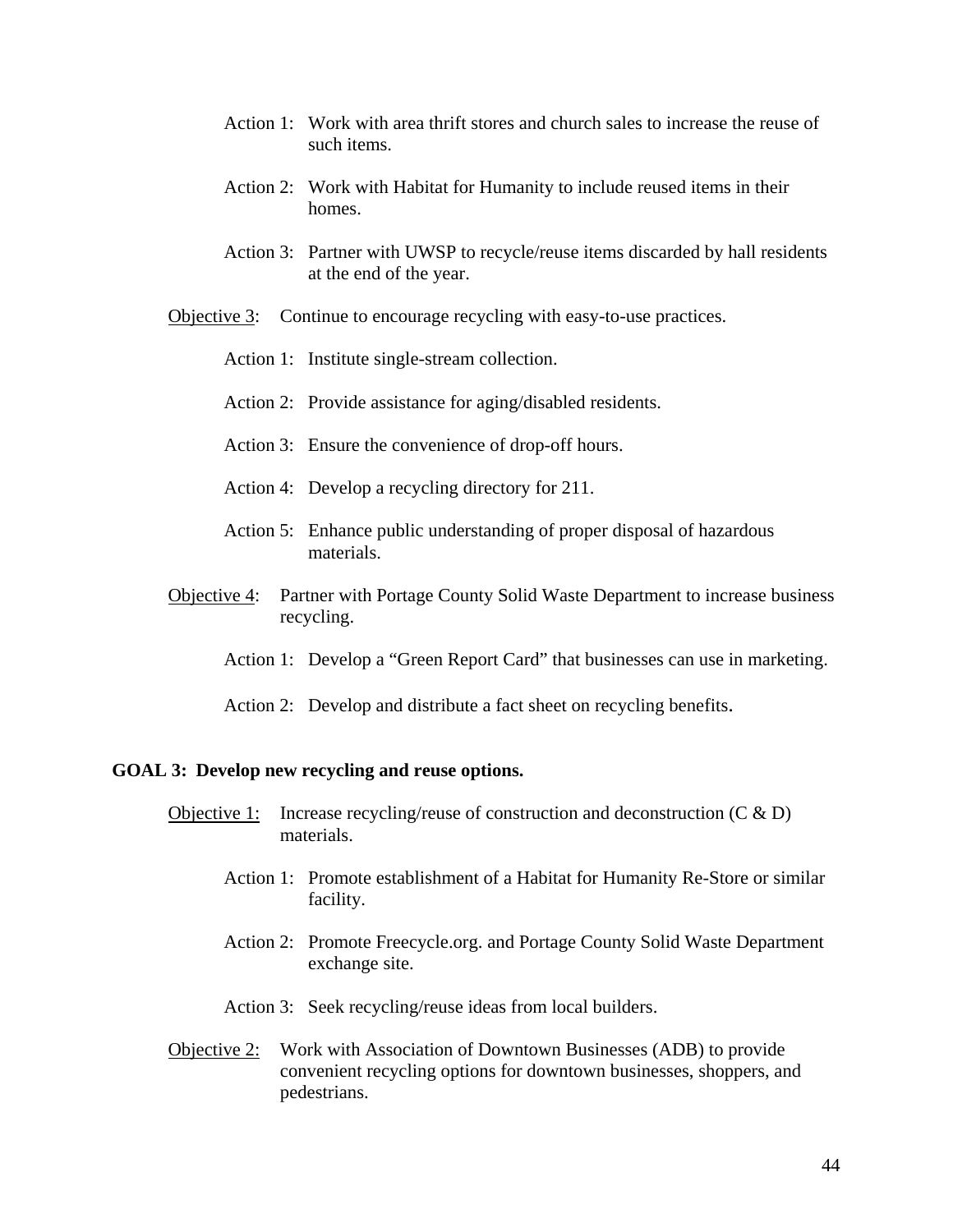Action 1: Work with area thrift stores and church sales to increase the reuse of such items.

Action 2: Work with Habitat for Humanity to include reused items in their homes.

Action 3: Partner with UWSP to recycle/reuse items discarded by hall residents at the end of the year.

<u>Objective 3</u>: Continue to encourage recycling with easy-to-use practices.

Action 1: Institute single-stream collection.

Action 2: Provide assistance for aging/disabled residents.

Action 3: Ensure the convenience of drop-off hours.

Action 4: Develop a recycling directory for 211.

Action 5: Enhance public understanding of proper disposal of hazardous materials.

<u>Objective 4</u>: Partner with Portage County Solid Waste Department to increase business recycling.

Action 1: Develop a "Green Report Card" that businesses can use in marketing.

Action 2: Develop and distribute a fact sheet on recycling benefits.

**GOAL 3: Develop new recycling and reuse options.**

<u>Objective 1:</u> Increase recycling/reuse of construction and deconstruction (C & D) materials.

Action 1: Promote establishment of a Habitat for Humanity Re-Store or similar facility.

Action 2: Promote Freecycle.org. and Portage County Solid Waste Department exchange site.

Action 3: Seek recycling/reuse ideas from local builders.

<u>Objective 2:</u> Work with Association of Downtown Businesses (ADB) to provide convenient recycling options for downtown businesses, shoppers, and pedestrians.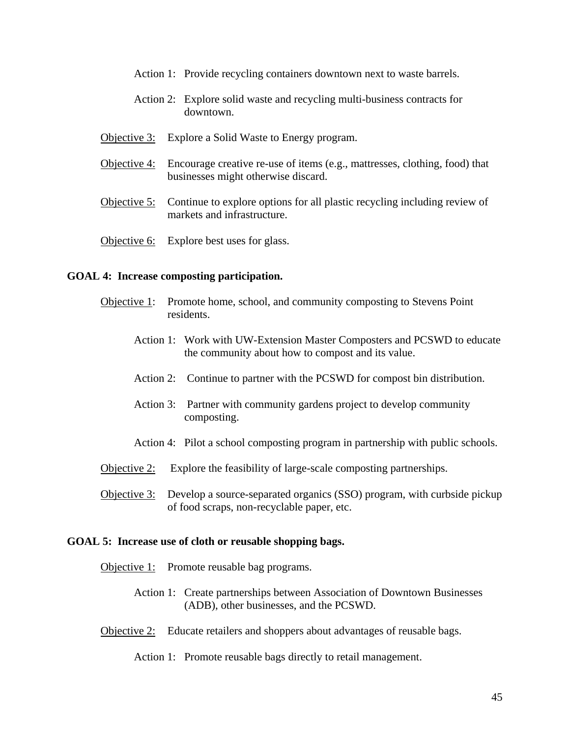Action 1: Provide recycling containers downtown next to waste barrels.

Action 2: Explore solid waste and recycling multi-business contracts for downtown.

<u>Objective 3:</u> Explore a Solid Waste to Energy program.

<u>Objective 4:</u> Encourage creative re-use of items (e.g., mattresses, clothing, food) that businesses might otherwise discard.

<u>Objective 5:</u> Continue to explore options for all plastic recycling including review of markets and infrastructure.

<u>Objective 6:</u> Explore best uses for glass.

**GOAL 4: Increase composting participation.**

<u>Objective 1</u>: Promote home, school, and community composting to Stevens Point residents.

Action 1: Work with UW-Extension Master Composters and PCSWD to educate the community about how to compost and its value.

Action 2: Continue to partner with the PCSWD for compost bin distribution.

Action 3: Partner with community gardens project to develop community composting.

Action 4: Pilot a school composting program in partnership with public schools.

<u>Objective 2:</u> Explore the feasibility of large-scale composting partnerships.

<u>Objective 3:</u> Develop a source-separated organics (SSO) program, with curbside pickup of food scraps, non-recyclable paper, etc.

**GOAL 5: Increase use of cloth or reusable shopping bags.**

<u>Objective 1:</u> Promote reusable bag programs.

Action 1: Create partnerships between Association of Downtown Businesses (ADB), other businesses, and the PCSWD.

<u>Objective 2:</u> Educate retailers and shoppers about advantages of reusable bags.

Action 1: Promote reusable bags directly to retail management.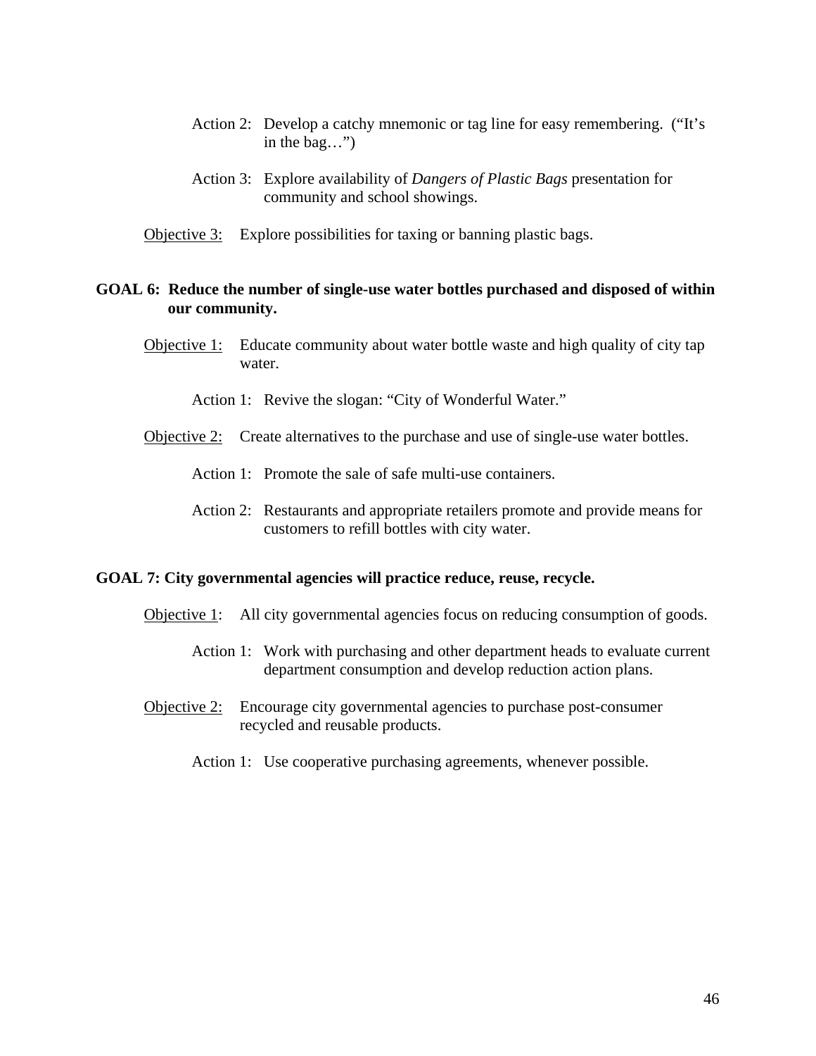Action 2: Develop a catchy mnemonic or tag line for easy remembering. ("It's in the bag…")

Action 3: Explore availability of *Dangers of Plastic Bags* presentation for community and school showings.

Objective 3: Explore possibilities for taxing or banning plastic bags.

**GOAL 6: Reduce the number of single-use water bottles purchased and disposed of within our community.**

Objective 1: Educate community about water bottle waste and high quality of city tap water.

Action 1: Revive the slogan: "City of Wonderful Water."

Objective 2: Create alternatives to the purchase and use of single-use water bottles.

Action 1: Promote the sale of safe multi-use containers.

Action 2: Restaurants and appropriate retailers promote and provide means for customers to refill bottles with city water.

**GOAL 7: City governmental agencies will practice reduce, reuse, recycle.**

Objective 1: All city governmental agencies focus on reducing consumption of goods.

Action 1: Work with purchasing and other department heads to evaluate current department consumption and develop reduction action plans.

Objective 2: Encourage city governmental agencies to purchase post-consumer recycled and reusable products.

Action 1: Use cooperative purchasing agreements, whenever possible.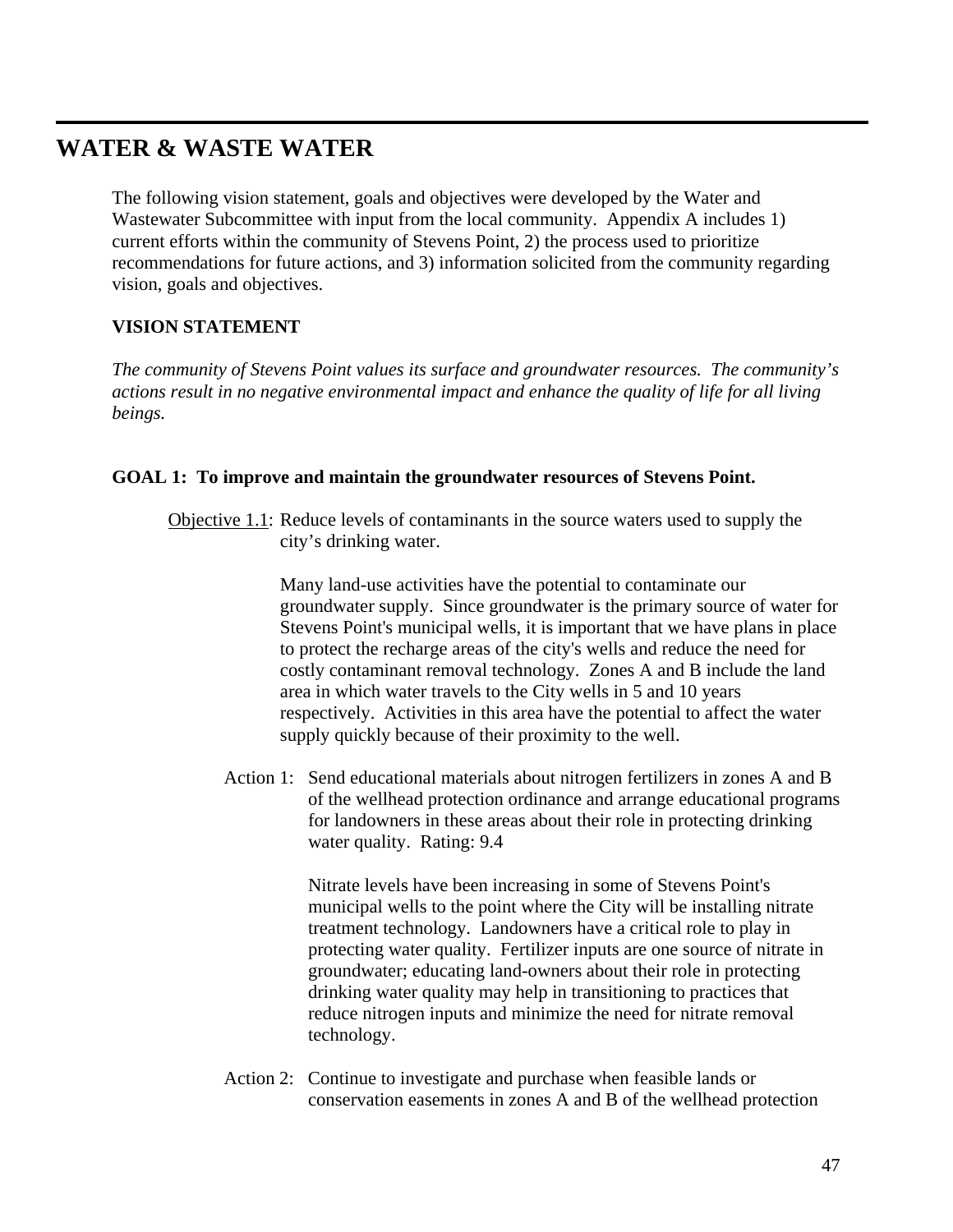# WATER & WASTE WATER

The following vision statement, goals and objectives were developed by the Water and Wastewater Subcommittee with input from the local community. Appendix A includes 1) current efforts within the community of Stevens Point, 2) the process used to prioritize recommendations for future actions, and 3) information solicited from the community regarding vision, goals and objectives.

**VISION STATEMENT**

*The community of Stevens Point values its surface and groundwater resources. The community's actions result in no negative environmental impact and enhance the quality of life for all living beings.*

**GOAL 1: To improve and maintain the groundwater resources of Stevens Point.**

Objective 1.1: Reduce levels of contaminants in the source waters used to supply the city's drinking water.

Many land-use activities have the potential to contaminate our groundwater supply. Since groundwater is the primary source of water for Stevens Point's municipal wells, it is important that we have plans in place to protect the recharge areas of the city's wells and reduce the need for costly contaminant removal technology. Zones A and B include the land area in which water travels to the City wells in 5 and 10 years respectively. Activities in this area have the potential to affect the water supply quickly because of their proximity to the well.

Action 1: Send educational materials about nitrogen fertilizers in zones A and B of the wellhead protection ordinance and arrange educational programs for landowners in these areas about their role in protecting drinking water quality. Rating: 9.4

Nitrate levels have been increasing in some of Stevens Point's municipal wells to the point where the City will be installing nitrate treatment technology. Landowners have a critical role to play in protecting water quality. Fertilizer inputs are one source of nitrate in groundwater; educating land-owners about their role in protecting drinking water quality may help in transitioning to practices that reduce nitrogen inputs and minimize the need for nitrate removal technology.

Action 2: Continue to investigate and purchase when feasible lands or conservation easements in zones A and B of the wellhead protection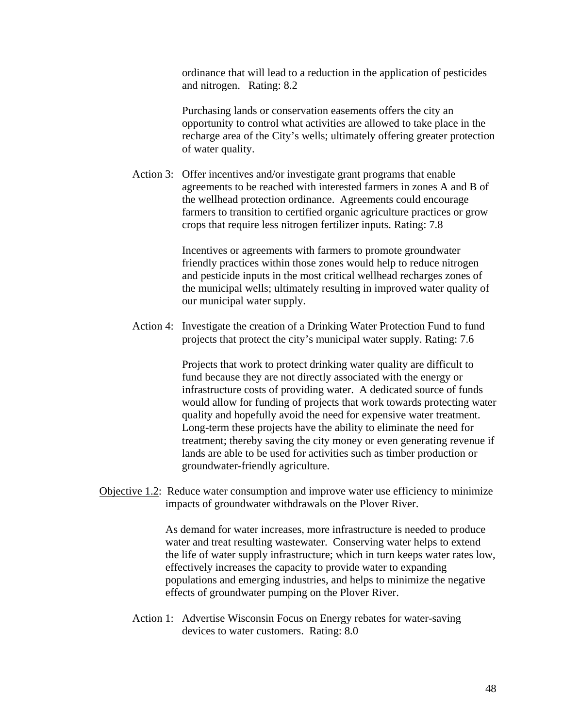ordinance that will lead to a reduction in the application of pesticides and nitrogen. Rating: 8.2

Purchasing lands or conservation easements offers the city an opportunity to control what activities are allowed to take place in the recharge area of the City's wells; ultimately offering greater protection of water quality.

Action 3: Offer incentives and/or investigate grant programs that enable agreements to be reached with interested farmers in zones A and B of the wellhead protection ordinance. Agreements could encourage farmers to transition to certified organic agriculture practices or grow crops that require less nitrogen fertilizer inputs. Rating: 7.8

Incentives or agreements with farmers to promote groundwater friendly practices within those zones would help to reduce nitrogen and pesticide inputs in the most critical wellhead recharges zones of the municipal wells; ultimately resulting in improved water quality of our municipal water supply.

Action 4: Investigate the creation of a Drinking Water Protection Fund to fund projects that protect the city's municipal water supply. Rating: 7.6

Projects that work to protect drinking water quality are difficult to fund because they are not directly associated with the energy or infrastructure costs of providing water. A dedicated source of funds would allow for funding of projects that work towards protecting water quality and hopefully avoid the need for expensive water treatment. Long-term these projects have the ability to eliminate the need for treatment; thereby saving the city money or even generating revenue if lands are able to be used for activities such as timber production or groundwater-friendly agriculture.

Objective 1.2: Reduce water consumption and improve water use efficiency to minimize impacts of groundwater withdrawals on the Plover River.

As demand for water increases, more infrastructure is needed to produce water and treat resulting wastewater. Conserving water helps to extend the life of water supply infrastructure; which in turn keeps water rates low, effectively increases the capacity to provide water to expanding populations and emerging industries, and helps to minimize the negative effects of groundwater pumping on the Plover River.

Action 1: Advertise Wisconsin Focus on Energy rebates for water-saving devices to water customers. Rating: 8.0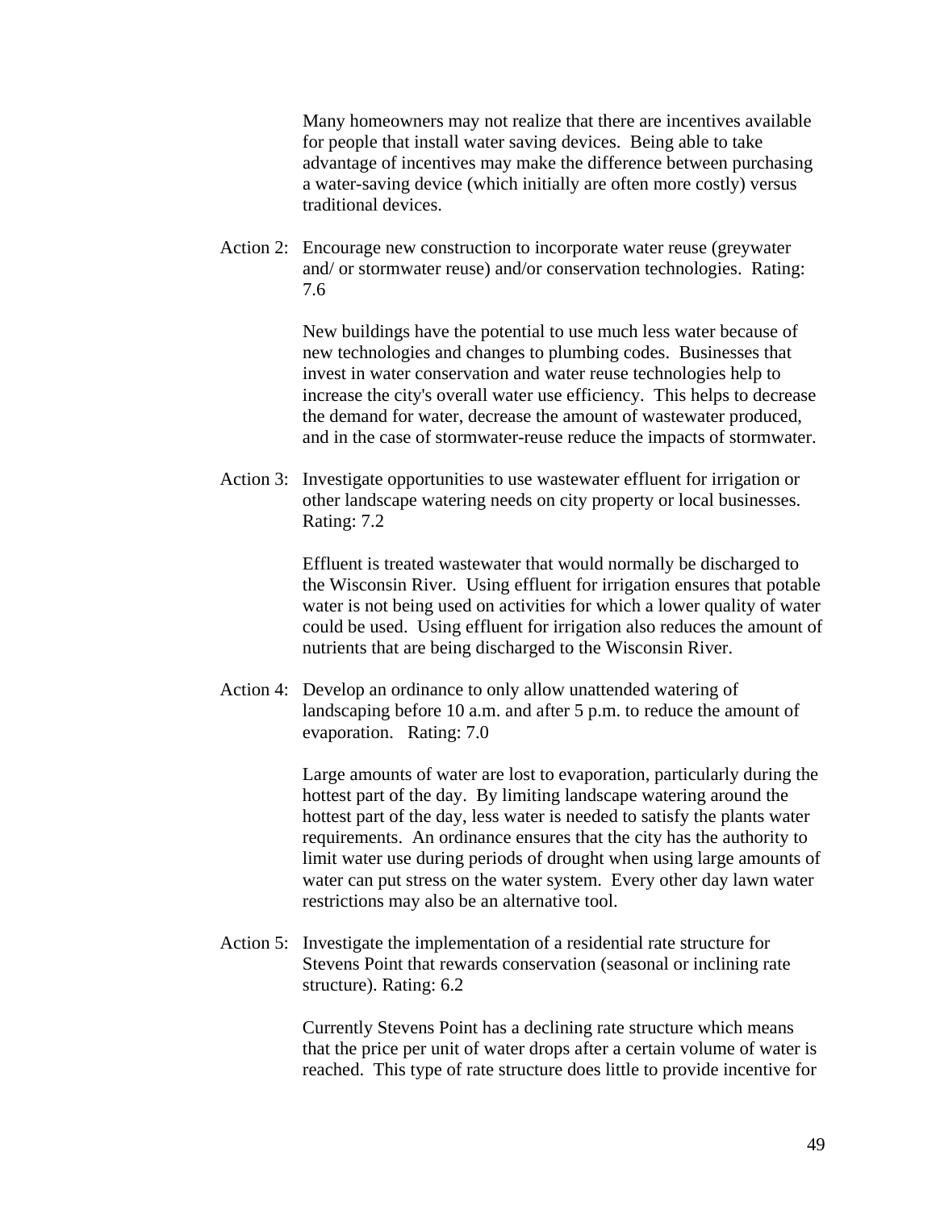Many homeowners may not realize that there are incentives available for people that install water saving devices. Being able to take advantage of incentives may make the difference between purchasing a water-saving device (which initially are often more costly) versus traditional devices.

Action 2: Encourage new construction to incorporate water reuse (greywater and/ or stormwater reuse) and/or conservation technologies. Rating: 7.6

New buildings have the potential to use much less water because of new technologies and changes to plumbing codes. Businesses that invest in water conservation and water reuse technologies help to increase the city's overall water use efficiency. This helps to decrease the demand for water, decrease the amount of wastewater produced, and in the case of stormwater-reuse reduce the impacts of stormwater.

Action 3: Investigate opportunities to use wastewater effluent for irrigation or other landscape watering needs on city property or local businesses. Rating: 7.2

Effluent is treated wastewater that would normally be discharged to the Wisconsin River. Using effluent for irrigation ensures that potable water is not being used on activities for which a lower quality of water could be used. Using effluent for irrigation also reduces the amount of nutrients that are being discharged to the Wisconsin River.

Action 4: Develop an ordinance to only allow unattended watering of landscaping before 10 a.m. and after 5 p.m. to reduce the amount of evaporation. Rating: 7.0

Large amounts of water are lost to evaporation, particularly during the hottest part of the day. By limiting landscape watering around the hottest part of the day, less water is needed to satisfy the plants water requirements. An ordinance ensures that the city has the authority to limit water use during periods of drought when using large amounts of water can put stress on the water system. Every other day lawn water restrictions may also be an alternative tool.

Action 5: Investigate the implementation of a residential rate structure for Stevens Point that rewards conservation (seasonal or inclining rate structure). Rating: 6.2

Currently Stevens Point has a declining rate structure which means that the price per unit of water drops after a certain volume of water is reached. This type of rate structure does little to provide incentive for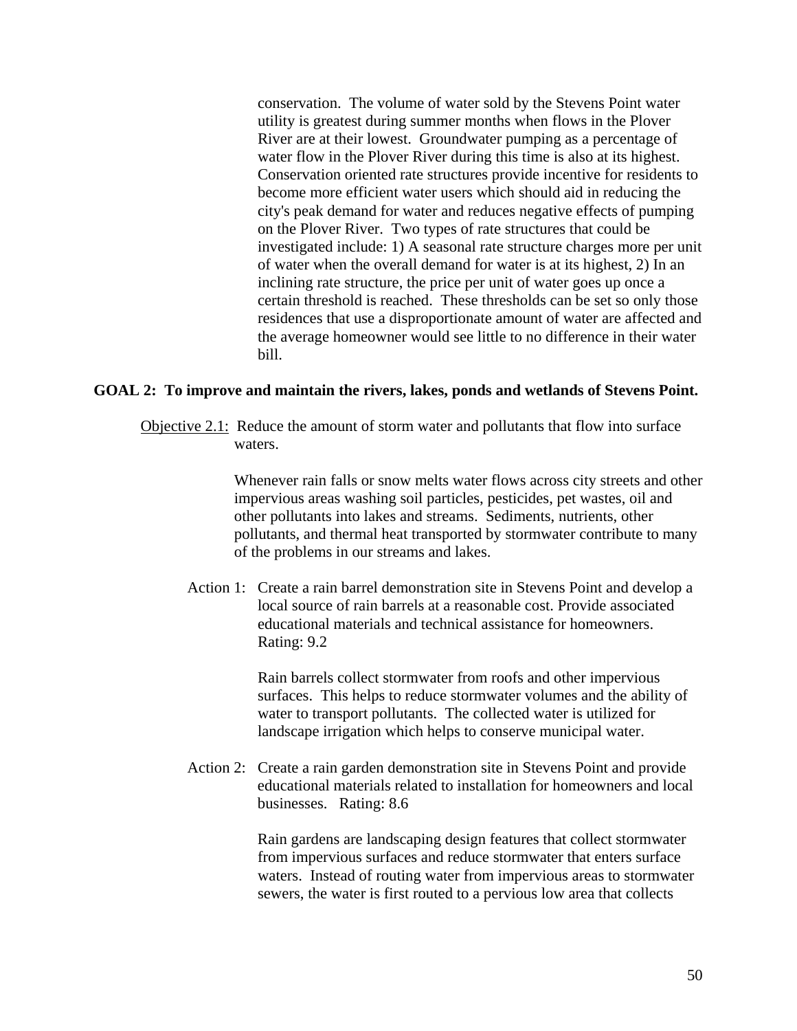conservation. The volume of water sold by the Stevens Point water utility is greatest during summer months when flows in the Plover River are at their lowest. Groundwater pumping as a percentage of water flow in the Plover River during this time is also at its highest. Conservation oriented rate structures provide incentive for residents to become more efficient water users which should aid in reducing the city's peak demand for water and reduces negative effects of pumping on the Plover River. Two types of rate structures that could be investigated include: 1) A seasonal rate structure charges more per unit of water when the overall demand for water is at its highest, 2) In an inclining rate structure, the price per unit of water goes up once a certain threshold is reached. These thresholds can be set so only those residences that use a disproportionate amount of water are affected and the average homeowner would see little to no difference in their water bill.

**GOAL 2: To improve and maintain the rivers, lakes, ponds and wetlands of Stevens Point.**

Objective 2.1: Reduce the amount of storm water and pollutants that flow into surface waters.

Whenever rain falls or snow melts water flows across city streets and other impervious areas washing soil particles, pesticides, pet wastes, oil and other pollutants into lakes and streams. Sediments, nutrients, other pollutants, and thermal heat transported by stormwater contribute to many of the problems in our streams and lakes.

Action 1: Create a rain barrel demonstration site in Stevens Point and develop a local source of rain barrels at a reasonable cost. Provide associated educational materials and technical assistance for homeowners. Rating: 9.2

Rain barrels collect stormwater from roofs and other impervious surfaces. This helps to reduce stormwater volumes and the ability of water to transport pollutants. The collected water is utilized for landscape irrigation which helps to conserve municipal water.

Action 2: Create a rain garden demonstration site in Stevens Point and provide educational materials related to installation for homeowners and local businesses. Rating: 8.6

Rain gardens are landscaping design features that collect stormwater from impervious surfaces and reduce stormwater that enters surface waters. Instead of routing water from impervious areas to stormwater sewers, the water is first routed to a pervious low area that collects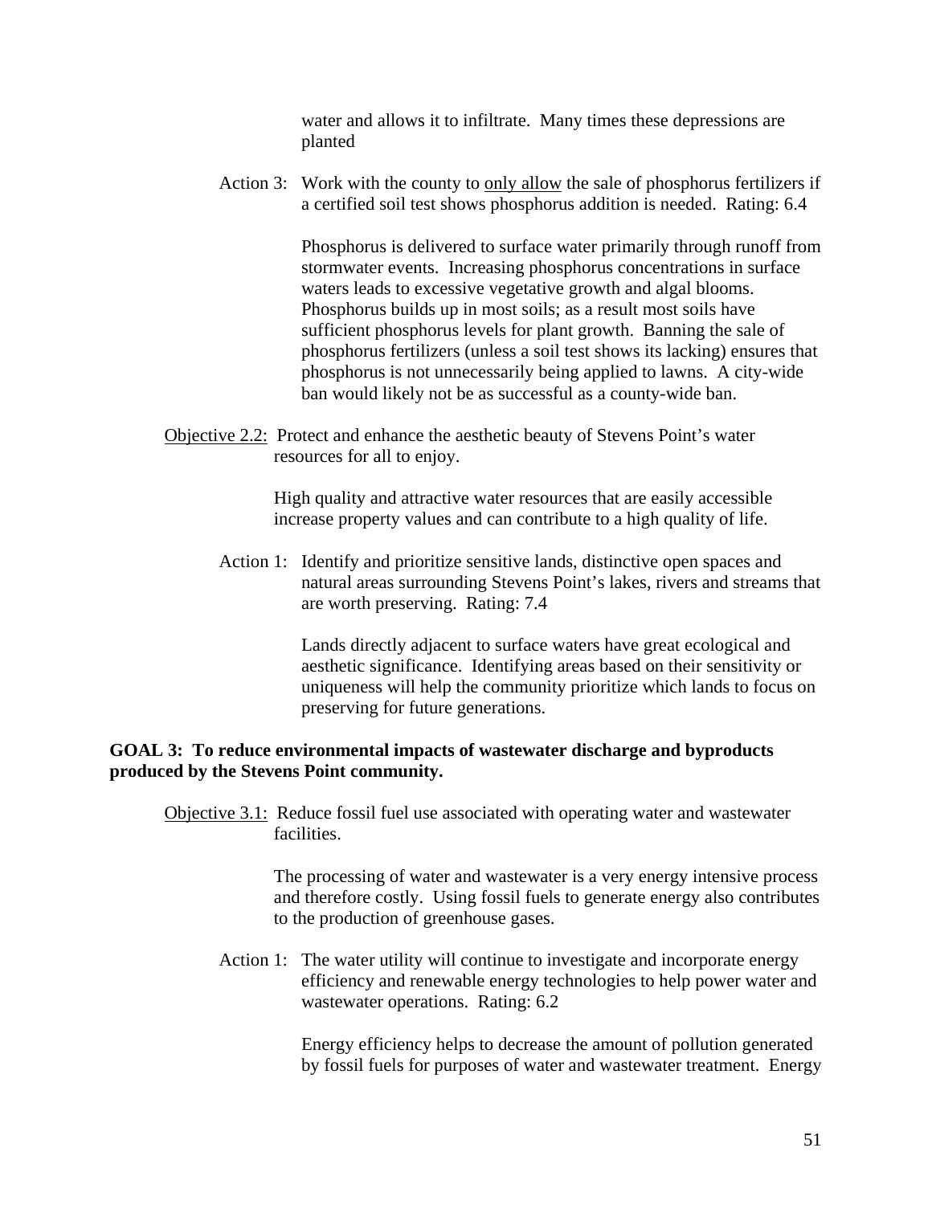water and allows it to infiltrate. Many times these depressions are planted

Action 3: Work with the county to <u>only allow</u> the sale of phosphorus fertilizers if a certified soil test shows phosphorus addition is needed. Rating: 6.4

Phosphorus is delivered to surface water primarily through runoff from stormwater events. Increasing phosphorus concentrations in surface waters leads to excessive vegetative growth and algal blooms. Phosphorus builds up in most soils; as a result most soils have sufficient phosphorus levels for plant growth. Banning the sale of phosphorus fertilizers (unless a soil test shows its lacking) ensures that phosphorus is not unnecessarily being applied to lawns. A city-wide ban would likely not be as successful as a county-wide ban.

<u>Objective 2.2:</u> Protect and enhance the aesthetic beauty of Stevens Point's water resources for all to enjoy.

High quality and attractive water resources that are easily accessible increase property values and can contribute to a high quality of life.

Action 1: Identify and prioritize sensitive lands, distinctive open spaces and natural areas surrounding Stevens Point's lakes, rivers and streams that are worth preserving. Rating: 7.4

Lands directly adjacent to surface waters have great ecological and aesthetic significance. Identifying areas based on their sensitivity or uniqueness will help the community prioritize which lands to focus on preserving for future generations.

**GOAL 3: To reduce environmental impacts of wastewater discharge and byproducts produced by the Stevens Point community.**

<u>Objective 3.1:</u> Reduce fossil fuel use associated with operating water and wastewater facilities.

The processing of water and wastewater is a very energy intensive process and therefore costly. Using fossil fuels to generate energy also contributes to the production of greenhouse gases.

Action 1: The water utility will continue to investigate and incorporate energy efficiency and renewable energy technologies to help power water and wastewater operations. Rating: 6.2

Energy efficiency helps to decrease the amount of pollution generated by fossil fuels for purposes of water and wastewater treatment. Energy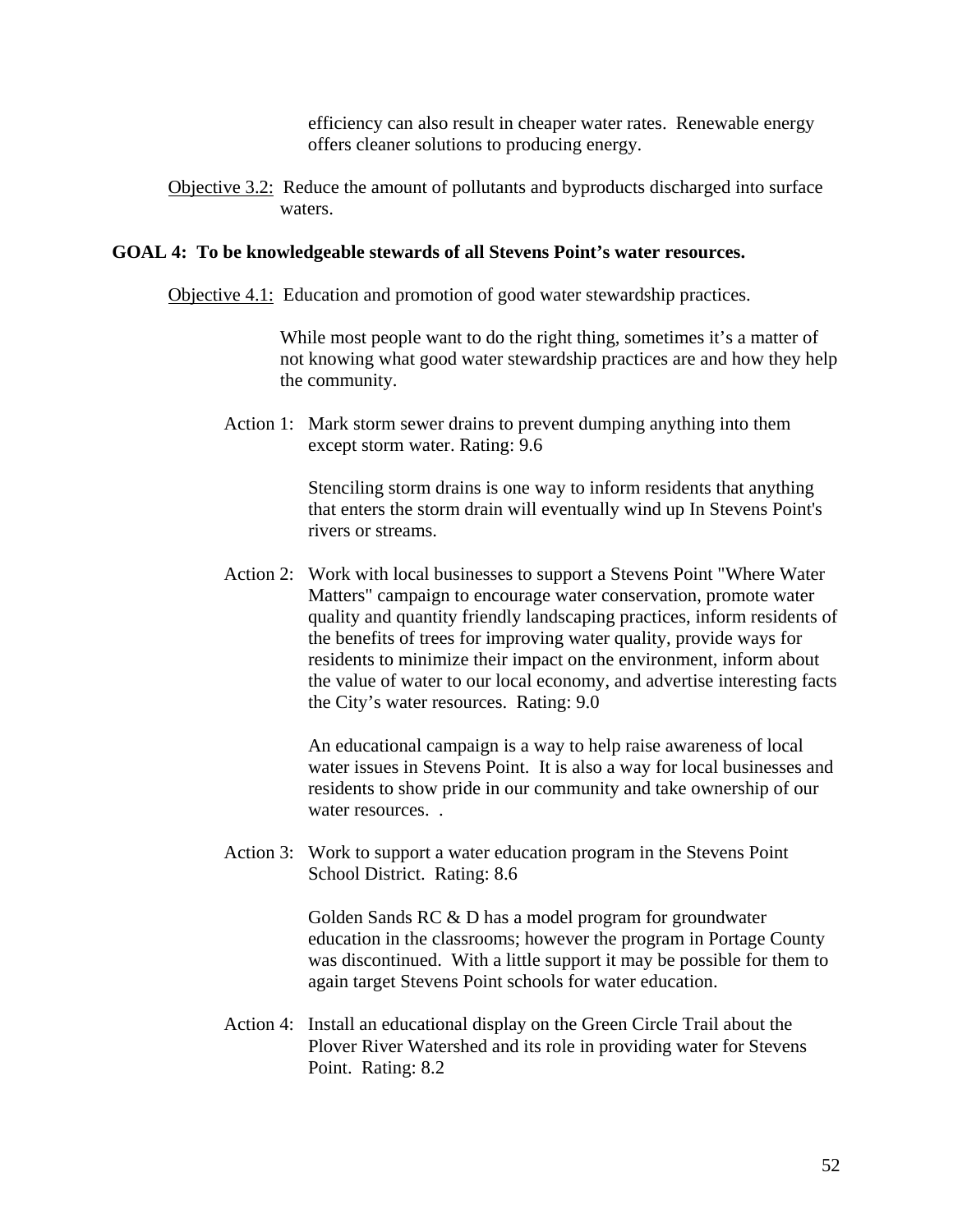efficiency can also result in cheaper water rates. Renewable energy offers cleaner solutions to producing energy.

Objective 3.2: Reduce the amount of pollutants and byproducts discharged into surface waters.

**GOAL 4: To be knowledgeable stewards of all Stevens Point's water resources.**

Objective 4.1: Education and promotion of good water stewardship practices.

While most people want to do the right thing, sometimes it's a matter of not knowing what good water stewardship practices are and how they help the community.

Action 1: Mark storm sewer drains to prevent dumping anything into them except storm water. Rating: 9.6

Stenciling storm drains is one way to inform residents that anything that enters the storm drain will eventually wind up In Stevens Point's rivers or streams.

Action 2: Work with local businesses to support a Stevens Point "Where Water Matters" campaign to encourage water conservation, promote water quality and quantity friendly landscaping practices, inform residents of the benefits of trees for improving water quality, provide ways for residents to minimize their impact on the environment, inform about the value of water to our local economy, and advertise interesting facts the City's water resources. Rating: 9.0

An educational campaign is a way to help raise awareness of local water issues in Stevens Point. It is also a way for local businesses and residents to show pride in our community and take ownership of our water resources. .

Action 3: Work to support a water education program in the Stevens Point School District. Rating: 8.6

Golden Sands RC & D has a model program for groundwater education in the classrooms; however the program in Portage County was discontinued. With a little support it may be possible for them to again target Stevens Point schools for water education.

Action 4: Install an educational display on the Green Circle Trail about the Plover River Watershed and its role in providing water for Stevens Point. Rating: 8.2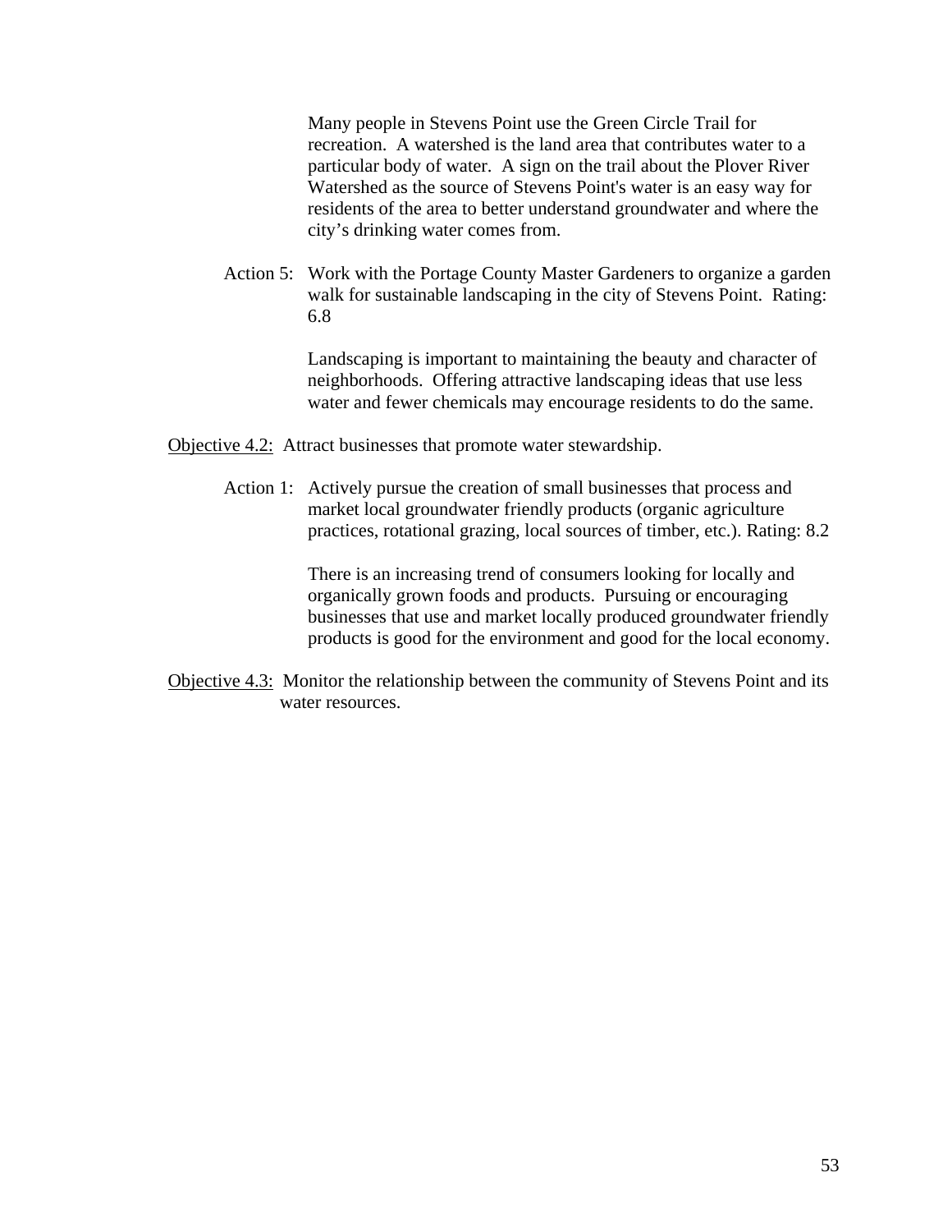Many people in Stevens Point use the Green Circle Trail for recreation. A watershed is the land area that contributes water to a particular body of water. A sign on the trail about the Plover River Watershed as the source of Stevens Point's water is an easy way for residents of the area to better understand groundwater and where the city's drinking water comes from.

Action 5: Work with the Portage County Master Gardeners to organize a garden walk for sustainable landscaping in the city of Stevens Point. Rating: 6.8

Landscaping is important to maintaining the beauty and character of neighborhoods. Offering attractive landscaping ideas that use less water and fewer chemicals may encourage residents to do the same.

<u>Objective 4.2:</u> Attract businesses that promote water stewardship.

Action 1: Actively pursue the creation of small businesses that process and market local groundwater friendly products (organic agriculture practices, rotational grazing, local sources of timber, etc.). Rating: 8.2

There is an increasing trend of consumers looking for locally and organically grown foods and products. Pursuing or encouraging businesses that use and market locally produced groundwater friendly products is good for the environment and good for the local economy.

<u>Objective 4.3:</u> Monitor the relationship between the community of Stevens Point and its water resources.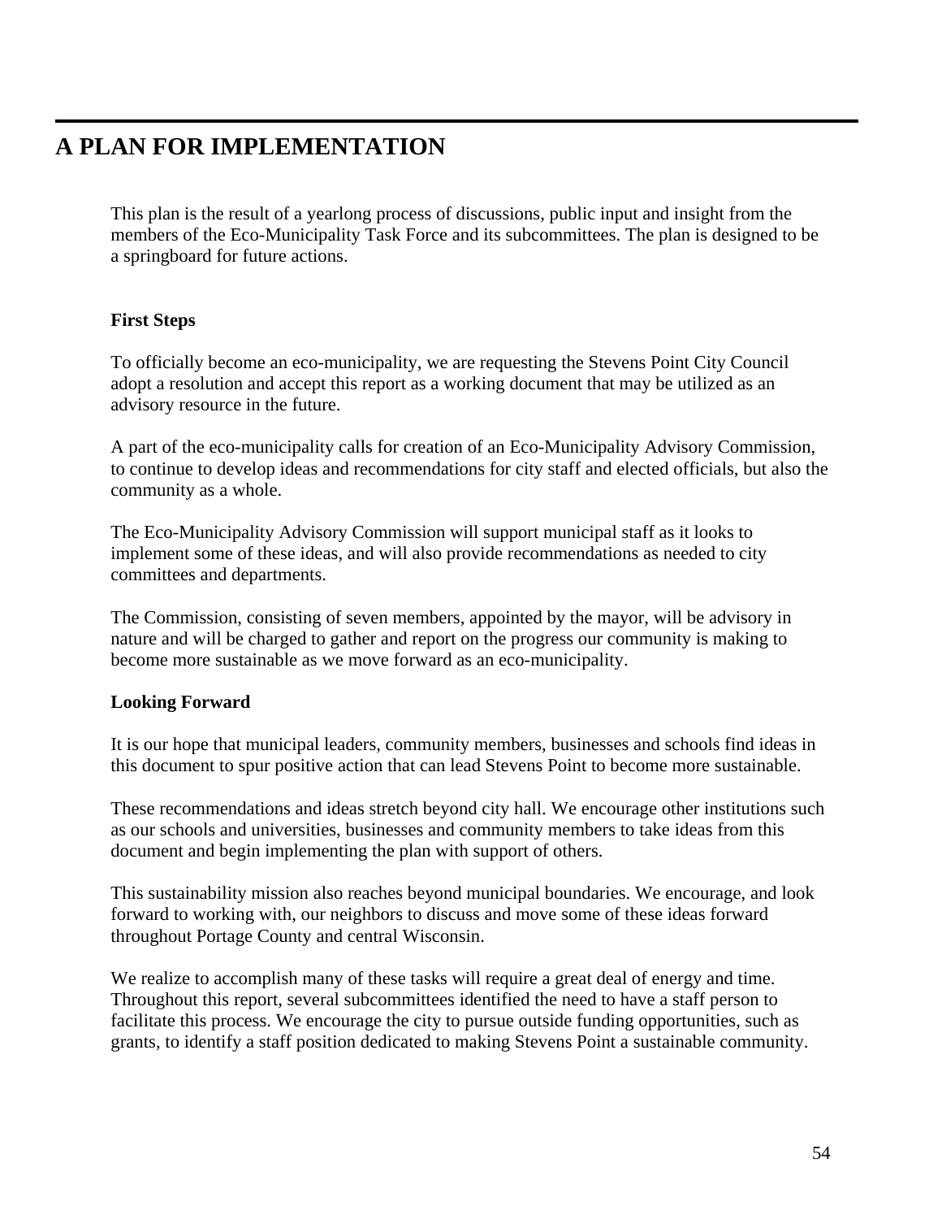# A PLAN FOR IMPLEMENTATION

This plan is the result of a yearlong process of discussions, public input and insight from the members of the Eco-Municipality Task Force and its subcommittees. The plan is designed to be a springboard for future actions.

**First Steps**

To officially become an eco-municipality, we are requesting the Stevens Point City Council adopt a resolution and accept this report as a working document that may be utilized as an advisory resource in the future.

A part of the eco-municipality calls for creation of an Eco-Municipality Advisory Commission, to continue to develop ideas and recommendations for city staff and elected officials, but also the community as a whole.

The Eco-Municipality Advisory Commission will support municipal staff as it looks to implement some of these ideas, and will also provide recommendations as needed to city committees and departments.

The Commission, consisting of seven members, appointed by the mayor, will be advisory in nature and will be charged to gather and report on the progress our community is making to become more sustainable as we move forward as an eco-municipality.

**Looking Forward**

It is our hope that municipal leaders, community members, businesses and schools find ideas in this document to spur positive action that can lead Stevens Point to become more sustainable.

These recommendations and ideas stretch beyond city hall. We encourage other institutions such as our schools and universities, businesses and community members to take ideas from this document and begin implementing the plan with support of others.

This sustainability mission also reaches beyond municipal boundaries. We encourage, and look forward to working with, our neighbors to discuss and move some of these ideas forward throughout Portage County and central Wisconsin.

We realize to accomplish many of these tasks will require a great deal of energy and time. Throughout this report, several subcommittees identified the need to have a staff person to facilitate this process. We encourage the city to pursue outside funding opportunities, such as grants, to identify a staff position dedicated to making Stevens Point a sustainable community.